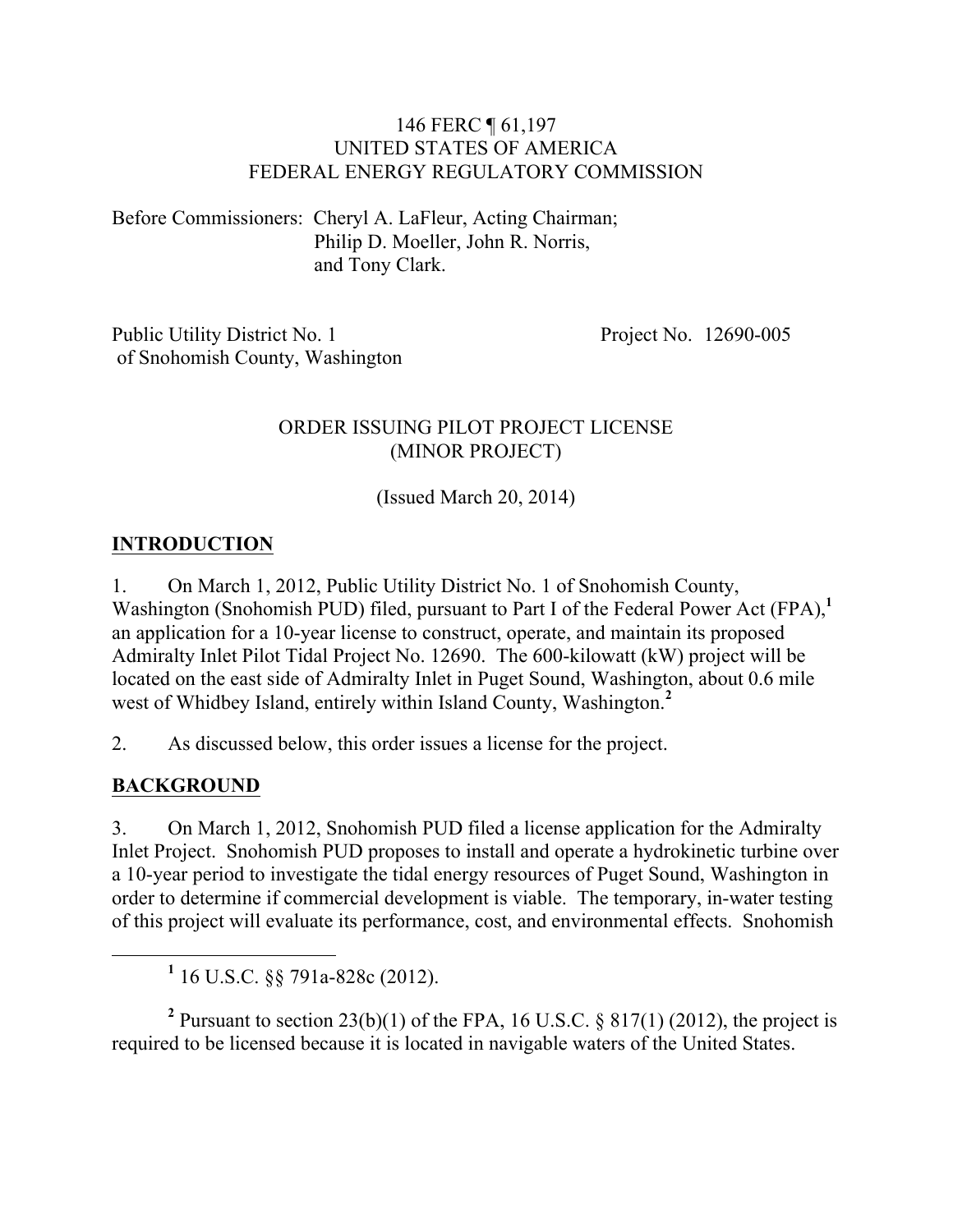146 FERC ¶ 61,197
UNITED STATES OF AMERICA
FEDERAL ENERGY REGULATORY COMMISSION

Before Commissioners: Cheryl A. LaFleur, Acting Chairman;
Philip D. Moeller, John R. Norris,
and Tony Clark.

Public Utility District No. 1 of Snohomish County, Washington

Project No. 12690-005

ORDER ISSUING PILOT PROJECT LICENSE
(MINOR PROJECT)

(Issued March 20, 2014)

## INTRODUCTION

1. On March 1, 2012, Public Utility District No. 1 of Snohomish County, Washington (Snohomish PUD) filed, pursuant to Part I of the Federal Power Act (FPA),[1] an application for a 10-year license to construct, operate, and maintain its proposed Admiralty Inlet Pilot Tidal Project No. 12690. The 600-kilowatt (kW) project will be located on the east side of Admiralty Inlet in Puget Sound, Washington, about 0.6 mile west of Whidbey Island, entirely within Island County, Washington.[2]

2. As discussed below, this order issues a license for the project.

## BACKGROUND

3. On March 1, 2012, Snohomish PUD filed a license application for the Admiralty Inlet Project. Snohomish PUD proposes to install and operate a hydrokinetic turbine over a 10-year period to investigate the tidal energy resources of Puget Sound, Washington in order to determine if commercial development is viable. The temporary, in-water testing of this project will evaluate its performance, cost, and environmental effects. Snohomish

[1] 16 U.S.C. §§ 791a-828c (2012).

[2] Pursuant to section 23(b)(1) of the FPA, 16 U.S.C. § 817(1) (2012), the project is required to be licensed because it is located in navigable waters of the United States.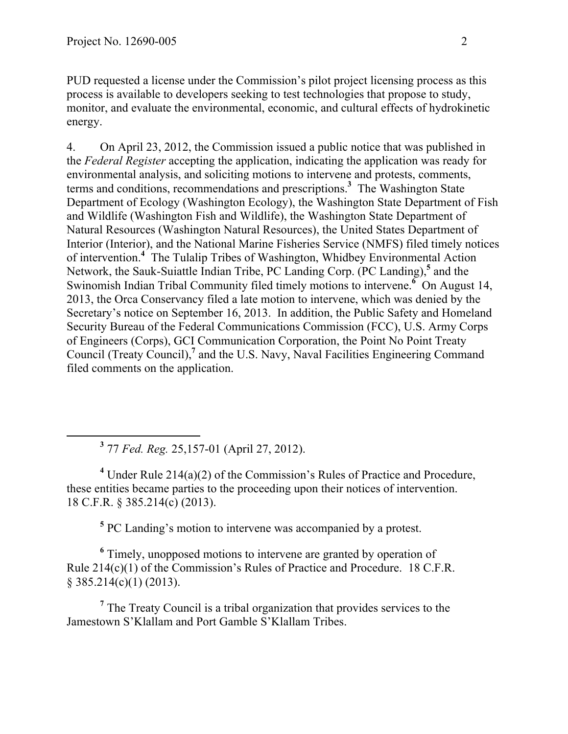PUD requested a license under the Commission's pilot project licensing process as this process is available to developers seeking to test technologies that propose to study, monitor, and evaluate the environmental, economic, and cultural effects of hydrokinetic energy.

4. On April 23, 2012, the Commission issued a public notice that was published in the *Federal Register* accepting the application, indicating the application was ready for environmental analysis, and soliciting motions to intervene and protests, comments, terms and conditions, recommendations and prescriptions.[3] The Washington State Department of Ecology (Washington Ecology), the Washington State Department of Fish and Wildlife (Washington Fish and Wildlife), the Washington State Department of Natural Resources (Washington Natural Resources), the United States Department of Interior (Interior), and the National Marine Fisheries Service (NMFS) filed timely notices of intervention.[4] The Tulalip Tribes of Washington, Whidbey Environmental Action Network, the Sauk-Suiattle Indian Tribe, PC Landing Corp. (PC Landing),[5] and the Swinomish Indian Tribal Community filed timely motions to intervene.[6] On August 14, 2013, the Orca Conservancy filed a late motion to intervene, which was denied by the Secretary's notice on September 16, 2013. In addition, the Public Safety and Homeland Security Bureau of the Federal Communications Commission (FCC), U.S. Army Corps of Engineers (Corps), GCI Communication Corporation, the Point No Point Treaty Council (Treaty Council),[7] and the U.S. Navy, Naval Facilities Engineering Command filed comments on the application.

---

[3] 77 *Fed. Reg.* 25,157-01 (April 27, 2012).

[4] Under Rule 214(a)(2) of the Commission's Rules of Practice and Procedure, these entities became parties to the proceeding upon their notices of intervention. 18 C.F.R. § 385.214(c) (2013).

[5] PC Landing's motion to intervene was accompanied by a protest.

[6] Timely, unopposed motions to intervene are granted by operation of Rule 214(c)(1) of the Commission's Rules of Practice and Procedure. 18 C.F.R. § 385.214(c)(1) (2013).

[7] The Treaty Council is a tribal organization that provides services to the Jamestown S'Klallam and Port Gamble S'Klallam Tribes.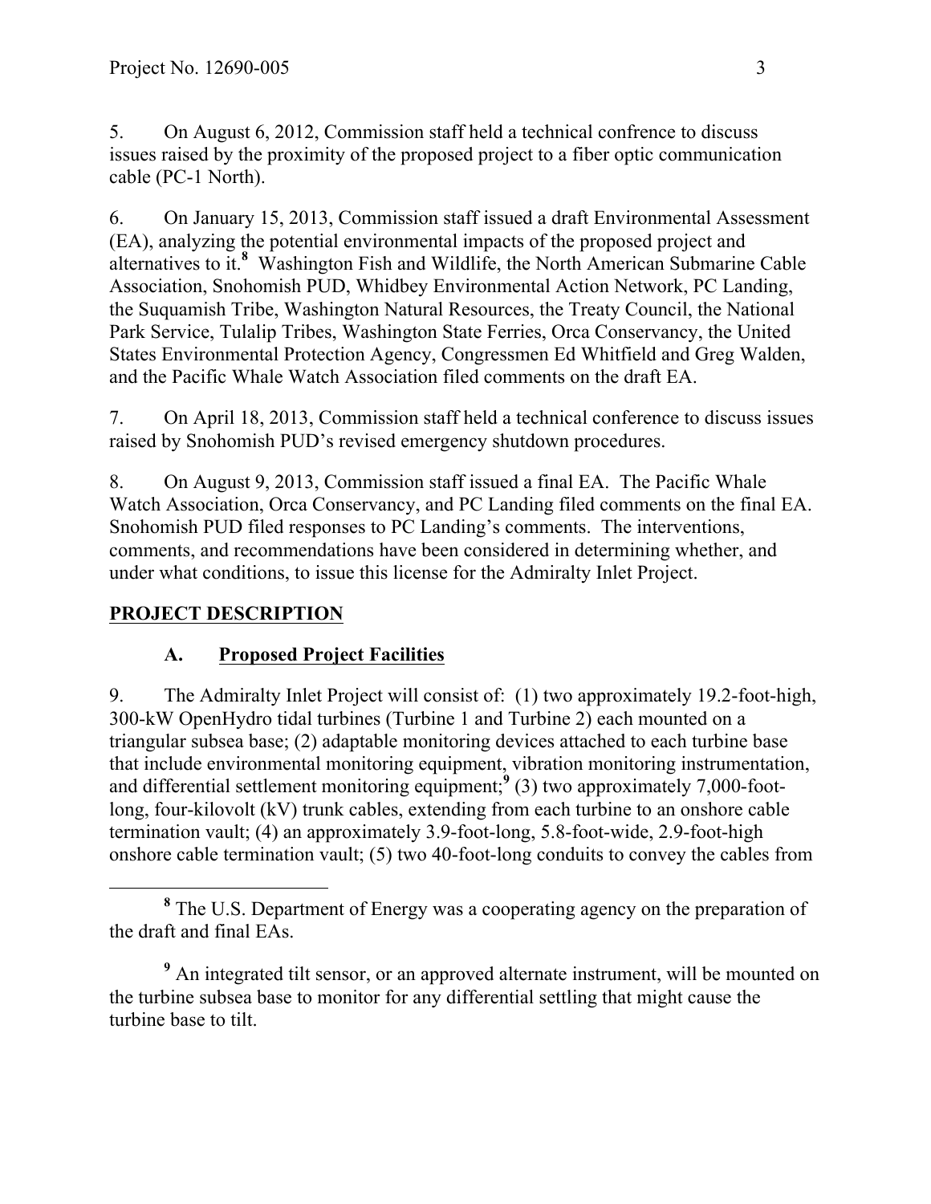5. On August 6, 2012, Commission staff held a technical confrence to discuss issues raised by the proximity of the proposed project to a fiber optic communication cable (PC-1 North).

6. On January 15, 2013, Commission staff issued a draft Environmental Assessment (EA), analyzing the potential environmental impacts of the proposed project and alternatives to it.[8] Washington Fish and Wildlife, the North American Submarine Cable Association, Snohomish PUD, Whidbey Environmental Action Network, PC Landing, the Suquamish Tribe, Washington Natural Resources, the Treaty Council, the National Park Service, Tulalip Tribes, Washington State Ferries, Orca Conservancy, the United States Environmental Protection Agency, Congressmen Ed Whitfield and Greg Walden, and the Pacific Whale Watch Association filed comments on the draft EA.

7. On April 18, 2013, Commission staff held a technical conference to discuss issues raised by Snohomish PUD's revised emergency shutdown procedures.

8. On August 9, 2013, Commission staff issued a final EA. The Pacific Whale Watch Association, Orca Conservancy, and PC Landing filed comments on the final EA. Snohomish PUD filed responses to PC Landing's comments. The interventions, comments, and recommendations have been considered in determining whether, and under what conditions, to issue this license for the Admiralty Inlet Project.

## PROJECT DESCRIPTION

### A. Proposed Project Facilities

9. The Admiralty Inlet Project will consist of: (1) two approximately 19.2-foot-high, 300-kW OpenHydro tidal turbines (Turbine 1 and Turbine 2) each mounted on a triangular subsea base; (2) adaptable monitoring devices attached to each turbine base that include environmental monitoring equipment, vibration monitoring instrumentation, and differential settlement monitoring equipment;[9] (3) two approximately 7,000-foot-long, four-kilovolt (kV) trunk cables, extending from each turbine to an onshore cable termination vault; (4) an approximately 3.9-foot-long, 5.8-foot-wide, 2.9-foot-high onshore cable termination vault; (5) two 40-foot-long conduits to convey the cables from

---

[8] The U.S. Department of Energy was a cooperating agency on the preparation of the draft and final EAs.

[9] An integrated tilt sensor, or an approved alternate instrument, will be mounted on the turbine subsea base to monitor for any differential settling that might cause the turbine base to tilt.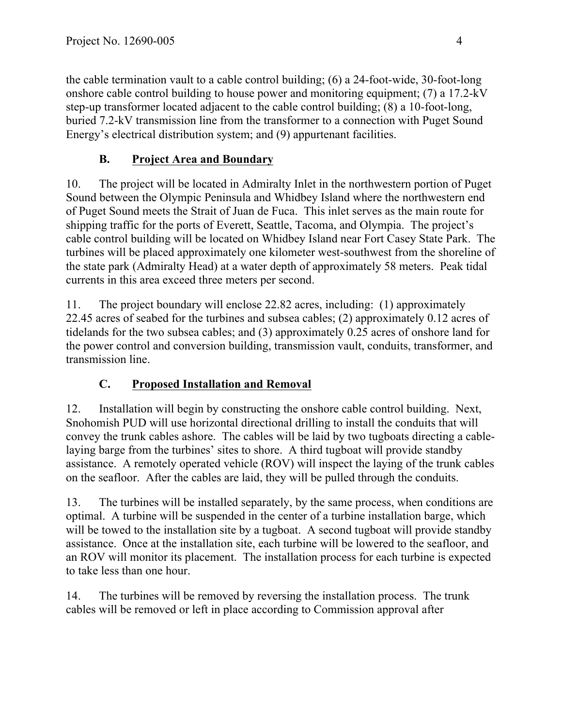the cable termination vault to a cable control building; (6) a 24-foot-wide, 30-foot-long onshore cable control building to house power and monitoring equipment; (7) a 17.2-kV step-up transformer located adjacent to the cable control building; (8) a 10-foot-long, buried 7.2-kV transmission line from the transformer to a connection with Puget Sound Energy's electrical distribution system; and (9) appurtenant facilities.

### B. Project Area and Boundary

10. The project will be located in Admiralty Inlet in the northwestern portion of Puget Sound between the Olympic Peninsula and Whidbey Island where the northwestern end of Puget Sound meets the Strait of Juan de Fuca. This inlet serves as the main route for shipping traffic for the ports of Everett, Seattle, Tacoma, and Olympia. The project's cable control building will be located on Whidbey Island near Fort Casey State Park. The turbines will be placed approximately one kilometer west-southwest from the shoreline of the state park (Admiralty Head) at a water depth of approximately 58 meters. Peak tidal currents in this area exceed three meters per second.

11. The project boundary will enclose 22.82 acres, including: (1) approximately 22.45 acres of seabed for the turbines and subsea cables; (2) approximately 0.12 acres of tidelands for the two subsea cables; and (3) approximately 0.25 acres of onshore land for the power control and conversion building, transmission vault, conduits, transformer, and transmission line.

### C. Proposed Installation and Removal

12. Installation will begin by constructing the onshore cable control building. Next, Snohomish PUD will use horizontal directional drilling to install the conduits that will convey the trunk cables ashore. The cables will be laid by two tugboats directing a cable-laying barge from the turbines' sites to shore. A third tugboat will provide standby assistance. A remotely operated vehicle (ROV) will inspect the laying of the trunk cables on the seafloor. After the cables are laid, they will be pulled through the conduits.

13. The turbines will be installed separately, by the same process, when conditions are optimal. A turbine will be suspended in the center of a turbine installation barge, which will be towed to the installation site by a tugboat. A second tugboat will provide standby assistance. Once at the installation site, each turbine will be lowered to the seafloor, and an ROV will monitor its placement. The installation process for each turbine is expected to take less than one hour.

14. The turbines will be removed by reversing the installation process. The trunk cables will be removed or left in place according to Commission approval after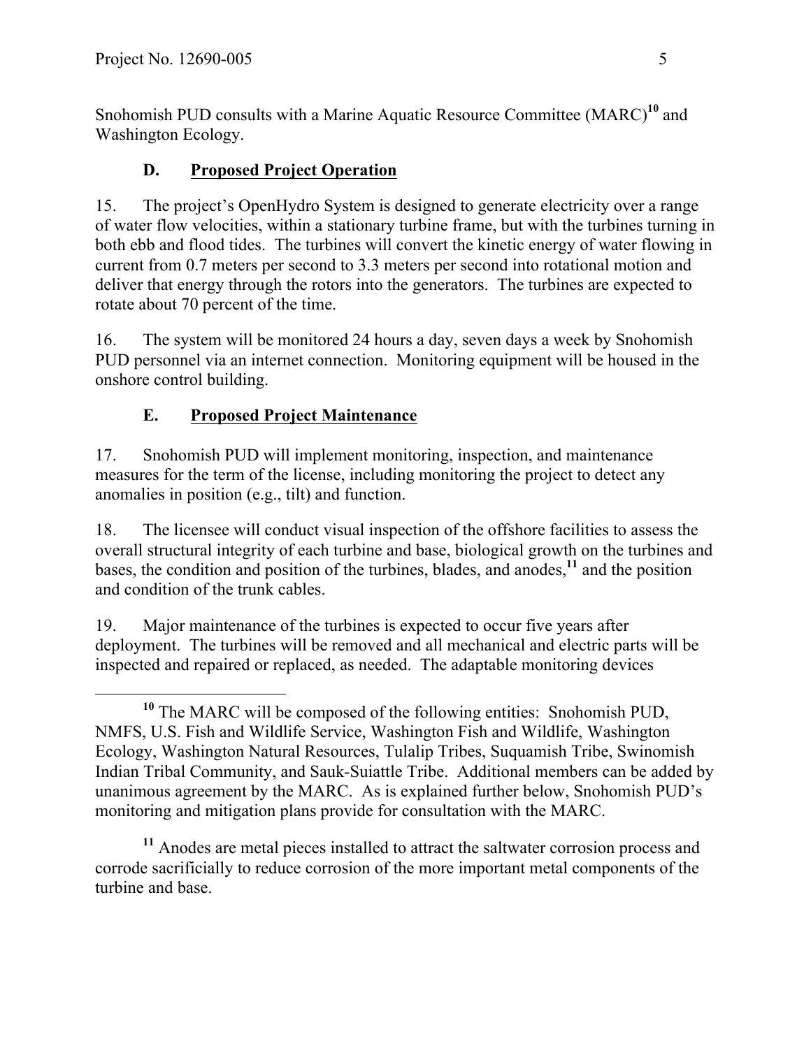Snohomish PUD consults with a Marine Aquatic Resource Committee (MARC)[10] and Washington Ecology.

### D. Proposed Project Operation

15. The project's OpenHydro System is designed to generate electricity over a range of water flow velocities, within a stationary turbine frame, but with the turbines turning in both ebb and flood tides. The turbines will convert the kinetic energy of water flowing in current from 0.7 meters per second to 3.3 meters per second into rotational motion and deliver that energy through the rotors into the generators. The turbines are expected to rotate about 70 percent of the time.

16. The system will be monitored 24 hours a day, seven days a week by Snohomish PUD personnel via an internet connection. Monitoring equipment will be housed in the onshore control building.

### E. Proposed Project Maintenance

17. Snohomish PUD will implement monitoring, inspection, and maintenance measures for the term of the license, including monitoring the project to detect any anomalies in position (e.g., tilt) and function.

18. The licensee will conduct visual inspection of the offshore facilities to assess the overall structural integrity of each turbine and base, biological growth on the turbines and bases, the condition and position of the turbines, blades, and anodes,[11] and the position and condition of the trunk cables.

19. Major maintenance of the turbines is expected to occur five years after deployment. The turbines will be removed and all mechanical and electric parts will be inspected and repaired or replaced, as needed. The adaptable monitoring devices

---

[10] The MARC will be composed of the following entities: Snohomish PUD, NMFS, U.S. Fish and Wildlife Service, Washington Fish and Wildlife, Washington Ecology, Washington Natural Resources, Tulalip Tribes, Suquamish Tribe, Swinomish Indian Tribal Community, and Sauk-Suiattle Tribe. Additional members can be added by unanimous agreement by the MARC. As is explained further below, Snohomish PUD's monitoring and mitigation plans provide for consultation with the MARC.

[11] Anodes are metal pieces installed to attract the saltwater corrosion process and corrode sacrificially to reduce corrosion of the more important metal components of the turbine and base.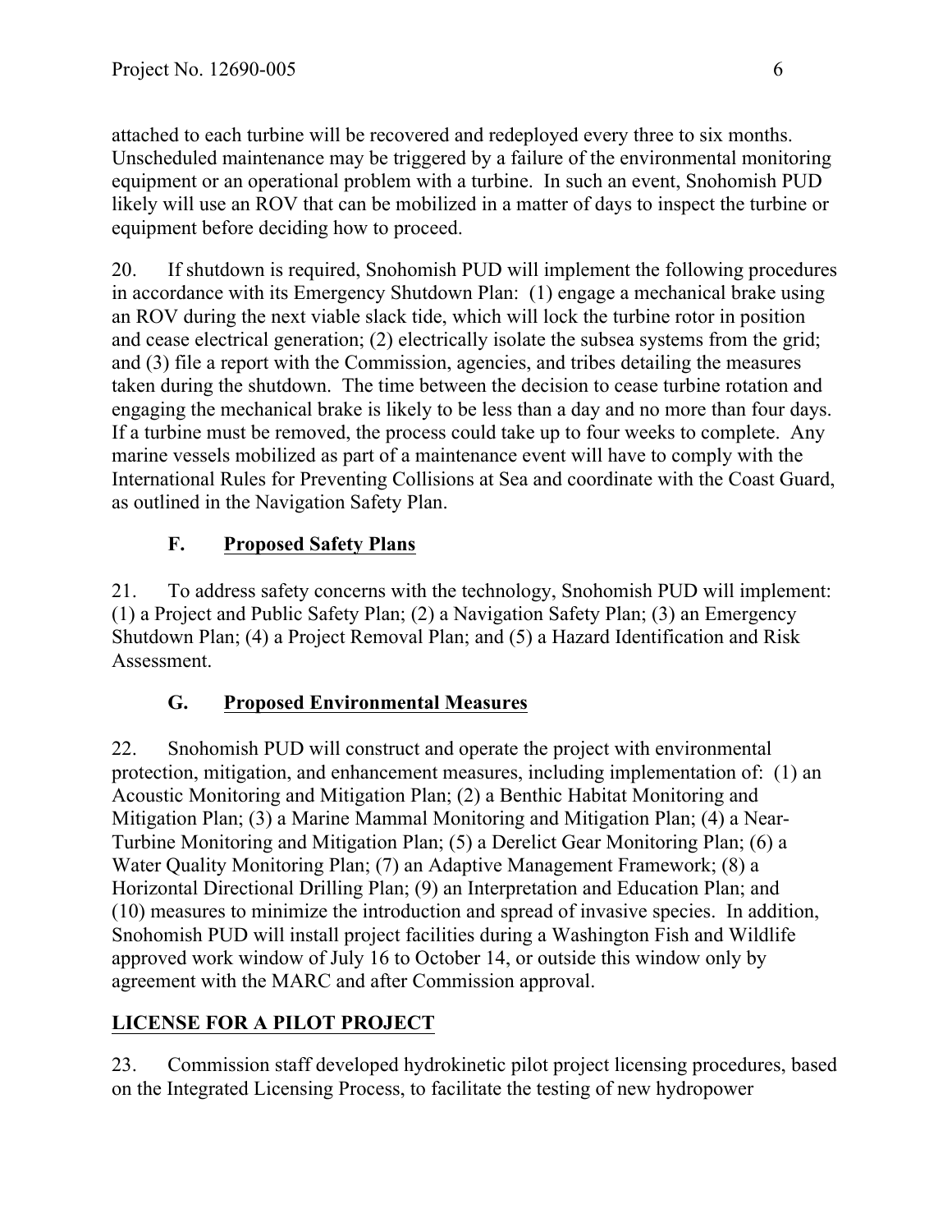attached to each turbine will be recovered and redeployed every three to six months. Unscheduled maintenance may be triggered by a failure of the environmental monitoring equipment or an operational problem with a turbine. In such an event, Snohomish PUD likely will use an ROV that can be mobilized in a matter of days to inspect the turbine or equipment before deciding how to proceed.

20. If shutdown is required, Snohomish PUD will implement the following procedures in accordance with its Emergency Shutdown Plan: (1) engage a mechanical brake using an ROV during the next viable slack tide, which will lock the turbine rotor in position and cease electrical generation; (2) electrically isolate the subsea systems from the grid; and (3) file a report with the Commission, agencies, and tribes detailing the measures taken during the shutdown. The time between the decision to cease turbine rotation and engaging the mechanical brake is likely to be less than a day and no more than four days. If a turbine must be removed, the process could take up to four weeks to complete. Any marine vessels mobilized as part of a maintenance event will have to comply with the International Rules for Preventing Collisions at Sea and coordinate with the Coast Guard, as outlined in the Navigation Safety Plan.

### F. Proposed Safety Plans

21. To address safety concerns with the technology, Snohomish PUD will implement: (1) a Project and Public Safety Plan; (2) a Navigation Safety Plan; (3) an Emergency Shutdown Plan; (4) a Project Removal Plan; and (5) a Hazard Identification and Risk Assessment.

### G. Proposed Environmental Measures

22. Snohomish PUD will construct and operate the project with environmental protection, mitigation, and enhancement measures, including implementation of: (1) an Acoustic Monitoring and Mitigation Plan; (2) a Benthic Habitat Monitoring and Mitigation Plan; (3) a Marine Mammal Monitoring and Mitigation Plan; (4) a Near-Turbine Monitoring and Mitigation Plan; (5) a Derelict Gear Monitoring Plan; (6) a Water Quality Monitoring Plan; (7) an Adaptive Management Framework; (8) a Horizontal Directional Drilling Plan; (9) an Interpretation and Education Plan; and (10) measures to minimize the introduction and spread of invasive species. In addition, Snohomish PUD will install project facilities during a Washington Fish and Wildlife approved work window of July 16 to October 14, or outside this window only by agreement with the MARC and after Commission approval.

## LICENSE FOR A PILOT PROJECT

23. Commission staff developed hydrokinetic pilot project licensing procedures, based on the Integrated Licensing Process, to facilitate the testing of new hydropower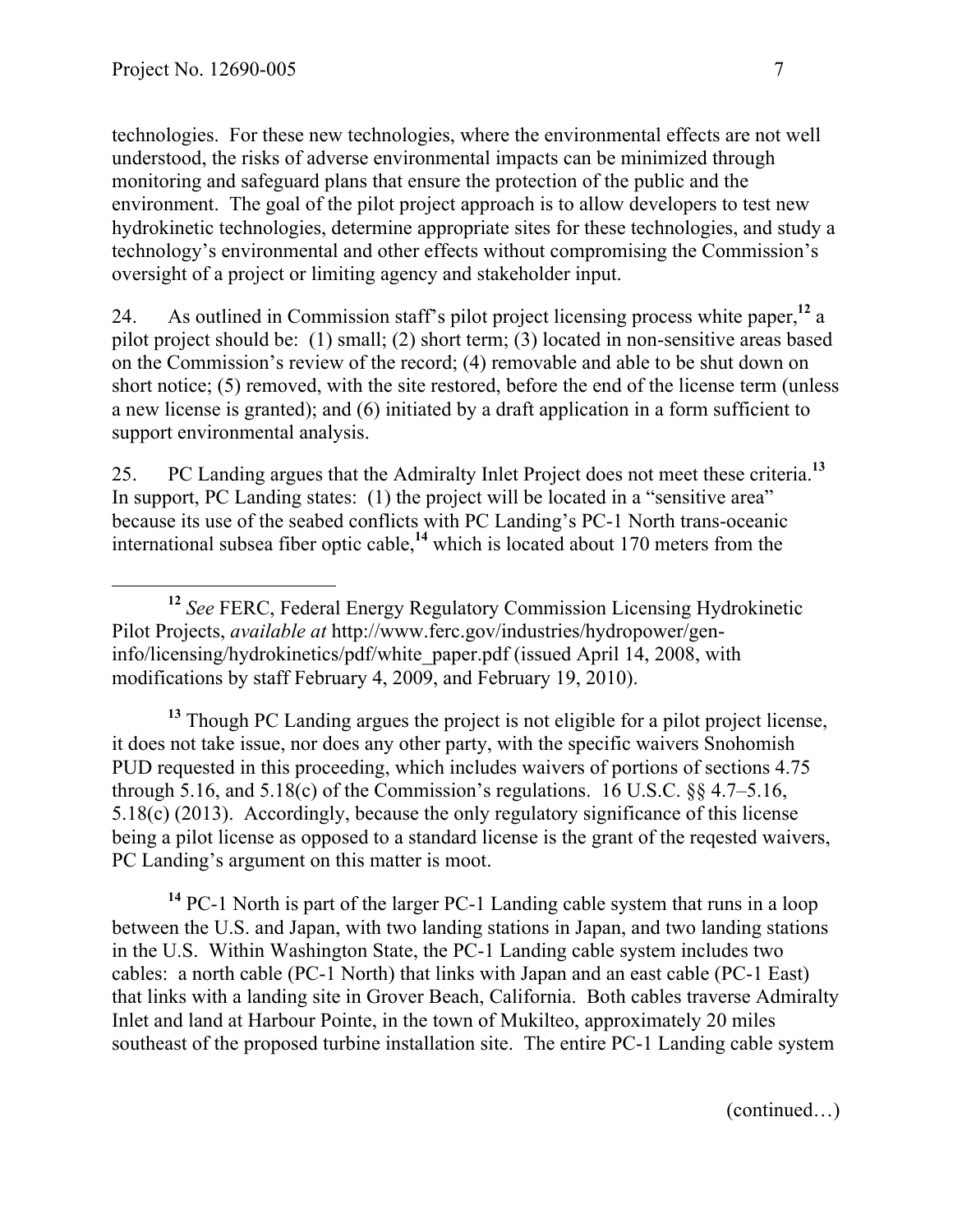technologies. For these new technologies, where the environmental effects are not well understood, the risks of adverse environmental impacts can be minimized through monitoring and safeguard plans that ensure the protection of the public and the environment. The goal of the pilot project approach is to allow developers to test new hydrokinetic technologies, determine appropriate sites for these technologies, and study a technology's environmental and other effects without compromising the Commission's oversight of a project or limiting agency and stakeholder input.

24. As outlined in Commission staff's pilot project licensing process white paper,[12] a pilot project should be: (1) small; (2) short term; (3) located in non-sensitive areas based on the Commission's review of the record; (4) removable and able to be shut down on short notice; (5) removed, with the site restored, before the end of the license term (unless a new license is granted); and (6) initiated by a draft application in a form sufficient to support environmental analysis.

25. PC Landing argues that the Admiralty Inlet Project does not meet these criteria.[13] In support, PC Landing states: (1) the project will be located in a "sensitive area" because its use of the seabed conflicts with PC Landing's PC-1 North trans-oceanic international subsea fiber optic cable,[14] which is located about 170 meters from the

---

[12] *See* FERC, Federal Energy Regulatory Commission Licensing Hydrokinetic Pilot Projects, *available at* http://www.ferc.gov/industries/hydropower/gen-info/licensing/hydrokinetics/pdf/white_paper.pdf (issued April 14, 2008, with modifications by staff February 4, 2009, and February 19, 2010).

[13] Though PC Landing argues the project is not eligible for a pilot project license, it does not take issue, nor does any other party, with the specific waivers Snohomish PUD requested in this proceeding, which includes waivers of portions of sections 4.75 through 5.16, and 5.18(c) of the Commission's regulations. 16 U.S.C. §§ 4.7–5.16, 5.18(c) (2013). Accordingly, because the only regulatory significance of this license being a pilot license as opposed to a standard license is the grant of the reqested waivers, PC Landing's argument on this matter is moot.

[14] PC-1 North is part of the larger PC-1 Landing cable system that runs in a loop between the U.S. and Japan, with two landing stations in Japan, and two landing stations in the U.S. Within Washington State, the PC-1 Landing cable system includes two cables: a north cable (PC-1 North) that links with Japan and an east cable (PC-1 East) that links with a landing site in Grover Beach, California. Both cables traverse Admiralty Inlet and land at Harbour Pointe, in the town of Mukilteo, approximately 20 miles southeast of the proposed turbine installation site. The entire PC-1 Landing cable system

(continued…)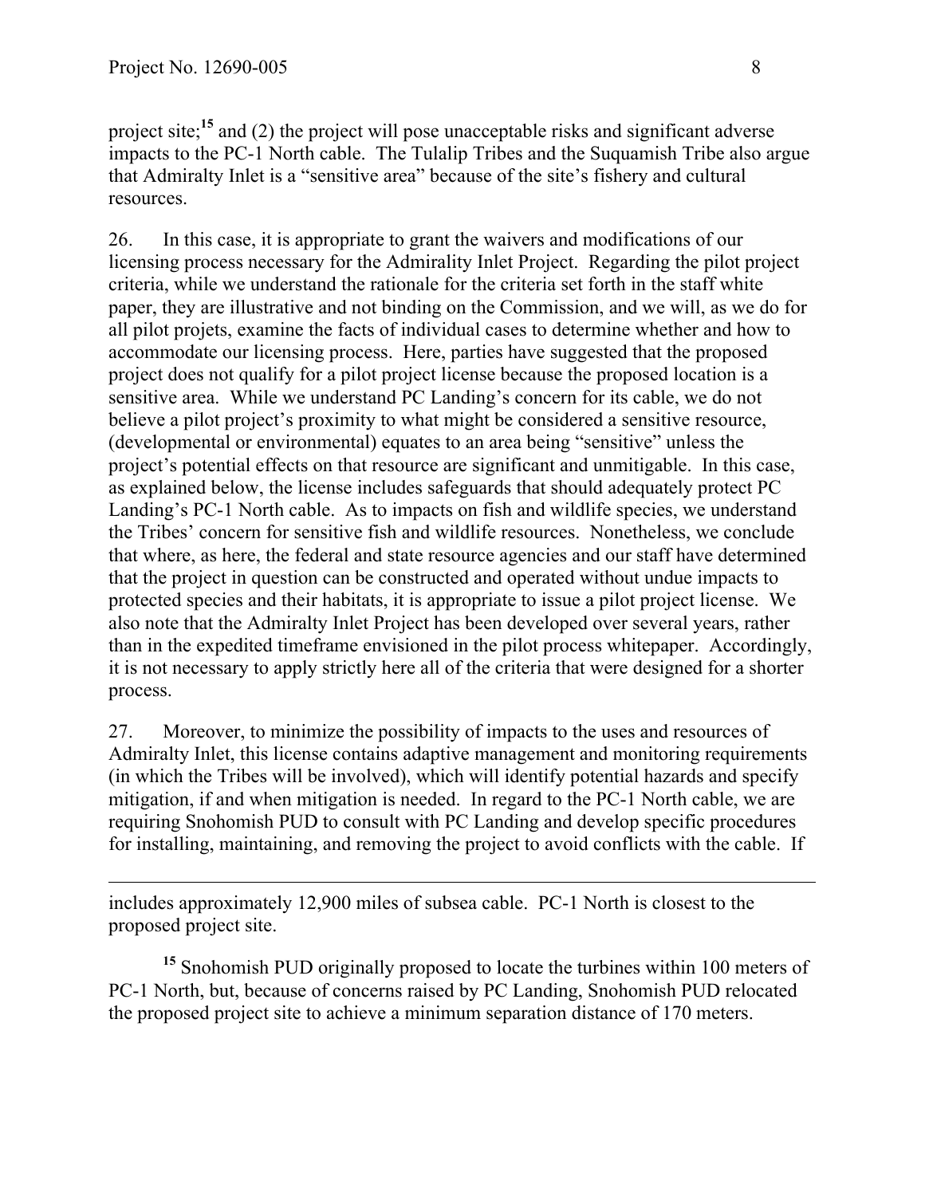project site;[15] and (2) the project will pose unacceptable risks and significant adverse impacts to the PC-1 North cable. The Tulalip Tribes and the Suquamish Tribe also argue that Admiralty Inlet is a "sensitive area" because of the site's fishery and cultural resources.

26. In this case, it is appropriate to grant the waivers and modifications of our licensing process necessary for the Admirality Inlet Project. Regarding the pilot project criteria, while we understand the rationale for the criteria set forth in the staff white paper, they are illustrative and not binding on the Commission, and we will, as we do for all pilot projets, examine the facts of individual cases to determine whether and how to accommodate our licensing process. Here, parties have suggested that the proposed project does not qualify for a pilot project license because the proposed location is a sensitive area. While we understand PC Landing's concern for its cable, we do not believe a pilot project's proximity to what might be considered a sensitive resource, (developmental or environmental) equates to an area being "sensitive" unless the project's potential effects on that resource are significant and unmitigable. In this case, as explained below, the license includes safeguards that should adequately protect PC Landing's PC-1 North cable. As to impacts on fish and wildlife species, we understand the Tribes' concern for sensitive fish and wildlife resources. Nonetheless, we conclude that where, as here, the federal and state resource agencies and our staff have determined that the project in question can be constructed and operated without undue impacts to protected species and their habitats, it is appropriate to issue a pilot project license. We also note that the Admiralty Inlet Project has been developed over several years, rather than in the expedited timeframe envisioned in the pilot process whitepaper. Accordingly, it is not necessary to apply strictly here all of the criteria that were designed for a shorter process.

27. Moreover, to minimize the possibility of impacts to the uses and resources of Admiralty Inlet, this license contains adaptive management and monitoring requirements (in which the Tribes will be involved), which will identify potential hazards and specify mitigation, if and when mitigation is needed. In regard to the PC-1 North cable, we are requiring Snohomish PUD to consult with PC Landing and develop specific procedures for installing, maintaining, and removing the project to avoid conflicts with the cable. If

---

includes approximately 12,900 miles of subsea cable. PC-1 North is closest to the proposed project site.

[15] Snohomish PUD originally proposed to locate the turbines within 100 meters of PC-1 North, but, because of concerns raised by PC Landing, Snohomish PUD relocated the proposed project site to achieve a minimum separation distance of 170 meters.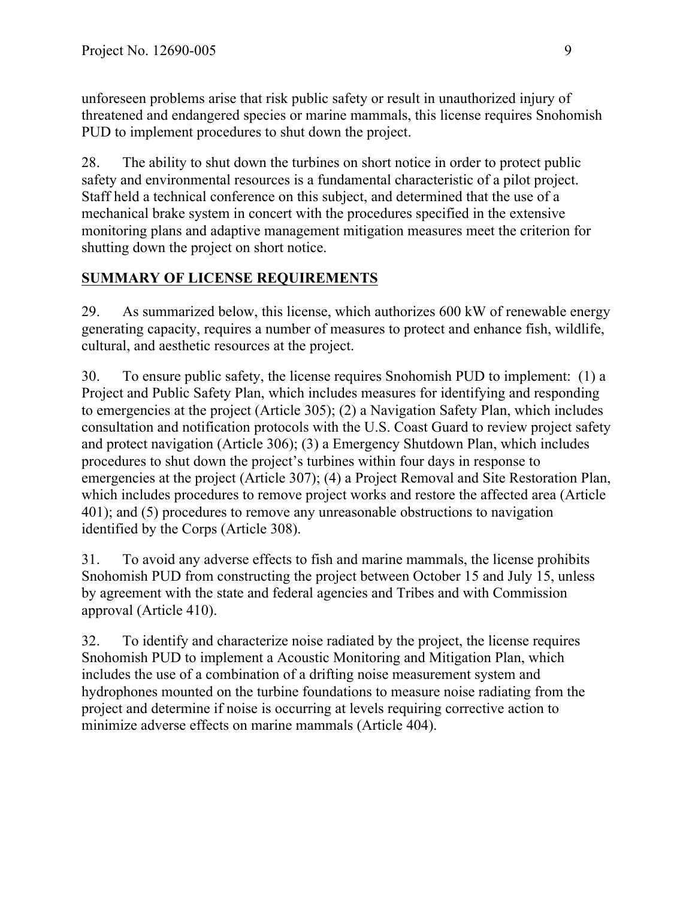unforeseen problems arise that risk public safety or result in unauthorized injury of threatened and endangered species or marine mammals, this license requires Snohomish PUD to implement procedures to shut down the project.

28. The ability to shut down the turbines on short notice in order to protect public safety and environmental resources is a fundamental characteristic of a pilot project. Staff held a technical conference on this subject, and determined that the use of a mechanical brake system in concert with the procedures specified in the extensive monitoring plans and adaptive management mitigation measures meet the criterion for shutting down the project on short notice.

## SUMMARY OF LICENSE REQUIREMENTS

29. As summarized below, this license, which authorizes 600 kW of renewable energy generating capacity, requires a number of measures to protect and enhance fish, wildlife, cultural, and aesthetic resources at the project.

30. To ensure public safety, the license requires Snohomish PUD to implement: (1) a Project and Public Safety Plan, which includes measures for identifying and responding to emergencies at the project (Article 305); (2) a Navigation Safety Plan, which includes consultation and notification protocols with the U.S. Coast Guard to review project safety and protect navigation (Article 306); (3) a Emergency Shutdown Plan, which includes procedures to shut down the project's turbines within four days in response to emergencies at the project (Article 307); (4) a Project Removal and Site Restoration Plan, which includes procedures to remove project works and restore the affected area (Article 401); and (5) procedures to remove any unreasonable obstructions to navigation identified by the Corps (Article 308).

31. To avoid any adverse effects to fish and marine mammals, the license prohibits Snohomish PUD from constructing the project between October 15 and July 15, unless by agreement with the state and federal agencies and Tribes and with Commission approval (Article 410).

32. To identify and characterize noise radiated by the project, the license requires Snohomish PUD to implement a Acoustic Monitoring and Mitigation Plan, which includes the use of a combination of a drifting noise measurement system and hydrophones mounted on the turbine foundations to measure noise radiating from the project and determine if noise is occurring at levels requiring corrective action to minimize adverse effects on marine mammals (Article 404).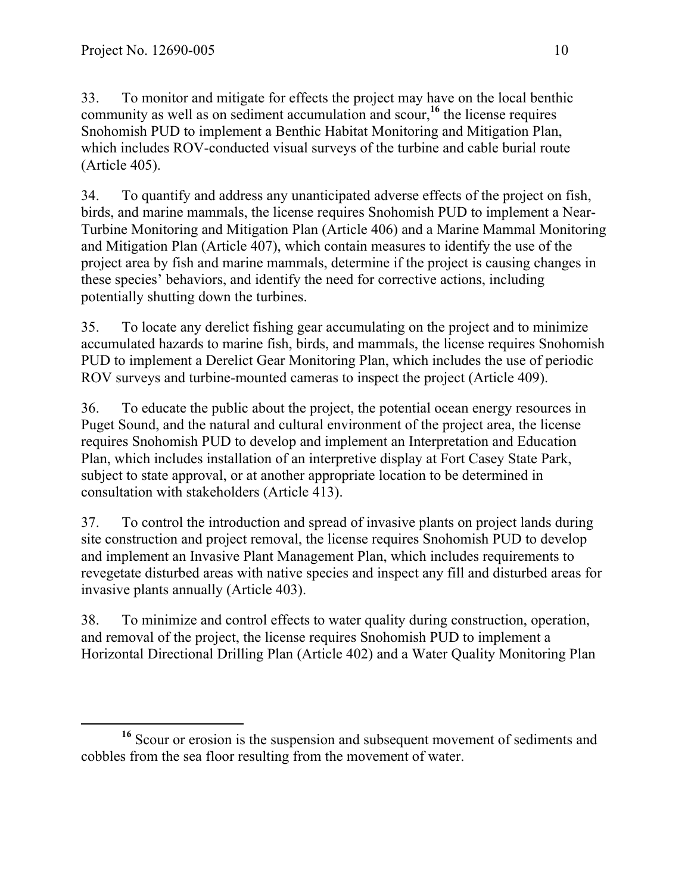33. To monitor and mitigate for effects the project may have on the local benthic community as well as on sediment accumulation and scour,[16] the license requires Snohomish PUD to implement a Benthic Habitat Monitoring and Mitigation Plan, which includes ROV-conducted visual surveys of the turbine and cable burial route (Article 405).

34. To quantify and address any unanticipated adverse effects of the project on fish, birds, and marine mammals, the license requires Snohomish PUD to implement a Near-Turbine Monitoring and Mitigation Plan (Article 406) and a Marine Mammal Monitoring and Mitigation Plan (Article 407), which contain measures to identify the use of the project area by fish and marine mammals, determine if the project is causing changes in these species' behaviors, and identify the need for corrective actions, including potentially shutting down the turbines.

35. To locate any derelict fishing gear accumulating on the project and to minimize accumulated hazards to marine fish, birds, and mammals, the license requires Snohomish PUD to implement a Derelict Gear Monitoring Plan, which includes the use of periodic ROV surveys and turbine-mounted cameras to inspect the project (Article 409).

36. To educate the public about the project, the potential ocean energy resources in Puget Sound, and the natural and cultural environment of the project area, the license requires Snohomish PUD to develop and implement an Interpretation and Education Plan, which includes installation of an interpretive display at Fort Casey State Park, subject to state approval, or at another appropriate location to be determined in consultation with stakeholders (Article 413).

37. To control the introduction and spread of invasive plants on project lands during site construction and project removal, the license requires Snohomish PUD to develop and implement an Invasive Plant Management Plan, which includes requirements to revegetate disturbed areas with native species and inspect any fill and disturbed areas for invasive plants annually (Article 403).

38. To minimize and control effects to water quality during construction, operation, and removal of the project, the license requires Snohomish PUD to implement a Horizontal Directional Drilling Plan (Article 402) and a Water Quality Monitoring Plan

---

[16] Scour or erosion is the suspension and subsequent movement of sediments and cobbles from the sea floor resulting from the movement of water.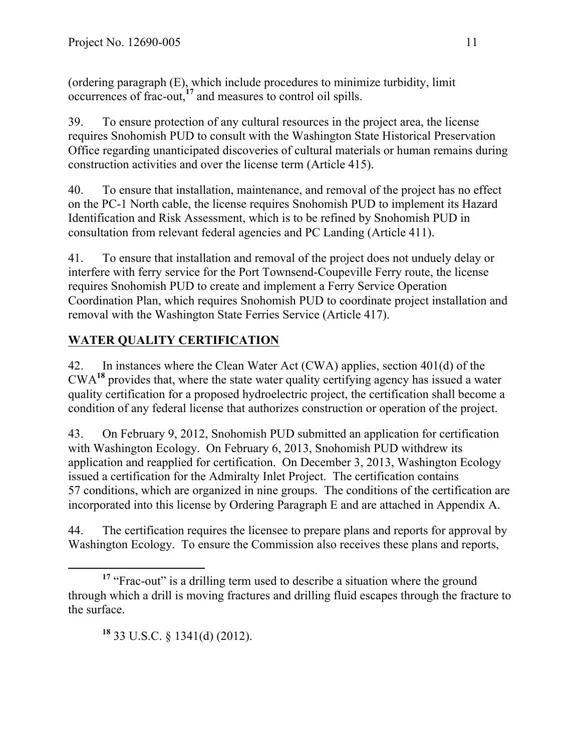(ordering paragraph (E), which include procedures to minimize turbidity, limit occurrences of frac-out,[17] and measures to control oil spills.

39. To ensure protection of any cultural resources in the project area, the license requires Snohomish PUD to consult with the Washington State Historical Preservation Office regarding unanticipated discoveries of cultural materials or human remains during construction activities and over the license term (Article 415).

40. To ensure that installation, maintenance, and removal of the project has no effect on the PC-1 North cable, the license requires Snohomish PUD to implement its Hazard Identification and Risk Assessment, which is to be refined by Snohomish PUD in consultation from relevant federal agencies and PC Landing (Article 411).

41. To ensure that installation and removal of the project does not unduely delay or interfere with ferry service for the Port Townsend-Coupeville Ferry route, the license requires Snohomish PUD to create and implement a Ferry Service Operation Coordination Plan, which requires Snohomish PUD to coordinate project installation and removal with the Washington State Ferries Service (Article 417).

## WATER QUALITY CERTIFICATION

42. In instances where the Clean Water Act (CWA) applies, section 401(d) of the CWA[18] provides that, where the state water quality certifying agency has issued a water quality certification for a proposed hydroelectric project, the certification shall become a condition of any federal license that authorizes construction or operation of the project.

43. On February 9, 2012, Snohomish PUD submitted an application for certification with Washington Ecology. On February 6, 2013, Snohomish PUD withdrew its application and reapplied for certification. On December 3, 2013, Washington Ecology issued a certification for the Admiralty Inlet Project. The certification contains 57 conditions, which are organized in nine groups. The conditions of the certification are incorporated into this license by Ordering Paragraph E and are attached in Appendix A.

44. The certification requires the licensee to prepare plans and reports for approval by Washington Ecology. To ensure the Commission also receives these plans and reports,

---

[17] "Frac-out" is a drilling term used to describe a situation where the ground through which a drill is moving fractures and drilling fluid escapes through the fracture to the surface.

[18] 33 U.S.C. § 1341(d) (2012).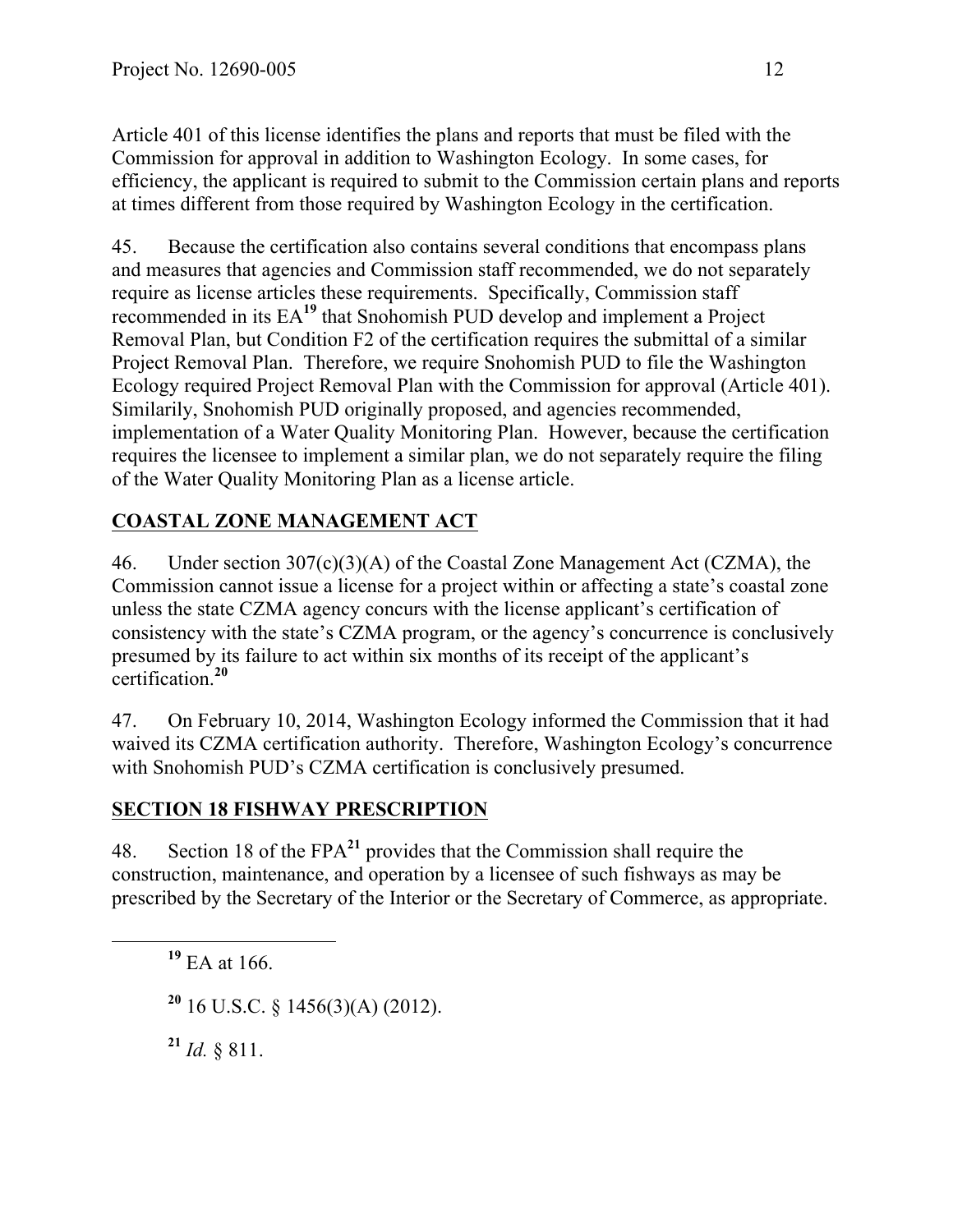Article 401 of this license identifies the plans and reports that must be filed with the Commission for approval in addition to Washington Ecology. In some cases, for efficiency, the applicant is required to submit to the Commission certain plans and reports at times different from those required by Washington Ecology in the certification.

45. Because the certification also contains several conditions that encompass plans and measures that agencies and Commission staff recommended, we do not separately require as license articles these requirements. Specifically, Commission staff recommended in its EA[19] that Snohomish PUD develop and implement a Project Removal Plan, but Condition F2 of the certification requires the submittal of a similar Project Removal Plan. Therefore, we require Snohomish PUD to file the Washington Ecology required Project Removal Plan with the Commission for approval (Article 401). Similarily, Snohomish PUD originally proposed, and agencies recommended, implementation of a Water Quality Monitoring Plan. However, because the certification requires the licensee to implement a similar plan, we do not separately require the filing of the Water Quality Monitoring Plan as a license article.

## COASTAL ZONE MANAGEMENT ACT

46. Under section 307(c)(3)(A) of the Coastal Zone Management Act (CZMA), the Commission cannot issue a license for a project within or affecting a state's coastal zone unless the state CZMA agency concurs with the license applicant's certification of consistency with the state's CZMA program, or the agency's concurrence is conclusively presumed by its failure to act within six months of its receipt of the applicant's certification.[20]

47. On February 10, 2014, Washington Ecology informed the Commission that it had waived its CZMA certification authority. Therefore, Washington Ecology's concurrence with Snohomish PUD's CZMA certification is conclusively presumed.

## SECTION 18 FISHWAY PRESCRIPTION

48. Section 18 of the FPA[21] provides that the Commission shall require the construction, maintenance, and operation by a licensee of such fishways as may be prescribed by the Secretary of the Interior or the Secretary of Commerce, as appropriate.

---

[19] EA at 166.

[20] 16 U.S.C. § 1456(3)(A) (2012).

[21] *Id.* § 811.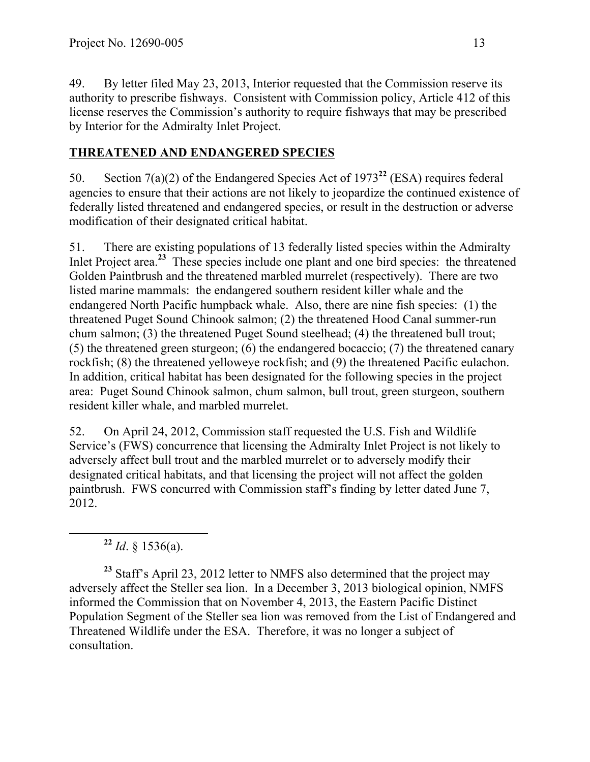49. By letter filed May 23, 2013, Interior requested that the Commission reserve its authority to prescribe fishways. Consistent with Commission policy, Article 412 of this license reserves the Commission's authority to require fishways that may be prescribed by Interior for the Admiralty Inlet Project.

## THREATENED AND ENDANGERED SPECIES

50. Section 7(a)(2) of the Endangered Species Act of 1973[22] (ESA) requires federal agencies to ensure that their actions are not likely to jeopardize the continued existence of federally listed threatened and endangered species, or result in the destruction or adverse modification of their designated critical habitat.

51. There are existing populations of 13 federally listed species within the Admiralty Inlet Project area.[23] These species include one plant and one bird species: the threatened Golden Paintbrush and the threatened marbled murrelet (respectively). There are two listed marine mammals: the endangered southern resident killer whale and the endangered North Pacific humpback whale. Also, there are nine fish species: (1) the threatened Puget Sound Chinook salmon; (2) the threatened Hood Canal summer-run chum salmon; (3) the threatened Puget Sound steelhead; (4) the threatened bull trout; (5) the threatened green sturgeon; (6) the endangered bocaccio; (7) the threatened canary rockfish; (8) the threatened yelloweye rockfish; and (9) the threatened Pacific eulachon. In addition, critical habitat has been designated for the following species in the project area: Puget Sound Chinook salmon, chum salmon, bull trout, green sturgeon, southern resident killer whale, and marbled murrelet.

52. On April 24, 2012, Commission staff requested the U.S. Fish and Wildlife Service's (FWS) concurrence that licensing the Admiralty Inlet Project is not likely to adversely affect bull trout and the marbled murrelet or to adversely modify their designated critical habitats, and that licensing the project will not affect the golden paintbrush. FWS concurred with Commission staff's finding by letter dated June 7, 2012.

---

[22] *Id*. § 1536(a).

[23] Staff's April 23, 2012 letter to NMFS also determined that the project may adversely affect the Steller sea lion. In a December 3, 2013 biological opinion, NMFS informed the Commission that on November 4, 2013, the Eastern Pacific Distinct Population Segment of the Steller sea lion was removed from the List of Endangered and Threatened Wildlife under the ESA. Therefore, it was no longer a subject of consultation.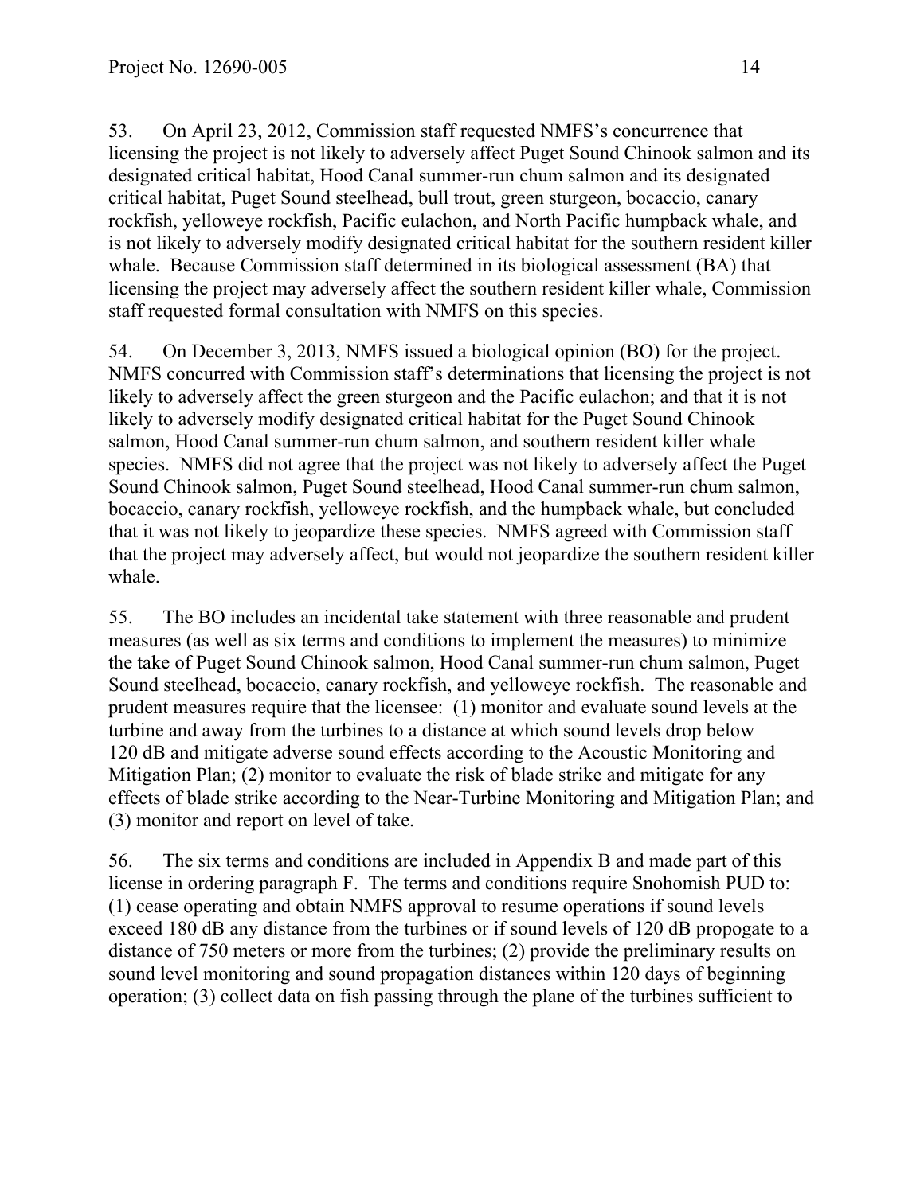53. On April 23, 2012, Commission staff requested NMFS's concurrence that licensing the project is not likely to adversely affect Puget Sound Chinook salmon and its designated critical habitat, Hood Canal summer-run chum salmon and its designated critical habitat, Puget Sound steelhead, bull trout, green sturgeon, bocaccio, canary rockfish, yelloweye rockfish, Pacific eulachon, and North Pacific humpback whale, and is not likely to adversely modify designated critical habitat for the southern resident killer whale. Because Commission staff determined in its biological assessment (BA) that licensing the project may adversely affect the southern resident killer whale, Commission staff requested formal consultation with NMFS on this species.

54. On December 3, 2013, NMFS issued a biological opinion (BO) for the project. NMFS concurred with Commission staff's determinations that licensing the project is not likely to adversely affect the green sturgeon and the Pacific eulachon; and that it is not likely to adversely modify designated critical habitat for the Puget Sound Chinook salmon, Hood Canal summer-run chum salmon, and southern resident killer whale species. NMFS did not agree that the project was not likely to adversely affect the Puget Sound Chinook salmon, Puget Sound steelhead, Hood Canal summer-run chum salmon, bocaccio, canary rockfish, yelloweye rockfish, and the humpback whale, but concluded that it was not likely to jeopardize these species. NMFS agreed with Commission staff that the project may adversely affect, but would not jeopardize the southern resident killer whale.

55. The BO includes an incidental take statement with three reasonable and prudent measures (as well as six terms and conditions to implement the measures) to minimize the take of Puget Sound Chinook salmon, Hood Canal summer-run chum salmon, Puget Sound steelhead, bocaccio, canary rockfish, and yelloweye rockfish. The reasonable and prudent measures require that the licensee: (1) monitor and evaluate sound levels at the turbine and away from the turbines to a distance at which sound levels drop below 120 dB and mitigate adverse sound effects according to the Acoustic Monitoring and Mitigation Plan; (2) monitor to evaluate the risk of blade strike and mitigate for any effects of blade strike according to the Near-Turbine Monitoring and Mitigation Plan; and (3) monitor and report on level of take.

56. The six terms and conditions are included in Appendix B and made part of this license in ordering paragraph F. The terms and conditions require Snohomish PUD to: (1) cease operating and obtain NMFS approval to resume operations if sound levels exceed 180 dB any distance from the turbines or if sound levels of 120 dB propogate to a distance of 750 meters or more from the turbines; (2) provide the preliminary results on sound level monitoring and sound propagation distances within 120 days of beginning operation; (3) collect data on fish passing through the plane of the turbines sufficient to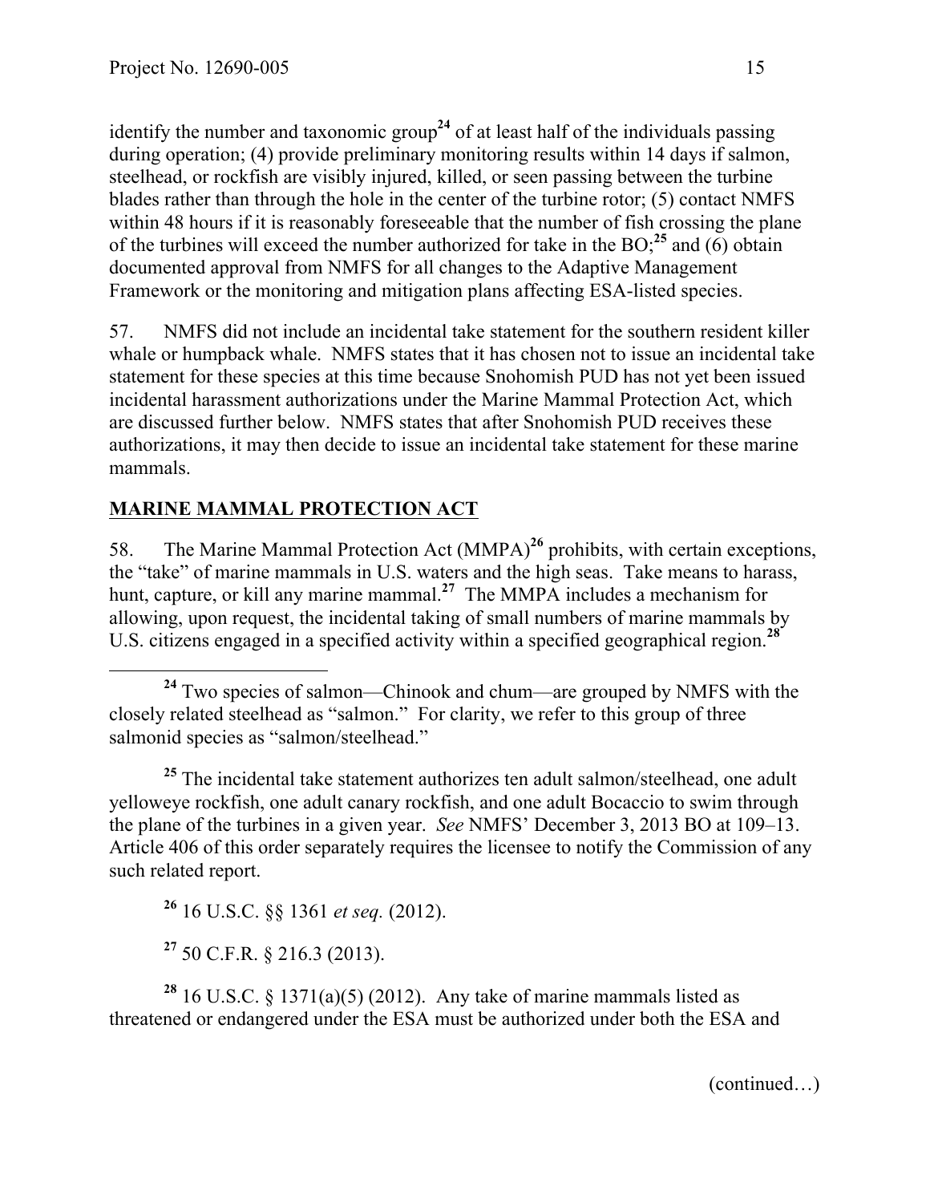identify the number and taxonomic group[24] of at least half of the individuals passing during operation; (4) provide preliminary monitoring results within 14 days if salmon, steelhead, or rockfish are visibly injured, killed, or seen passing between the turbine blades rather than through the hole in the center of the turbine rotor; (5) contact NMFS within 48 hours if it is reasonably foreseeable that the number of fish crossing the plane of the turbines will exceed the number authorized for take in the BO;[25] and (6) obtain documented approval from NMFS for all changes to the Adaptive Management Framework or the monitoring and mitigation plans affecting ESA-listed species.

57. NMFS did not include an incidental take statement for the southern resident killer whale or humpback whale. NMFS states that it has chosen not to issue an incidental take statement for these species at this time because Snohomish PUD has not yet been issued incidental harassment authorizations under the Marine Mammal Protection Act, which are discussed further below. NMFS states that after Snohomish PUD receives these authorizations, it may then decide to issue an incidental take statement for these marine mammals.

## MARINE MAMMAL PROTECTION ACT

58. The Marine Mammal Protection Act (MMPA)[26] prohibits, with certain exceptions, the "take" of marine mammals in U.S. waters and the high seas. Take means to harass, hunt, capture, or kill any marine mammal.[27] The MMPA includes a mechanism for allowing, upon request, the incidental taking of small numbers of marine mammals by U.S. citizens engaged in a specified activity within a specified geographical region.[28]

---

[24] Two species of salmon—Chinook and chum—are grouped by NMFS with the closely related steelhead as "salmon." For clarity, we refer to this group of three salmonid species as "salmon/steelhead."

[25] The incidental take statement authorizes ten adult salmon/steelhead, one adult yelloweye rockfish, one adult canary rockfish, and one adult Bocaccio to swim through the plane of the turbines in a given year. *See* NMFS' December 3, 2013 BO at 109–13. Article 406 of this order separately requires the licensee to notify the Commission of any such related report.

[26] 16 U.S.C. §§ 1361 *et seq.* (2012).

[27] 50 C.F.R. § 216.3 (2013).

[28] 16 U.S.C. § 1371(a)(5) (2012). Any take of marine mammals listed as threatened or endangered under the ESA must be authorized under both the ESA and

(continued…)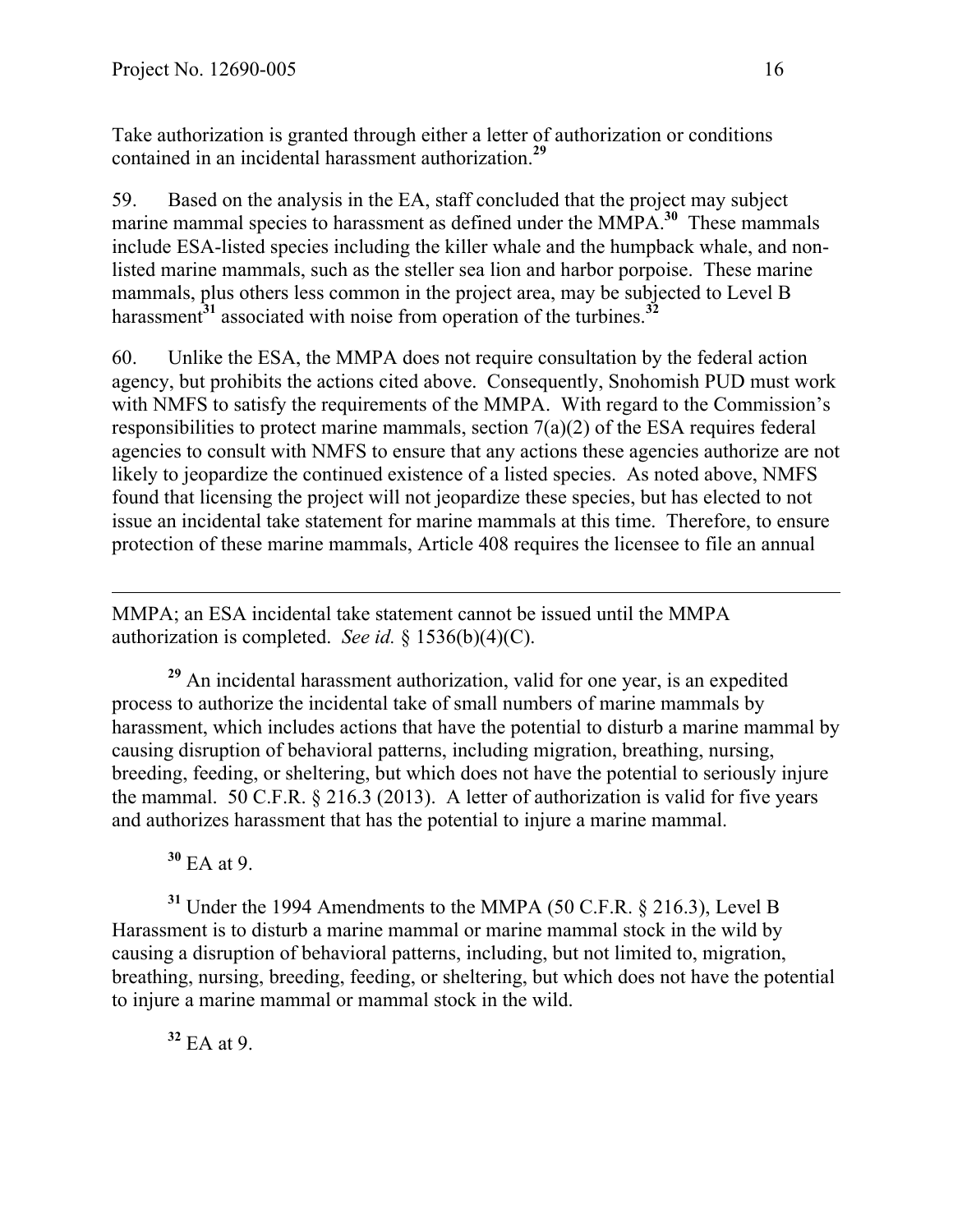Take authorization is granted through either a letter of authorization or conditions contained in an incidental harassment authorization.[29]

59. Based on the analysis in the EA, staff concluded that the project may subject marine mammal species to harassment as defined under the MMPA.[30] These mammals include ESA-listed species including the killer whale and the humpback whale, and non-listed marine mammals, such as the steller sea lion and harbor porpoise. These marine mammals, plus others less common in the project area, may be subjected to Level B harassment[31] associated with noise from operation of the turbines.[32]

60. Unlike the ESA, the MMPA does not require consultation by the federal action agency, but prohibits the actions cited above. Consequently, Snohomish PUD must work with NMFS to satisfy the requirements of the MMPA. With regard to the Commission's responsibilities to protect marine mammals, section 7(a)(2) of the ESA requires federal agencies to consult with NMFS to ensure that any actions these agencies authorize are not likely to jeopardize the continued existence of a listed species. As noted above, NMFS found that licensing the project will not jeopardize these species, but has elected to not issue an incidental take statement for marine mammals at this time. Therefore, to ensure protection of these marine mammals, Article 408 requires the licensee to file an annual

---

MMPA; an ESA incidental take statement cannot be issued until the MMPA authorization is completed. *See id.* § 1536(b)(4)(C).

[29] An incidental harassment authorization, valid for one year, is an expedited process to authorize the incidental take of small numbers of marine mammals by harassment, which includes actions that have the potential to disturb a marine mammal by causing disruption of behavioral patterns, including migration, breathing, nursing, breeding, feeding, or sheltering, but which does not have the potential to seriously injure the mammal. 50 C.F.R. § 216.3 (2013). A letter of authorization is valid for five years and authorizes harassment that has the potential to injure a marine mammal.

[30] EA at 9.

[31] Under the 1994 Amendments to the MMPA (50 C.F.R. § 216.3), Level B Harassment is to disturb a marine mammal or marine mammal stock in the wild by causing a disruption of behavioral patterns, including, but not limited to, migration, breathing, nursing, breeding, feeding, or sheltering, but which does not have the potential to injure a marine mammal or mammal stock in the wild.

[32] EA at 9.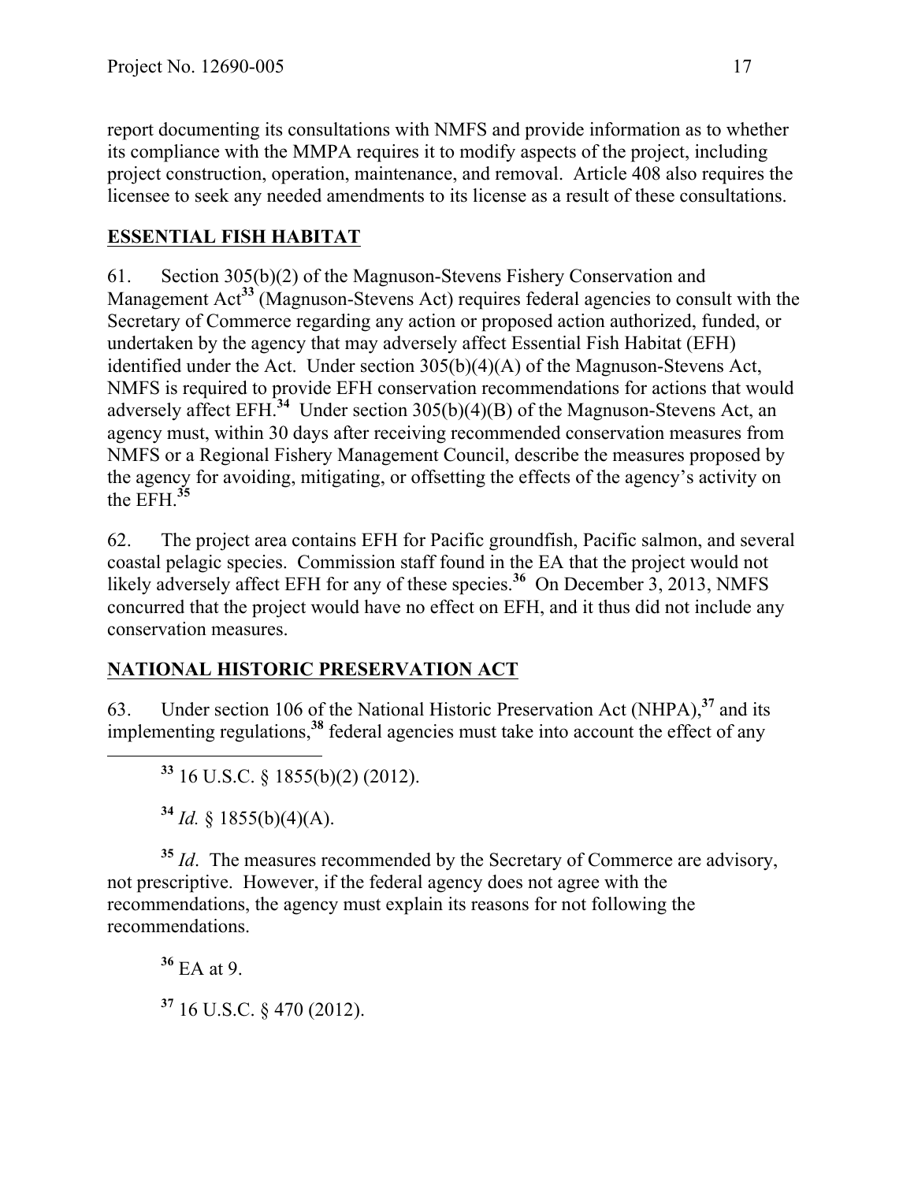report documenting its consultations with NMFS and provide information as to whether its compliance with the MMPA requires it to modify aspects of the project, including project construction, operation, maintenance, and removal. Article 408 also requires the licensee to seek any needed amendments to its license as a result of these consultations.

## ESSENTIAL FISH HABITAT

61. Section 305(b)(2) of the Magnuson-Stevens Fishery Conservation and Management Act[33] (Magnuson-Stevens Act) requires federal agencies to consult with the Secretary of Commerce regarding any action or proposed action authorized, funded, or undertaken by the agency that may adversely affect Essential Fish Habitat (EFH) identified under the Act. Under section 305(b)(4)(A) of the Magnuson-Stevens Act, NMFS is required to provide EFH conservation recommendations for actions that would adversely affect EFH.[34] Under section 305(b)(4)(B) of the Magnuson-Stevens Act, an agency must, within 30 days after receiving recommended conservation measures from NMFS or a Regional Fishery Management Council, describe the measures proposed by the agency for avoiding, mitigating, or offsetting the effects of the agency's activity on the EFH.[35]

62. The project area contains EFH for Pacific groundfish, Pacific salmon, and several coastal pelagic species. Commission staff found in the EA that the project would not likely adversely affect EFH for any of these species.[36] On December 3, 2013, NMFS concurred that the project would have no effect on EFH, and it thus did not include any conservation measures.

## NATIONAL HISTORIC PRESERVATION ACT

63. Under section 106 of the National Historic Preservation Act (NHPA),[37] and its implementing regulations,[38] federal agencies must take into account the effect of any

---

[33] 16 U.S.C. § 1855(b)(2) (2012).

[34] *Id.* § 1855(b)(4)(A).

[35] *Id*. The measures recommended by the Secretary of Commerce are advisory, not prescriptive. However, if the federal agency does not agree with the recommendations, the agency must explain its reasons for not following the recommendations.

[36] EA at 9.

[37] 16 U.S.C. § 470 (2012).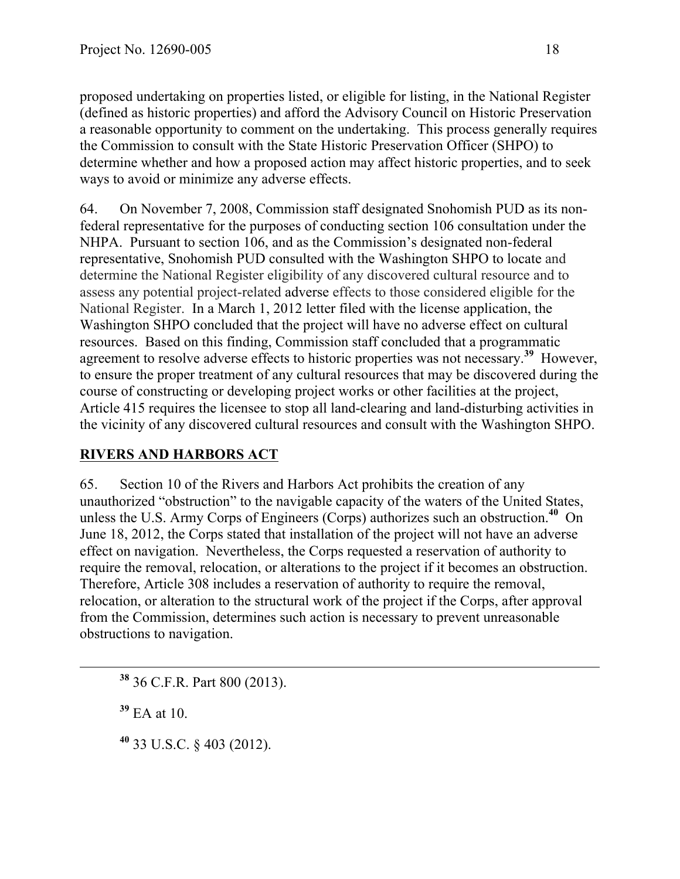proposed undertaking on properties listed, or eligible for listing, in the National Register (defined as historic properties) and afford the Advisory Council on Historic Preservation a reasonable opportunity to comment on the undertaking. This process generally requires the Commission to consult with the State Historic Preservation Officer (SHPO) to determine whether and how a proposed action may affect historic properties, and to seek ways to avoid or minimize any adverse effects.

64. On November 7, 2008, Commission staff designated Snohomish PUD as its non-federal representative for the purposes of conducting section 106 consultation under the NHPA. Pursuant to section 106, and as the Commission's designated non-federal representative, Snohomish PUD consulted with the Washington SHPO to locate and determine the National Register eligibility of any discovered cultural resource and to assess any potential project-related adverse effects to those considered eligible for the National Register. In a March 1, 2012 letter filed with the license application, the Washington SHPO concluded that the project will have no adverse effect on cultural resources. Based on this finding, Commission staff concluded that a programmatic agreement to resolve adverse effects to historic properties was not necessary.[39] However, to ensure the proper treatment of any cultural resources that may be discovered during the course of constructing or developing project works or other facilities at the project, Article 415 requires the licensee to stop all land-clearing and land-disturbing activities in the vicinity of any discovered cultural resources and consult with the Washington SHPO.

## RIVERS AND HARBORS ACT

65. Section 10 of the Rivers and Harbors Act prohibits the creation of any unauthorized "obstruction" to the navigable capacity of the waters of the United States, unless the U.S. Army Corps of Engineers (Corps) authorizes such an obstruction.[40] On June 18, 2012, the Corps stated that installation of the project will not have an adverse effect on navigation. Nevertheless, the Corps requested a reservation of authority to require the removal, relocation, or alterations to the project if it becomes an obstruction. Therefore, Article 308 includes a reservation of authority to require the removal, relocation, or alteration to the structural work of the project if the Corps, after approval from the Commission, determines such action is necessary to prevent unreasonable obstructions to navigation.

---

[38] 36 C.F.R. Part 800 (2013).

[39] EA at 10.

[40] 33 U.S.C. § 403 (2012).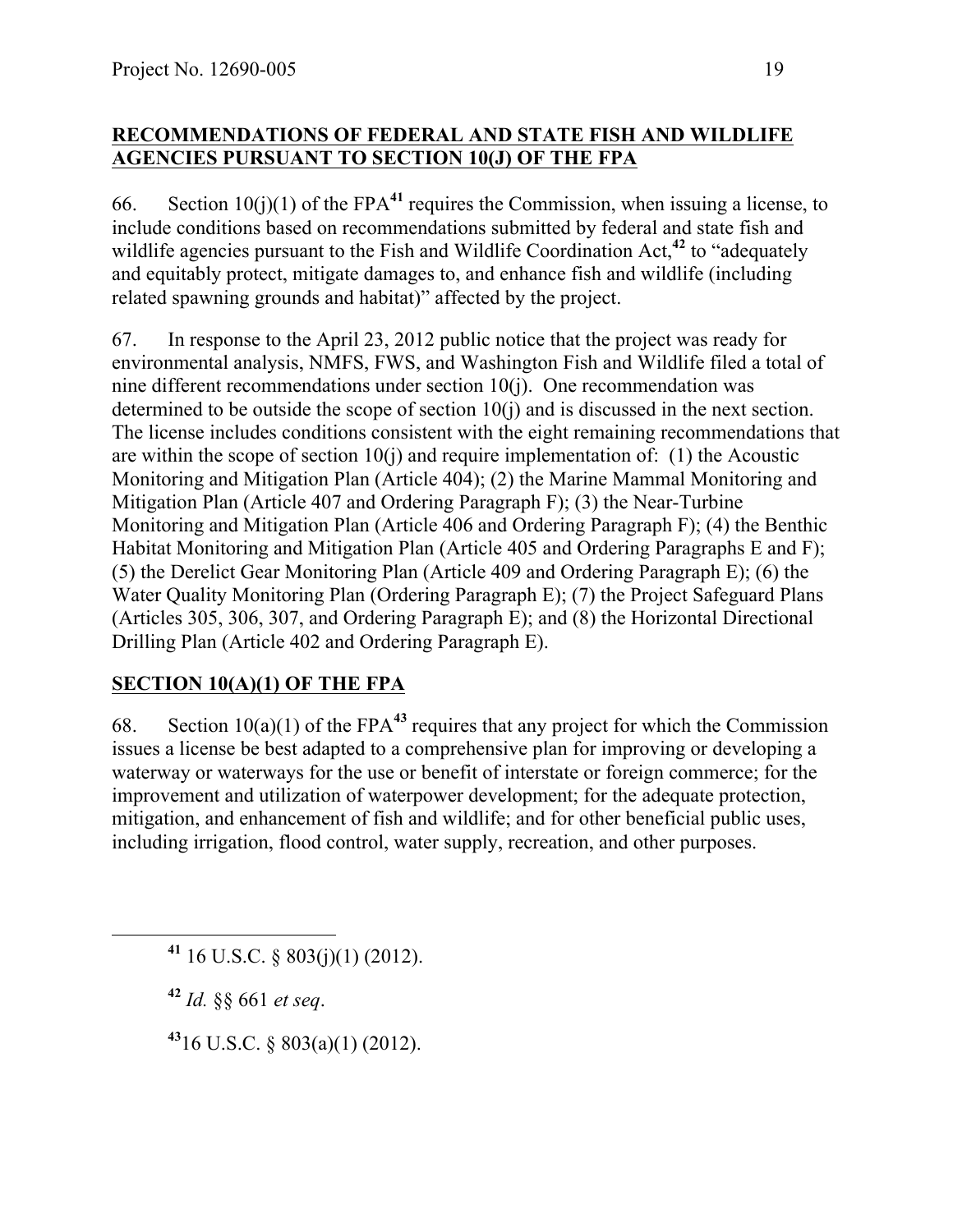## RECOMMENDATIONS OF FEDERAL AND STATE FISH AND WILDLIFE AGENCIES PURSUANT TO SECTION 10(J) OF THE FPA

66. Section 10(j)(1) of the FPA[41] requires the Commission, when issuing a license, to include conditions based on recommendations submitted by federal and state fish and wildlife agencies pursuant to the Fish and Wildlife Coordination Act,[42] to "adequately and equitably protect, mitigate damages to, and enhance fish and wildlife (including related spawning grounds and habitat)" affected by the project.

67. In response to the April 23, 2012 public notice that the project was ready for environmental analysis, NMFS, FWS, and Washington Fish and Wildlife filed a total of nine different recommendations under section 10(j). One recommendation was determined to be outside the scope of section 10(j) and is discussed in the next section. The license includes conditions consistent with the eight remaining recommendations that are within the scope of section 10(j) and require implementation of: (1) the Acoustic Monitoring and Mitigation Plan (Article 404); (2) the Marine Mammal Monitoring and Mitigation Plan (Article 407 and Ordering Paragraph F); (3) the Near-Turbine Monitoring and Mitigation Plan (Article 406 and Ordering Paragraph F); (4) the Benthic Habitat Monitoring and Mitigation Plan (Article 405 and Ordering Paragraphs E and F); (5) the Derelict Gear Monitoring Plan (Article 409 and Ordering Paragraph E); (6) the Water Quality Monitoring Plan (Ordering Paragraph E); (7) the Project Safeguard Plans (Articles 305, 306, 307, and Ordering Paragraph E); and (8) the Horizontal Directional Drilling Plan (Article 402 and Ordering Paragraph E).

## SECTION 10(A)(1) OF THE FPA

68. Section 10(a)(1) of the FPA[43] requires that any project for which the Commission issues a license be best adapted to a comprehensive plan for improving or developing a waterway or waterways for the use or benefit of interstate or foreign commerce; for the improvement and utilization of waterpower development; for the adequate protection, mitigation, and enhancement of fish and wildlife; and for other beneficial public uses, including irrigation, flood control, water supply, recreation, and other purposes.

---

[41] 16 U.S.C. § 803(j)(1) (2012).

[42] *Id.* §§ 661 *et seq*.

[43] 16 U.S.C. § 803(a)(1) (2012).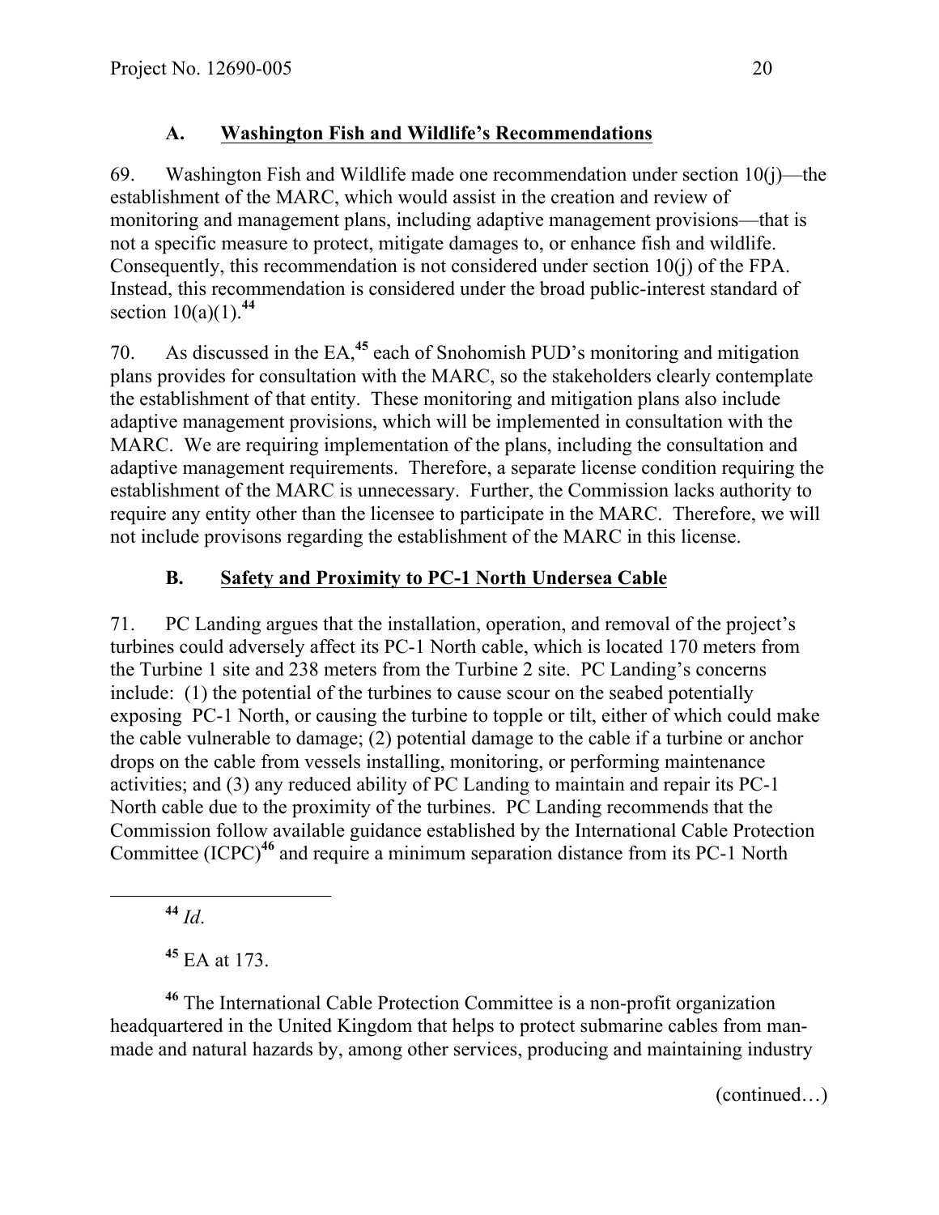### A. Washington Fish and Wildlife's Recommendations

69. Washington Fish and Wildlife made one recommendation under section 10(j)—the establishment of the MARC, which would assist in the creation and review of monitoring and management plans, including adaptive management provisions—that is not a specific measure to protect, mitigate damages to, or enhance fish and wildlife. Consequently, this recommendation is not considered under section 10(j) of the FPA. Instead, this recommendation is considered under the broad public-interest standard of section 10(a)(1).[44]

70. As discussed in the EA,[45] each of Snohomish PUD's monitoring and mitigation plans provides for consultation with the MARC, so the stakeholders clearly contemplate the establishment of that entity. These monitoring and mitigation plans also include adaptive management provisions, which will be implemented in consultation with the MARC. We are requiring implementation of the plans, including the consultation and adaptive management requirements. Therefore, a separate license condition requiring the establishment of the MARC is unnecessary. Further, the Commission lacks authority to require any entity other than the licensee to participate in the MARC. Therefore, we will not include provisons regarding the establishment of the MARC in this license.

### B. Safety and Proximity to PC-1 North Undersea Cable

71. PC Landing argues that the installation, operation, and removal of the project's turbines could adversely affect its PC-1 North cable, which is located 170 meters from the Turbine 1 site and 238 meters from the Turbine 2 site. PC Landing's concerns include: (1) the potential of the turbines to cause scour on the seabed potentially exposing PC-1 North, or causing the turbine to topple or tilt, either of which could make the cable vulnerable to damage; (2) potential damage to the cable if a turbine or anchor drops on the cable from vessels installing, monitoring, or performing maintenance activities; and (3) any reduced ability of PC Landing to maintain and repair its PC-1 North cable due to the proximity of the turbines. PC Landing recommends that the Commission follow available guidance established by the International Cable Protection Committee (ICPC)[46] and require a minimum separation distance from its PC-1 North

---

[44] *Id*.

[45] EA at 173.

[46] The International Cable Protection Committee is a non-profit organization headquartered in the United Kingdom that helps to protect submarine cables from man-made and natural hazards by, among other services, producing and maintaining industry

(continued…)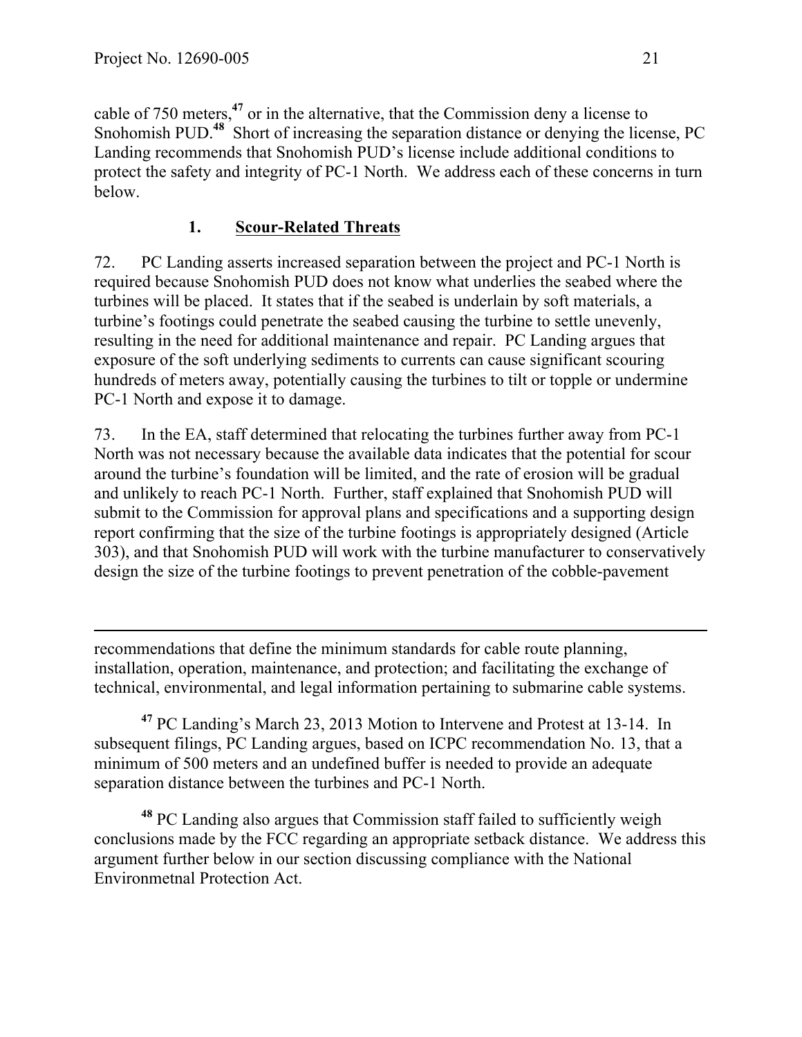cable of 750 meters,[47] or in the alternative, that the Commission deny a license to Snohomish PUD.[48] Short of increasing the separation distance or denying the license, PC Landing recommends that Snohomish PUD's license include additional conditions to protect the safety and integrity of PC-1 North. We address each of these concerns in turn below.

### 1. Scour-Related Threats

72. PC Landing asserts increased separation between the project and PC-1 North is required because Snohomish PUD does not know what underlies the seabed where the turbines will be placed. It states that if the seabed is underlain by soft materials, a turbine's footings could penetrate the seabed causing the turbine to settle unevenly, resulting in the need for additional maintenance and repair. PC Landing argues that exposure of the soft underlying sediments to currents can cause significant scouring hundreds of meters away, potentially causing the turbines to tilt or topple or undermine PC-1 North and expose it to damage.

73. In the EA, staff determined that relocating the turbines further away from PC-1 North was not necessary because the available data indicates that the potential for scour around the turbine's foundation will be limited, and the rate of erosion will be gradual and unlikely to reach PC-1 North. Further, staff explained that Snohomish PUD will submit to the Commission for approval plans and specifications and a supporting design report confirming that the size of the turbine footings is appropriately designed (Article 303), and that Snohomish PUD will work with the turbine manufacturer to conservatively design the size of the turbine footings to prevent penetration of the cobble-pavement

---

recommendations that define the minimum standards for cable route planning, installation, operation, maintenance, and protection; and facilitating the exchange of technical, environmental, and legal information pertaining to submarine cable systems.

[47] PC Landing's March 23, 2013 Motion to Intervene and Protest at 13-14. In subsequent filings, PC Landing argues, based on ICPC recommendation No. 13, that a minimum of 500 meters and an undefined buffer is needed to provide an adequate separation distance between the turbines and PC-1 North.

[48] PC Landing also argues that Commission staff failed to sufficiently weigh conclusions made by the FCC regarding an appropriate setback distance. We address this argument further below in our section discussing compliance with the National Environmetnal Protection Act.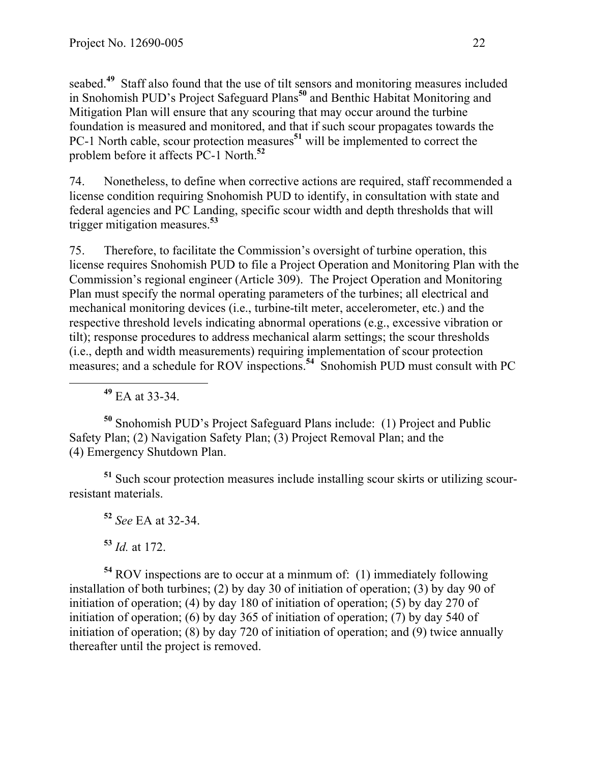seabed.[49] Staff also found that the use of tilt sensors and monitoring measures included in Snohomish PUD's Project Safeguard Plans[50] and Benthic Habitat Monitoring and Mitigation Plan will ensure that any scouring that may occur around the turbine foundation is measured and monitored, and that if such scour propagates towards the PC-1 North cable, scour protection measures[51] will be implemented to correct the problem before it affects PC-1 North.[52]

74. Nonetheless, to define when corrective actions are required, staff recommended a license condition requiring Snohomish PUD to identify, in consultation with state and federal agencies and PC Landing, specific scour width and depth thresholds that will trigger mitigation measures.[53]

75. Therefore, to facilitate the Commission's oversight of turbine operation, this license requires Snohomish PUD to file a Project Operation and Monitoring Plan with the Commission's regional engineer (Article 309). The Project Operation and Monitoring Plan must specify the normal operating parameters of the turbines; all electrical and mechanical monitoring devices (i.e., turbine-tilt meter, accelerometer, etc.) and the respective threshold levels indicating abnormal operations (e.g., excessive vibration or tilt); response procedures to address mechanical alarm settings; the scour thresholds (i.e., depth and width measurements) requiring implementation of scour protection measures; and a schedule for ROV inspections.[54] Snohomish PUD must consult with PC

---

[49] EA at 33-34.

[50] Snohomish PUD's Project Safeguard Plans include: (1) Project and Public Safety Plan; (2) Navigation Safety Plan; (3) Project Removal Plan; and the (4) Emergency Shutdown Plan.

[51] Such scour protection measures include installing scour skirts or utilizing scour-resistant materials.

[52] *See* EA at 32-34.

[53] *Id.* at 172.

[54] ROV inspections are to occur at a minmum of: (1) immediately following installation of both turbines; (2) by day 30 of initiation of operation; (3) by day 90 of initiation of operation; (4) by day 180 of initiation of operation; (5) by day 270 of initiation of operation; (6) by day 365 of initiation of operation; (7) by day 540 of initiation of operation; (8) by day 720 of initiation of operation; and (9) twice annually thereafter until the project is removed.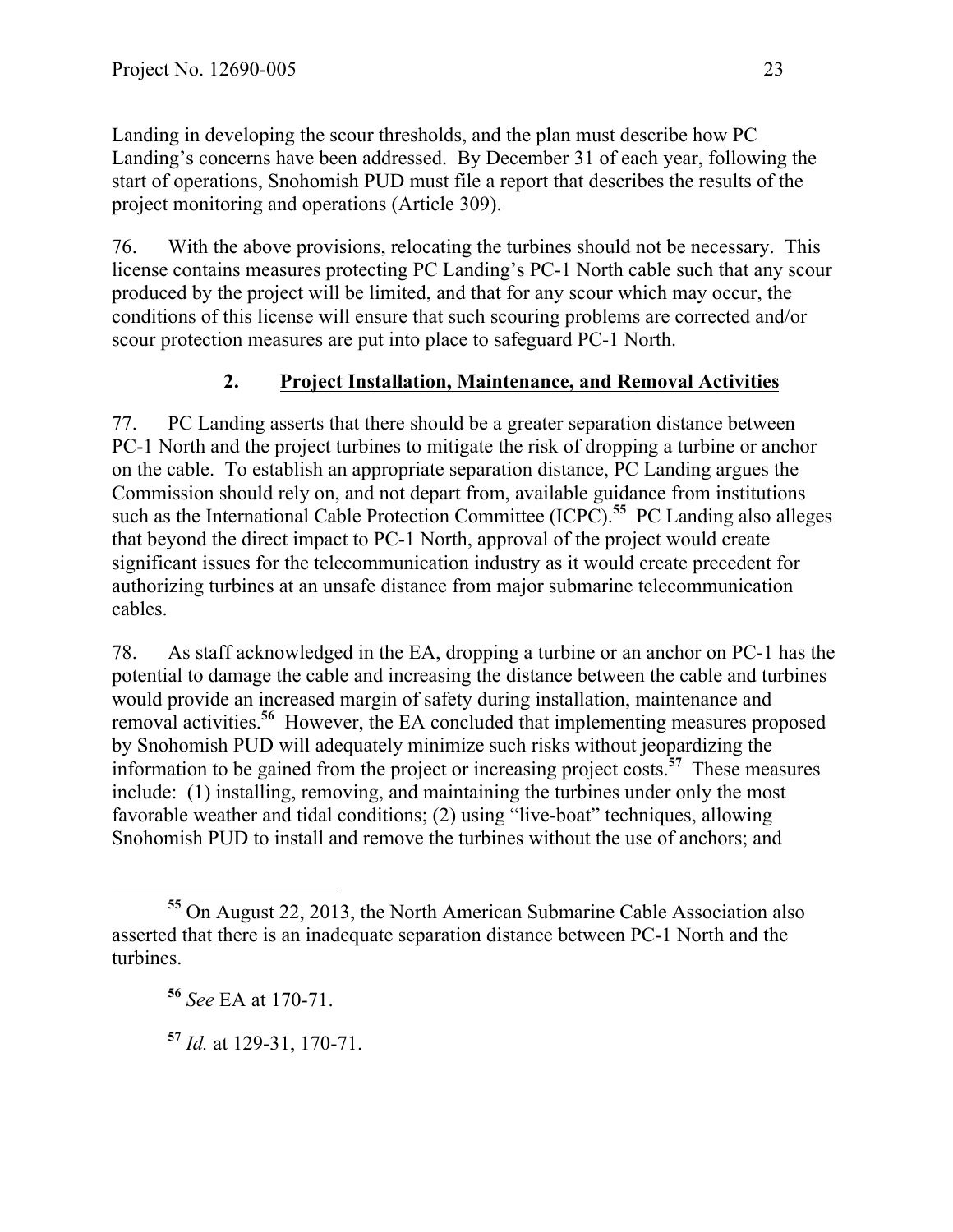Landing in developing the scour thresholds, and the plan must describe how PC Landing's concerns have been addressed. By December 31 of each year, following the start of operations, Snohomish PUD must file a report that describes the results of the project monitoring and operations (Article 309).

76. With the above provisions, relocating the turbines should not be necessary. This license contains measures protecting PC Landing's PC-1 North cable such that any scour produced by the project will be limited, and that for any scour which may occur, the conditions of this license will ensure that such scouring problems are corrected and/or scour protection measures are put into place to safeguard PC-1 North.

### 2. Project Installation, Maintenance, and Removal Activities

77. PC Landing asserts that there should be a greater separation distance between PC-1 North and the project turbines to mitigate the risk of dropping a turbine or anchor on the cable. To establish an appropriate separation distance, PC Landing argues the Commission should rely on, and not depart from, available guidance from institutions such as the International Cable Protection Committee (ICPC).[55] PC Landing also alleges that beyond the direct impact to PC-1 North, approval of the project would create significant issues for the telecommunication industry as it would create precedent for authorizing turbines at an unsafe distance from major submarine telecommunication cables.

78. As staff acknowledged in the EA, dropping a turbine or an anchor on PC-1 has the potential to damage the cable and increasing the distance between the cable and turbines would provide an increased margin of safety during installation, maintenance and removal activities.[56] However, the EA concluded that implementing measures proposed by Snohomish PUD will adequately minimize such risks without jeopardizing the information to be gained from the project or increasing project costs.[57] These measures include: (1) installing, removing, and maintaining the turbines under only the most favorable weather and tidal conditions; (2) using "live-boat" techniques, allowing Snohomish PUD to install and remove the turbines without the use of anchors; and

---

[55] On August 22, 2013, the North American Submarine Cable Association also asserted that there is an inadequate separation distance between PC-1 North and the turbines.

[56] *See* EA at 170-71.

[57] *Id.* at 129-31, 170-71.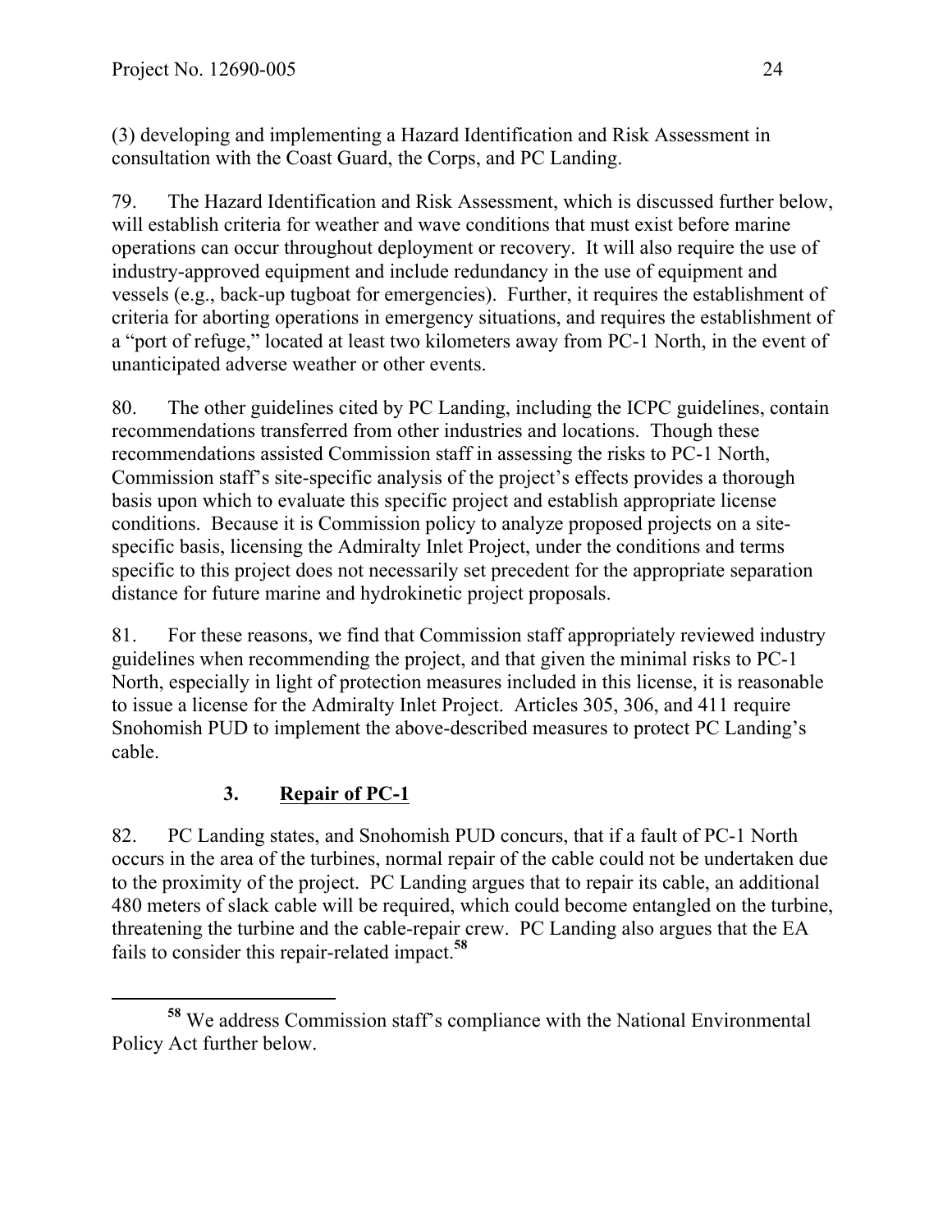(3) developing and implementing a Hazard Identification and Risk Assessment in consultation with the Coast Guard, the Corps, and PC Landing.

79. The Hazard Identification and Risk Assessment, which is discussed further below, will establish criteria for weather and wave conditions that must exist before marine operations can occur throughout deployment or recovery. It will also require the use of industry-approved equipment and include redundancy in the use of equipment and vessels (e.g., back-up tugboat for emergencies). Further, it requires the establishment of criteria for aborting operations in emergency situations, and requires the establishment of a "port of refuge," located at least two kilometers away from PC-1 North, in the event of unanticipated adverse weather or other events.

80. The other guidelines cited by PC Landing, including the ICPC guidelines, contain recommendations transferred from other industries and locations. Though these recommendations assisted Commission staff in assessing the risks to PC-1 North, Commission staff's site-specific analysis of the project's effects provides a thorough basis upon which to evaluate this specific project and establish appropriate license conditions. Because it is Commission policy to analyze proposed projects on a site-specific basis, licensing the Admiralty Inlet Project, under the conditions and terms specific to this project does not necessarily set precedent for the appropriate separation distance for future marine and hydrokinetic project proposals.

81. For these reasons, we find that Commission staff appropriately reviewed industry guidelines when recommending the project, and that given the minimal risks to PC-1 North, especially in light of protection measures included in this license, it is reasonable to issue a license for the Admiralty Inlet Project. Articles 305, 306, and 411 require Snohomish PUD to implement the above-described measures to protect PC Landing's cable.

### 3. <u>Repair of PC-1</u>

82. PC Landing states, and Snohomish PUD concurs, that if a fault of PC-1 North occurs in the area of the turbines, normal repair of the cable could not be undertaken due to the proximity of the project. PC Landing argues that to repair its cable, an additional 480 meters of slack cable will be required, which could become entangled on the turbine, threatening the turbine and the cable-repair crew. PC Landing also argues that the EA fails to consider this repair-related impact.[58]

---

[58] We address Commission staff's compliance with the National Environmental Policy Act further below.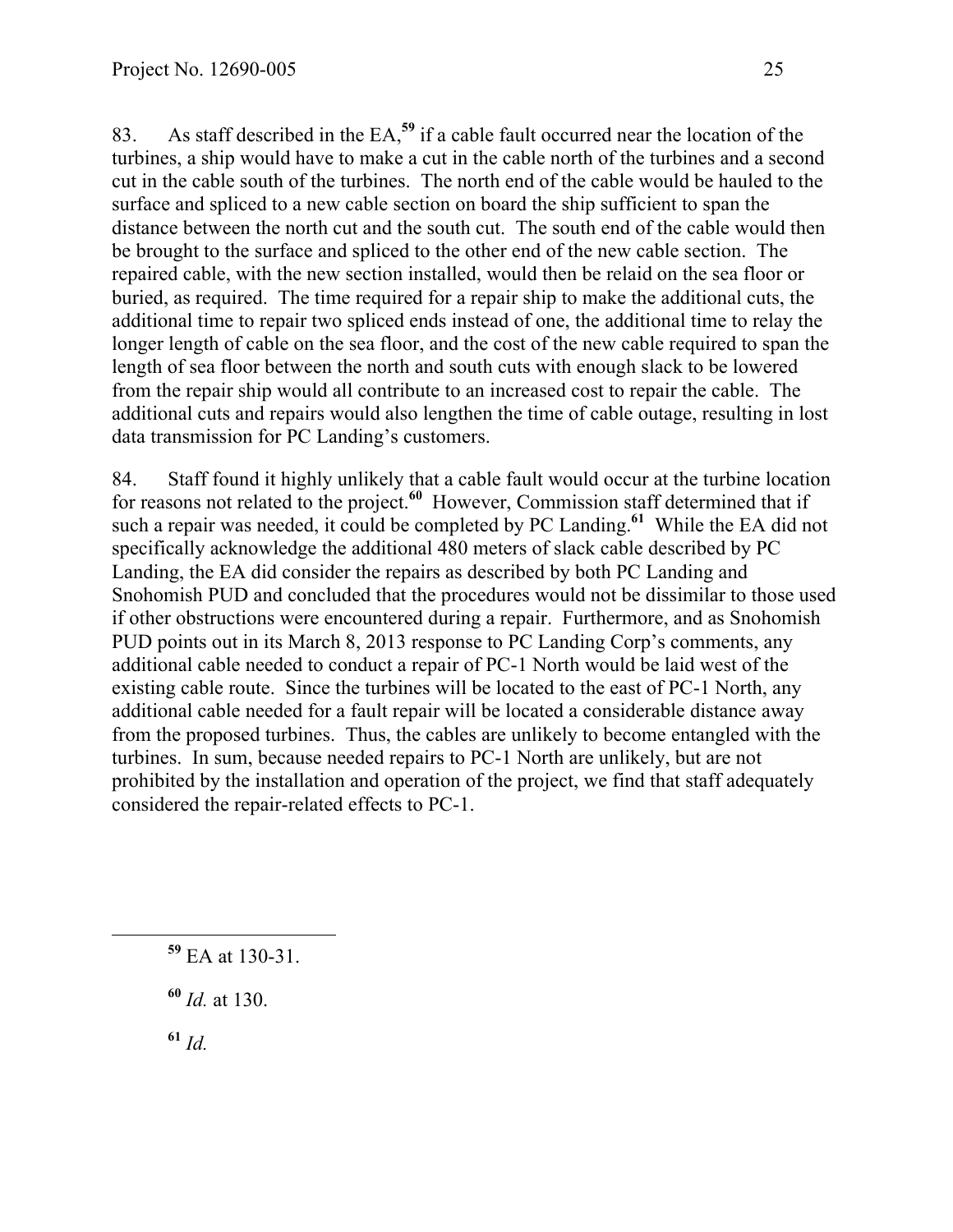83. As staff described in the EA,[59] if a cable fault occurred near the location of the turbines, a ship would have to make a cut in the cable north of the turbines and a second cut in the cable south of the turbines. The north end of the cable would be hauled to the surface and spliced to a new cable section on board the ship sufficient to span the distance between the north cut and the south cut. The south end of the cable would then be brought to the surface and spliced to the other end of the new cable section. The repaired cable, with the new section installed, would then be relaid on the sea floor or buried, as required. The time required for a repair ship to make the additional cuts, the additional time to repair two spliced ends instead of one, the additional time to relay the longer length of cable on the sea floor, and the cost of the new cable required to span the length of sea floor between the north and south cuts with enough slack to be lowered from the repair ship would all contribute to an increased cost to repair the cable. The additional cuts and repairs would also lengthen the time of cable outage, resulting in lost data transmission for PC Landing's customers.

84. Staff found it highly unlikely that a cable fault would occur at the turbine location for reasons not related to the project.[60] However, Commission staff determined that if such a repair was needed, it could be completed by PC Landing.[61] While the EA did not specifically acknowledge the additional 480 meters of slack cable described by PC Landing, the EA did consider the repairs as described by both PC Landing and Snohomish PUD and concluded that the procedures would not be dissimilar to those used if other obstructions were encountered during a repair. Furthermore, and as Snohomish PUD points out in its March 8, 2013 response to PC Landing Corp's comments, any additional cable needed to conduct a repair of PC-1 North would be laid west of the existing cable route. Since the turbines will be located to the east of PC-1 North, any additional cable needed for a fault repair will be located a considerable distance away from the proposed turbines. Thus, the cables are unlikely to become entangled with the turbines. In sum, because needed repairs to PC-1 North are unlikely, but are not prohibited by the installation and operation of the project, we find that staff adequately considered the repair-related effects to PC-1.

---

[59] EA at 130-31.

[60] *Id.* at 130.

[61] *Id.*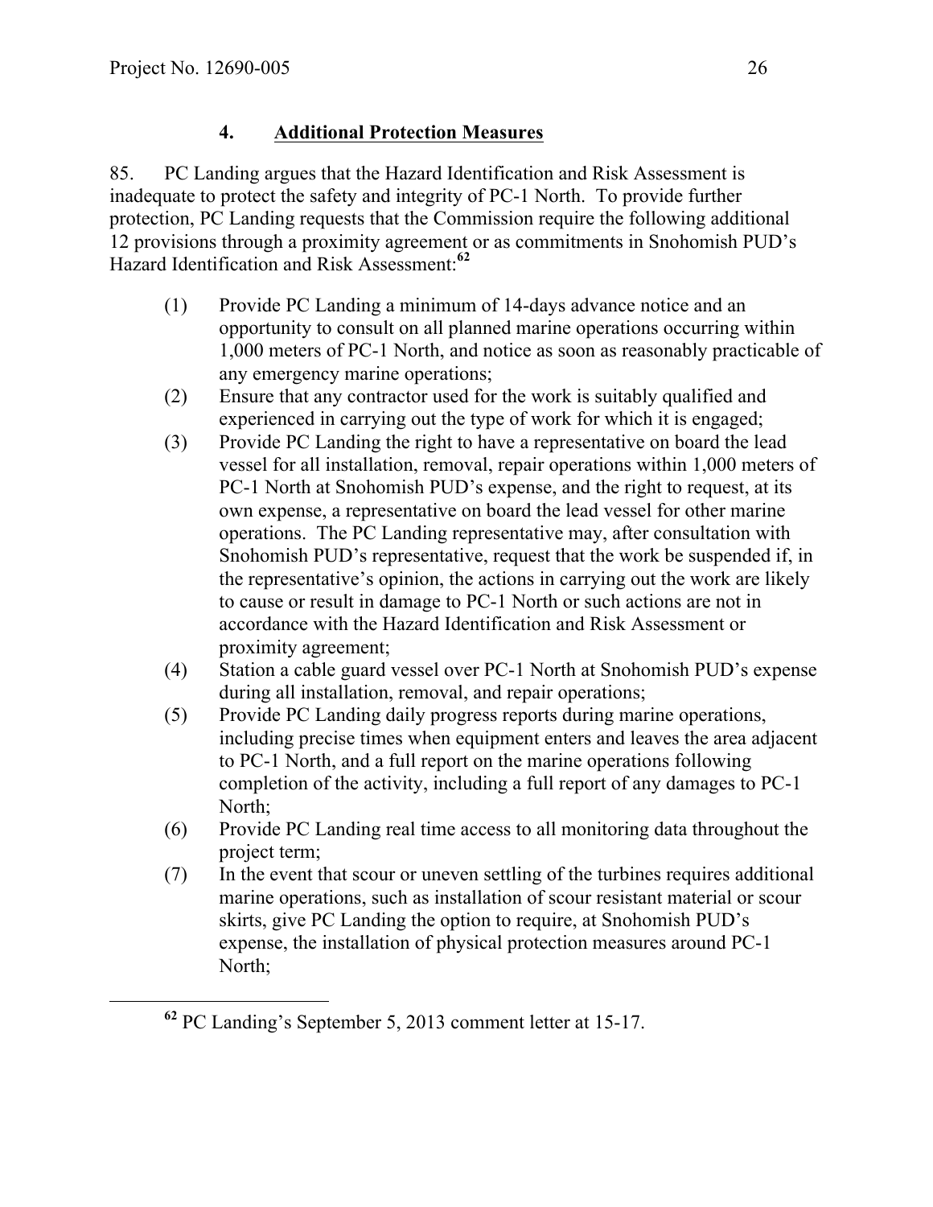#### 4. Additional Protection Measures

85. PC Landing argues that the Hazard Identification and Risk Assessment is inadequate to protect the safety and integrity of PC-1 North. To provide further protection, PC Landing requests that the Commission require the following additional 12 provisions through a proximity agreement or as commitments in Snohomish PUD's Hazard Identification and Risk Assessment:[62]

(1) Provide PC Landing a minimum of 14-days advance notice and an opportunity to consult on all planned marine operations occurring within 1,000 meters of PC-1 North, and notice as soon as reasonably practicable of any emergency marine operations;

(2) Ensure that any contractor used for the work is suitably qualified and experienced in carrying out the type of work for which it is engaged;

(3) Provide PC Landing the right to have a representative on board the lead vessel for all installation, removal, repair operations within 1,000 meters of PC-1 North at Snohomish PUD's expense, and the right to request, at its own expense, a representative on board the lead vessel for other marine operations. The PC Landing representative may, after consultation with Snohomish PUD's representative, request that the work be suspended if, in the representative's opinion, the actions in carrying out the work are likely to cause or result in damage to PC-1 North or such actions are not in accordance with the Hazard Identification and Risk Assessment or proximity agreement;

(4) Station a cable guard vessel over PC-1 North at Snohomish PUD's expense during all installation, removal, and repair operations;

(5) Provide PC Landing daily progress reports during marine operations, including precise times when equipment enters and leaves the area adjacent to PC-1 North, and a full report on the marine operations following completion of the activity, including a full report of any damages to PC-1 North;

(6) Provide PC Landing real time access to all monitoring data throughout the project term;

(7) In the event that scour or uneven settling of the turbines requires additional marine operations, such as installation of scour resistant material or scour skirts, give PC Landing the option to require, at Snohomish PUD's expense, the installation of physical protection measures around PC-1 North;

[62] PC Landing's September 5, 2013 comment letter at 15-17.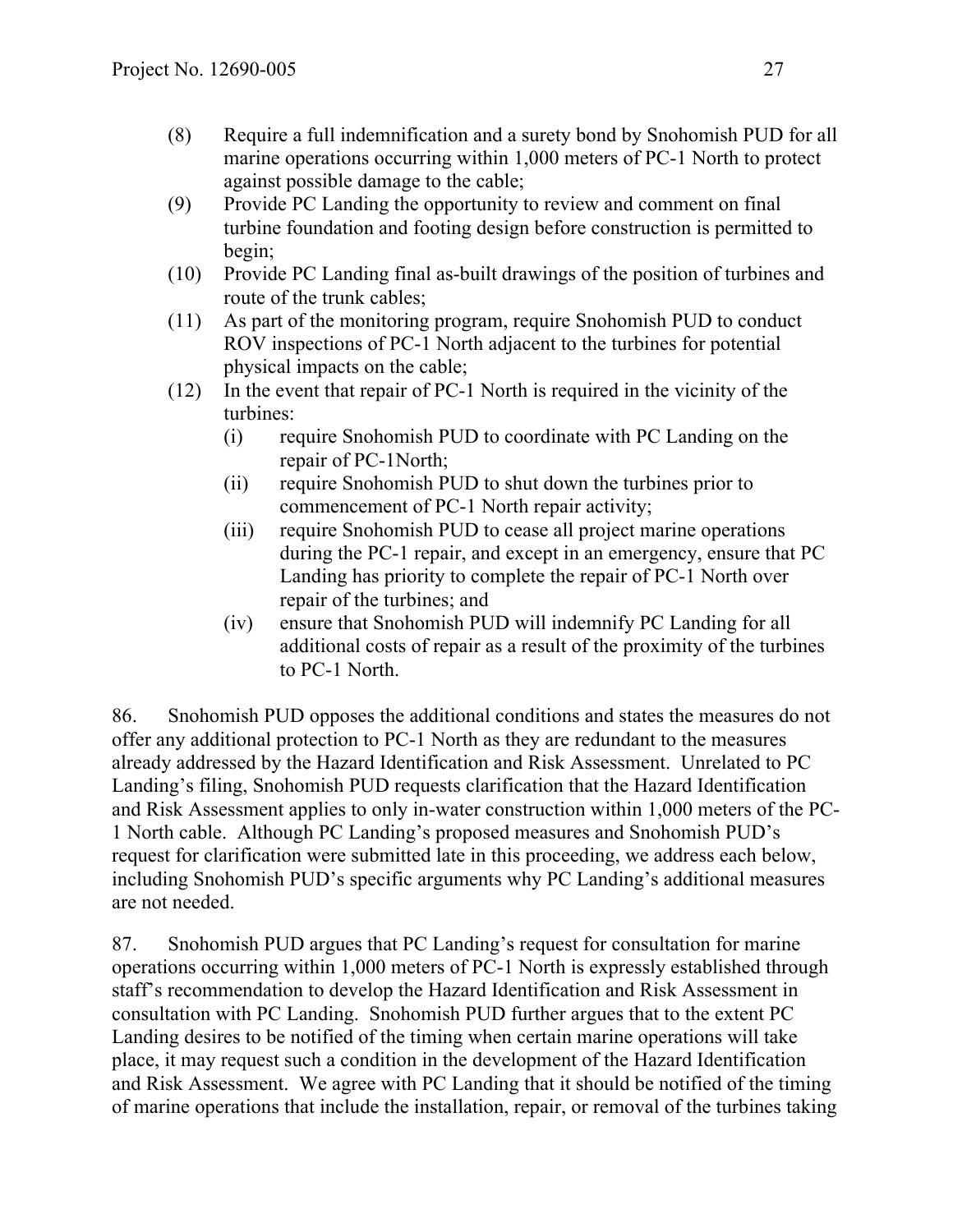(8) Require a full indemnification and a surety bond by Snohomish PUD for all marine operations occurring within 1,000 meters of PC-1 North to protect against possible damage to the cable;

(9) Provide PC Landing the opportunity to review and comment on final turbine foundation and footing design before construction is permitted to begin;

(10) Provide PC Landing final as-built drawings of the position of turbines and route of the trunk cables;

(11) As part of the monitoring program, require Snohomish PUD to conduct ROV inspections of PC-1 North adjacent to the turbines for potential physical impacts on the cable;

(12) In the event that repair of PC-1 North is required in the vicinity of the turbines:

  (i) require Snohomish PUD to coordinate with PC Landing on the repair of PC-1North;

  (ii) require Snohomish PUD to shut down the turbines prior to commencement of PC-1 North repair activity;

  (iii) require Snohomish PUD to cease all project marine operations during the PC-1 repair, and except in an emergency, ensure that PC Landing has priority to complete the repair of PC-1 North over repair of the turbines; and

  (iv) ensure that Snohomish PUD will indemnify PC Landing for all additional costs of repair as a result of the proximity of the turbines to PC-1 North.

86. Snohomish PUD opposes the additional conditions and states the measures do not offer any additional protection to PC-1 North as they are redundant to the measures already addressed by the Hazard Identification and Risk Assessment. Unrelated to PC Landing's filing, Snohomish PUD requests clarification that the Hazard Identification and Risk Assessment applies to only in-water construction within 1,000 meters of the PC-1 North cable. Although PC Landing's proposed measures and Snohomish PUD's request for clarification were submitted late in this proceeding, we address each below, including Snohomish PUD's specific arguments why PC Landing's additional measures are not needed.

87. Snohomish PUD argues that PC Landing's request for consultation for marine operations occurring within 1,000 meters of PC-1 North is expressly established through staff's recommendation to develop the Hazard Identification and Risk Assessment in consultation with PC Landing. Snohomish PUD further argues that to the extent PC Landing desires to be notified of the timing when certain marine operations will take place, it may request such a condition in the development of the Hazard Identification and Risk Assessment. We agree with PC Landing that it should be notified of the timing of marine operations that include the installation, repair, or removal of the turbines taking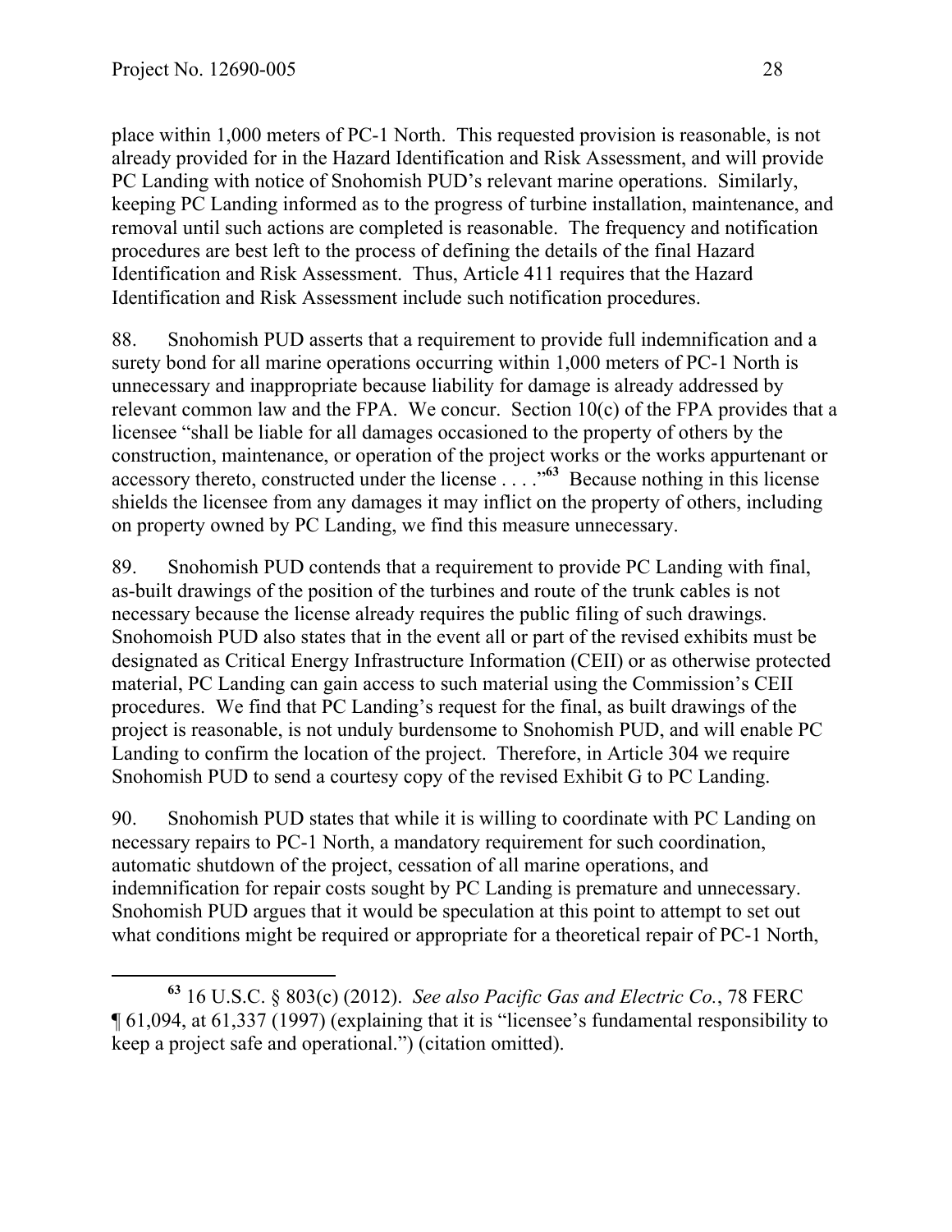place within 1,000 meters of PC-1 North. This requested provision is reasonable, is not already provided for in the Hazard Identification and Risk Assessment, and will provide PC Landing with notice of Snohomish PUD's relevant marine operations. Similarly, keeping PC Landing informed as to the progress of turbine installation, maintenance, and removal until such actions are completed is reasonable. The frequency and notification procedures are best left to the process of defining the details of the final Hazard Identification and Risk Assessment. Thus, Article 411 requires that the Hazard Identification and Risk Assessment include such notification procedures.

88. Snohomish PUD asserts that a requirement to provide full indemnification and a surety bond for all marine operations occurring within 1,000 meters of PC-1 North is unnecessary and inappropriate because liability for damage is already addressed by relevant common law and the FPA. We concur. Section 10(c) of the FPA provides that a licensee "shall be liable for all damages occasioned to the property of others by the construction, maintenance, or operation of the project works or the works appurtenant or accessory thereto, constructed under the license . . . ."[63] Because nothing in this license shields the licensee from any damages it may inflict on the property of others, including on property owned by PC Landing, we find this measure unnecessary.

89. Snohomish PUD contends that a requirement to provide PC Landing with final, as-built drawings of the position of the turbines and route of the trunk cables is not necessary because the license already requires the public filing of such drawings. Snohomoish PUD also states that in the event all or part of the revised exhibits must be designated as Critical Energy Infrastructure Information (CEII) or as otherwise protected material, PC Landing can gain access to such material using the Commission's CEII procedures. We find that PC Landing's request for the final, as built drawings of the project is reasonable, is not unduly burdensome to Snohomish PUD, and will enable PC Landing to confirm the location of the project. Therefore, in Article 304 we require Snohomish PUD to send a courtesy copy of the revised Exhibit G to PC Landing.

90. Snohomish PUD states that while it is willing to coordinate with PC Landing on necessary repairs to PC-1 North, a mandatory requirement for such coordination, automatic shutdown of the project, cessation of all marine operations, and indemnification for repair costs sought by PC Landing is premature and unnecessary. Snohomish PUD argues that it would be speculation at this point to attempt to set out what conditions might be required or appropriate for a theoretical repair of PC-1 North,

---

[63] 16 U.S.C. § 803(c) (2012). *See also Pacific Gas and Electric Co.*, 78 FERC ¶ 61,094, at 61,337 (1997) (explaining that it is "licensee's fundamental responsibility to keep a project safe and operational.") (citation omitted).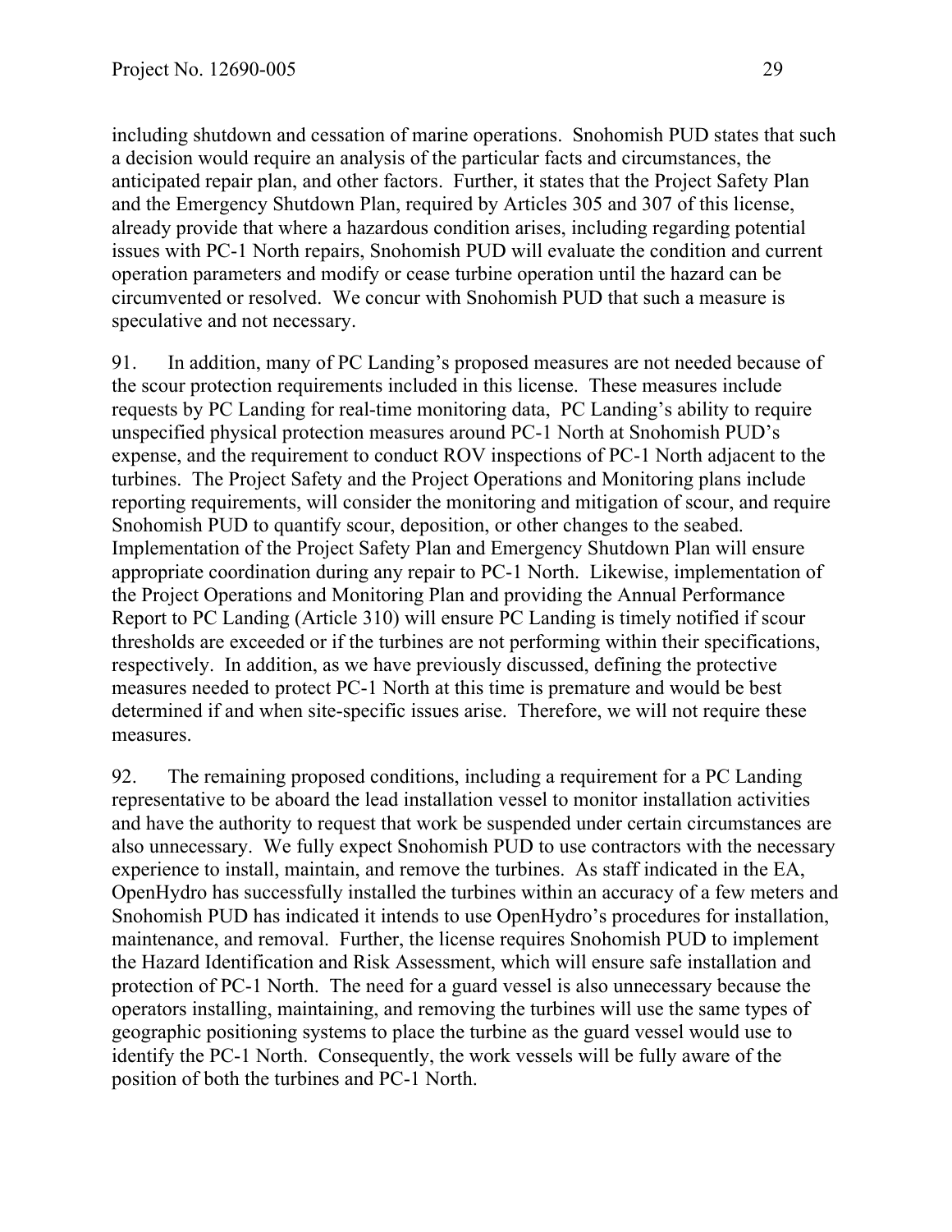including shutdown and cessation of marine operations. Snohomish PUD states that such a decision would require an analysis of the particular facts and circumstances, the anticipated repair plan, and other factors. Further, it states that the Project Safety Plan and the Emergency Shutdown Plan, required by Articles 305 and 307 of this license, already provide that where a hazardous condition arises, including regarding potential issues with PC-1 North repairs, Snohomish PUD will evaluate the condition and current operation parameters and modify or cease turbine operation until the hazard can be circumvented or resolved. We concur with Snohomish PUD that such a measure is speculative and not necessary.

91. In addition, many of PC Landing's proposed measures are not needed because of the scour protection requirements included in this license. These measures include requests by PC Landing for real-time monitoring data, PC Landing's ability to require unspecified physical protection measures around PC-1 North at Snohomish PUD's expense, and the requirement to conduct ROV inspections of PC-1 North adjacent to the turbines. The Project Safety and the Project Operations and Monitoring plans include reporting requirements, will consider the monitoring and mitigation of scour, and require Snohomish PUD to quantify scour, deposition, or other changes to the seabed. Implementation of the Project Safety Plan and Emergency Shutdown Plan will ensure appropriate coordination during any repair to PC-1 North. Likewise, implementation of the Project Operations and Monitoring Plan and providing the Annual Performance Report to PC Landing (Article 310) will ensure PC Landing is timely notified if scour thresholds are exceeded or if the turbines are not performing within their specifications, respectively. In addition, as we have previously discussed, defining the protective measures needed to protect PC-1 North at this time is premature and would be best determined if and when site-specific issues arise. Therefore, we will not require these measures.

92. The remaining proposed conditions, including a requirement for a PC Landing representative to be aboard the lead installation vessel to monitor installation activities and have the authority to request that work be suspended under certain circumstances are also unnecessary. We fully expect Snohomish PUD to use contractors with the necessary experience to install, maintain, and remove the turbines. As staff indicated in the EA, OpenHydro has successfully installed the turbines within an accuracy of a few meters and Snohomish PUD has indicated it intends to use OpenHydro's procedures for installation, maintenance, and removal. Further, the license requires Snohomish PUD to implement the Hazard Identification and Risk Assessment, which will ensure safe installation and protection of PC-1 North. The need for a guard vessel is also unnecessary because the operators installing, maintaining, and removing the turbines will use the same types of geographic positioning systems to place the turbine as the guard vessel would use to identify the PC-1 North. Consequently, the work vessels will be fully aware of the position of both the turbines and PC-1 North.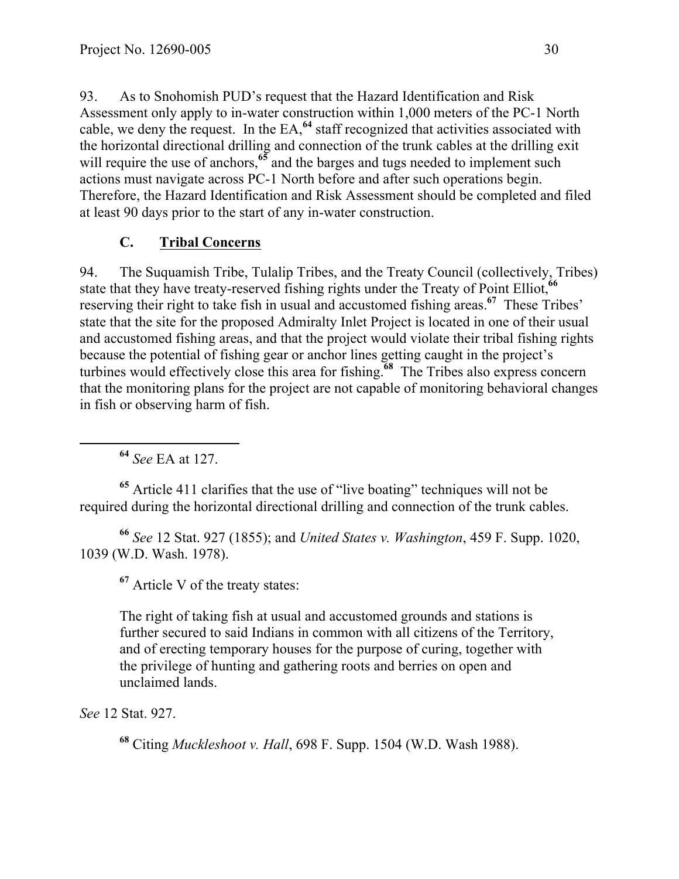93. As to Snohomish PUD's request that the Hazard Identification and Risk Assessment only apply to in-water construction within 1,000 meters of the PC-1 North cable, we deny the request. In the EA,[64] staff recognized that activities associated with the horizontal directional drilling and connection of the trunk cables at the drilling exit will require the use of anchors,[65] and the barges and tugs needed to implement such actions must navigate across PC-1 North before and after such operations begin. Therefore, the Hazard Identification and Risk Assessment should be completed and filed at least 90 days prior to the start of any in-water construction.

### C. Tribal Concerns

94. The Suquamish Tribe, Tulalip Tribes, and the Treaty Council (collectively, Tribes) state that they have treaty-reserved fishing rights under the Treaty of Point Elliot,[66] reserving their right to take fish in usual and accustomed fishing areas.[67] These Tribes' state that the site for the proposed Admiralty Inlet Project is located in one of their usual and accustomed fishing areas, and that the project would violate their tribal fishing rights because the potential of fishing gear or anchor lines getting caught in the project's turbines would effectively close this area for fishing.[68] The Tribes also express concern that the monitoring plans for the project are not capable of monitoring behavioral changes in fish or observing harm of fish.

---

[64] *See* EA at 127.

[65] Article 411 clarifies that the use of "live boating" techniques will not be required during the horizontal directional drilling and connection of the trunk cables.

[66] *See* 12 Stat. 927 (1855); and *United States v. Washington*, 459 F. Supp. 1020, 1039 (W.D. Wash. 1978).

[67] Article V of the treaty states:

> The right of taking fish at usual and accustomed grounds and stations is further secured to said Indians in common with all citizens of the Territory, and of erecting temporary houses for the purpose of curing, together with the privilege of hunting and gathering roots and berries on open and unclaimed lands.

*See* 12 Stat. 927.

[68] Citing *Muckleshoot v. Hall*, 698 F. Supp. 1504 (W.D. Wash 1988).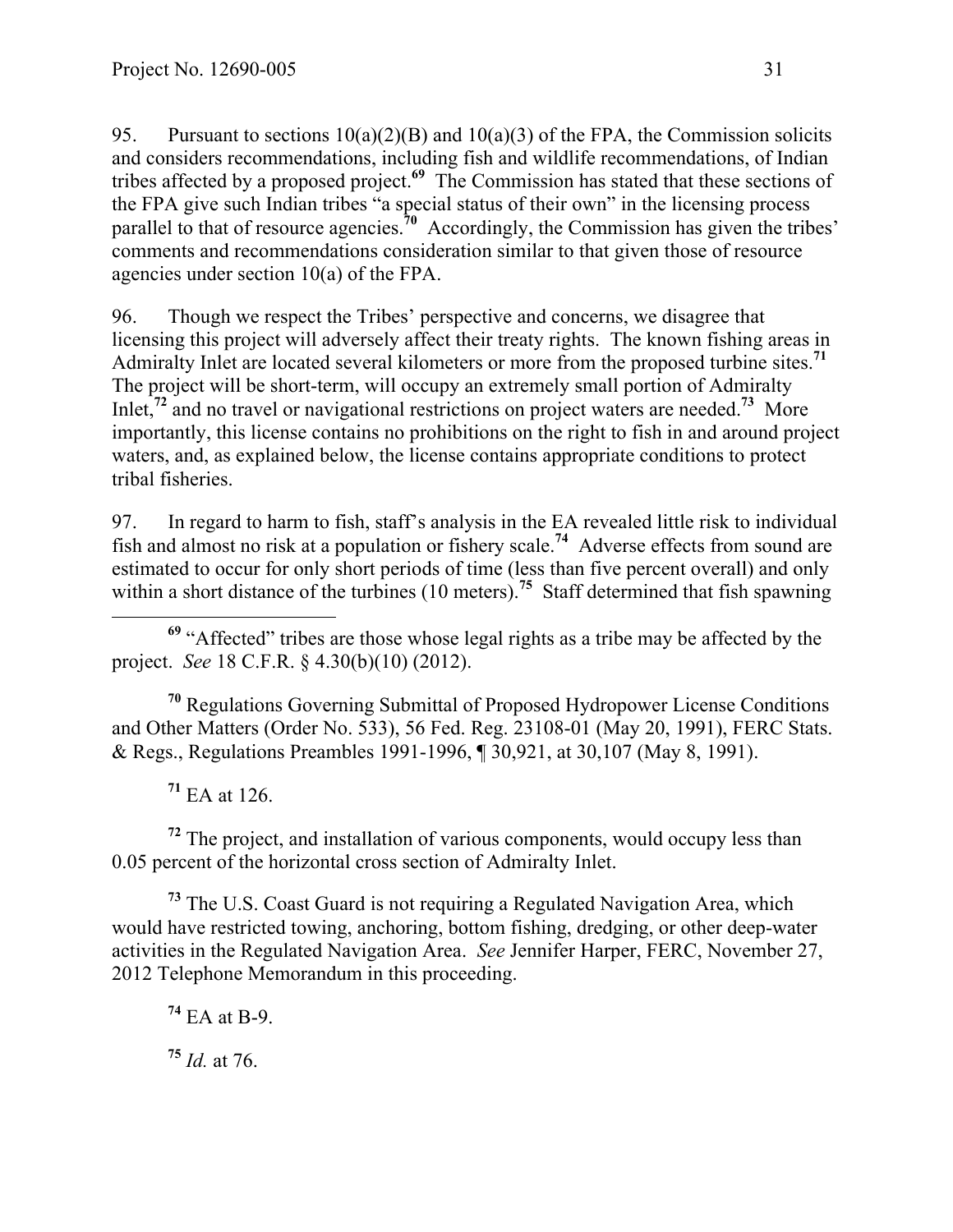95. Pursuant to sections 10(a)(2)(B) and 10(a)(3) of the FPA, the Commission solicits and considers recommendations, including fish and wildlife recommendations, of Indian tribes affected by a proposed project.[69] The Commission has stated that these sections of the FPA give such Indian tribes "a special status of their own" in the licensing process parallel to that of resource agencies.[70] Accordingly, the Commission has given the tribes' comments and recommendations consideration similar to that given those of resource agencies under section 10(a) of the FPA.

96. Though we respect the Tribes' perspective and concerns, we disagree that licensing this project will adversely affect their treaty rights. The known fishing areas in Admiralty Inlet are located several kilometers or more from the proposed turbine sites.[71] The project will be short-term, will occupy an extremely small portion of Admiralty Inlet,[72] and no travel or navigational restrictions on project waters are needed.[73] More importantly, this license contains no prohibitions on the right to fish in and around project waters, and, as explained below, the license contains appropriate conditions to protect tribal fisheries.

97. In regard to harm to fish, staff's analysis in the EA revealed little risk to individual fish and almost no risk at a population or fishery scale.[74] Adverse effects from sound are estimated to occur for only short periods of time (less than five percent overall) and only within a short distance of the turbines (10 meters).[75] Staff determined that fish spawning

---

[69] "Affected" tribes are those whose legal rights as a tribe may be affected by the project. *See* 18 C.F.R. § 4.30(b)(10) (2012).

[70] Regulations Governing Submittal of Proposed Hydropower License Conditions and Other Matters (Order No. 533), 56 Fed. Reg. 23108-01 (May 20, 1991), FERC Stats. & Regs., Regulations Preambles 1991-1996, ¶ 30,921, at 30,107 (May 8, 1991).

[71] EA at 126.

[72] The project, and installation of various components, would occupy less than 0.05 percent of the horizontal cross section of Admiralty Inlet.

[73] The U.S. Coast Guard is not requiring a Regulated Navigation Area, which would have restricted towing, anchoring, bottom fishing, dredging, or other deep-water activities in the Regulated Navigation Area. *See* Jennifer Harper, FERC, November 27, 2012 Telephone Memorandum in this proceeding.

[74] EA at B-9.

[75] *Id.* at 76.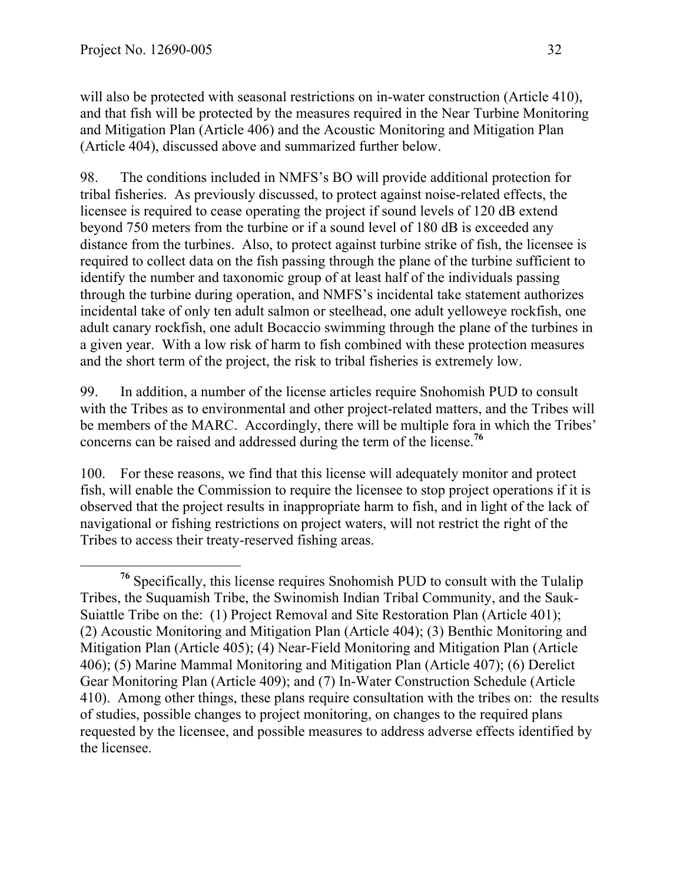will also be protected with seasonal restrictions on in-water construction (Article 410), and that fish will be protected by the measures required in the Near Turbine Monitoring and Mitigation Plan (Article 406) and the Acoustic Monitoring and Mitigation Plan (Article 404), discussed above and summarized further below.

98. The conditions included in NMFS's BO will provide additional protection for tribal fisheries. As previously discussed, to protect against noise-related effects, the licensee is required to cease operating the project if sound levels of 120 dB extend beyond 750 meters from the turbine or if a sound level of 180 dB is exceeded any distance from the turbines. Also, to protect against turbine strike of fish, the licensee is required to collect data on the fish passing through the plane of the turbine sufficient to identify the number and taxonomic group of at least half of the individuals passing through the turbine during operation, and NMFS's incidental take statement authorizes incidental take of only ten adult salmon or steelhead, one adult yelloweye rockfish, one adult canary rockfish, one adult Bocaccio swimming through the plane of the turbines in a given year. With a low risk of harm to fish combined with these protection measures and the short term of the project, the risk to tribal fisheries is extremely low.

99. In addition, a number of the license articles require Snohomish PUD to consult with the Tribes as to environmental and other project-related matters, and the Tribes will be members of the MARC. Accordingly, there will be multiple fora in which the Tribes' concerns can be raised and addressed during the term of the license.[76]

100. For these reasons, we find that this license will adequately monitor and protect fish, will enable the Commission to require the licensee to stop project operations if it is observed that the project results in inappropriate harm to fish, and in light of the lack of navigational or fishing restrictions on project waters, will not restrict the right of the Tribes to access their treaty-reserved fishing areas.

---

[76] Specifically, this license requires Snohomish PUD to consult with the Tulalip Tribes, the Suquamish Tribe, the Swinomish Indian Tribal Community, and the Sauk-Suiattle Tribe on the: (1) Project Removal and Site Restoration Plan (Article 401); (2) Acoustic Monitoring and Mitigation Plan (Article 404); (3) Benthic Monitoring and Mitigation Plan (Article 405); (4) Near-Field Monitoring and Mitigation Plan (Article 406); (5) Marine Mammal Monitoring and Mitigation Plan (Article 407); (6) Derelict Gear Monitoring Plan (Article 409); and (7) In-Water Construction Schedule (Article 410). Among other things, these plans require consultation with the tribes on: the results of studies, possible changes to project monitoring, on changes to the required plans requested by the licensee, and possible measures to address adverse effects identified by the licensee.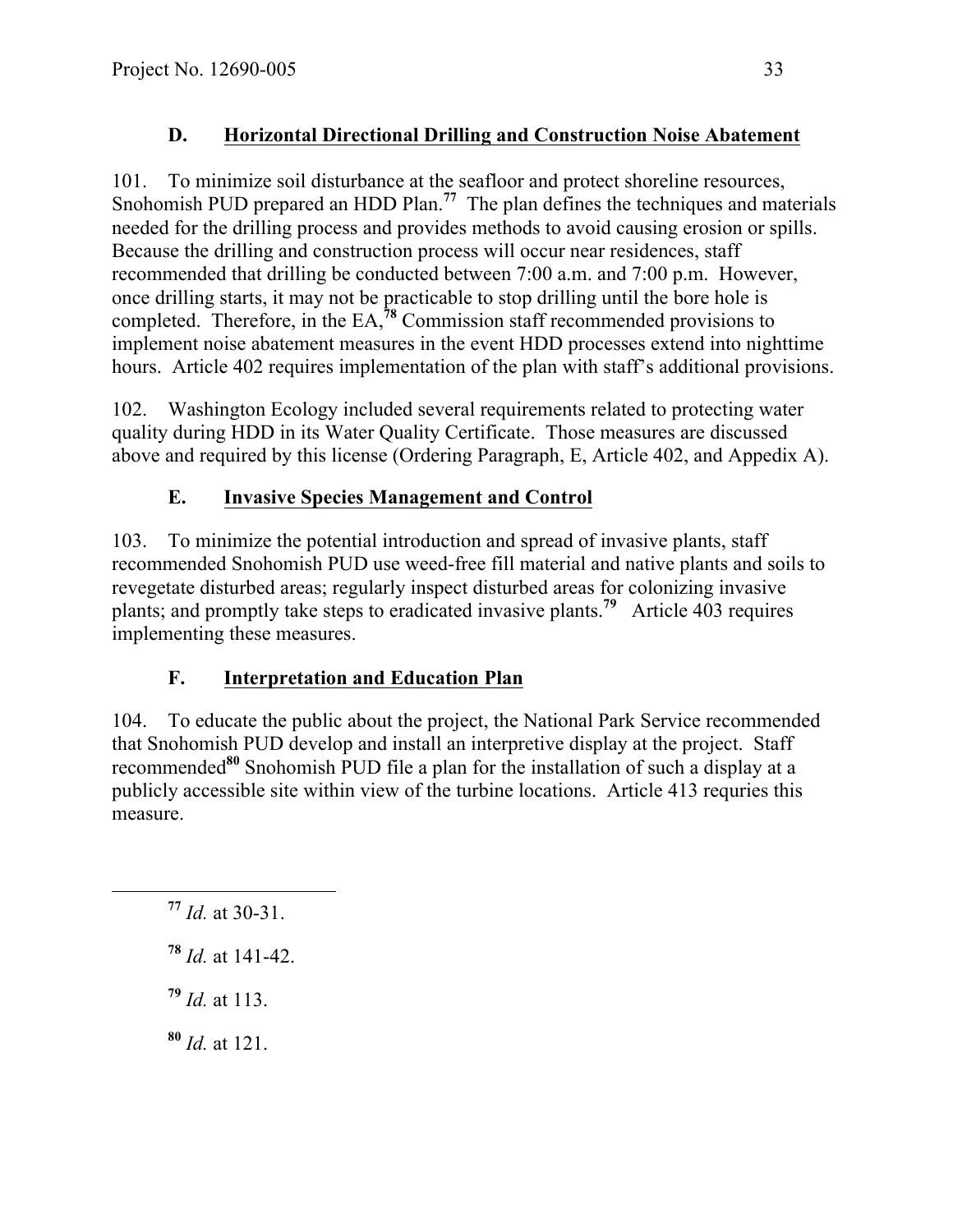### D. Horizontal Directional Drilling and Construction Noise Abatement

101. To minimize soil disturbance at the seafloor and protect shoreline resources, Snohomish PUD prepared an HDD Plan.[77] The plan defines the techniques and materials needed for the drilling process and provides methods to avoid causing erosion or spills. Because the drilling and construction process will occur near residences, staff recommended that drilling be conducted between 7:00 a.m. and 7:00 p.m. However, once drilling starts, it may not be practicable to stop drilling until the bore hole is completed. Therefore, in the EA,[78] Commission staff recommended provisions to implement noise abatement measures in the event HDD processes extend into nighttime hours. Article 402 requires implementation of the plan with staff's additional provisions.

102. Washington Ecology included several requirements related to protecting water quality during HDD in its Water Quality Certificate. Those measures are discussed above and required by this license (Ordering Paragraph, E, Article 402, and Appedix A).

### E. Invasive Species Management and Control

103. To minimize the potential introduction and spread of invasive plants, staff recommended Snohomish PUD use weed-free fill material and native plants and soils to revegetate disturbed areas; regularly inspect disturbed areas for colonizing invasive plants; and promptly take steps to eradicated invasive plants.[79] Article 403 requires implementing these measures.

### F. Interpretation and Education Plan

104. To educate the public about the project, the National Park Service recommended that Snohomish PUD develop and install an interpretive display at the project. Staff recommended[80] Snohomish PUD file a plan for the installation of such a display at a publicly accessible site within view of the turbine locations. Article 413 requries this measure.

---

[77] *Id.* at 30-31.

[78] *Id.* at 141-42.

[79] *Id.* at 113.

[80] *Id.* at 121.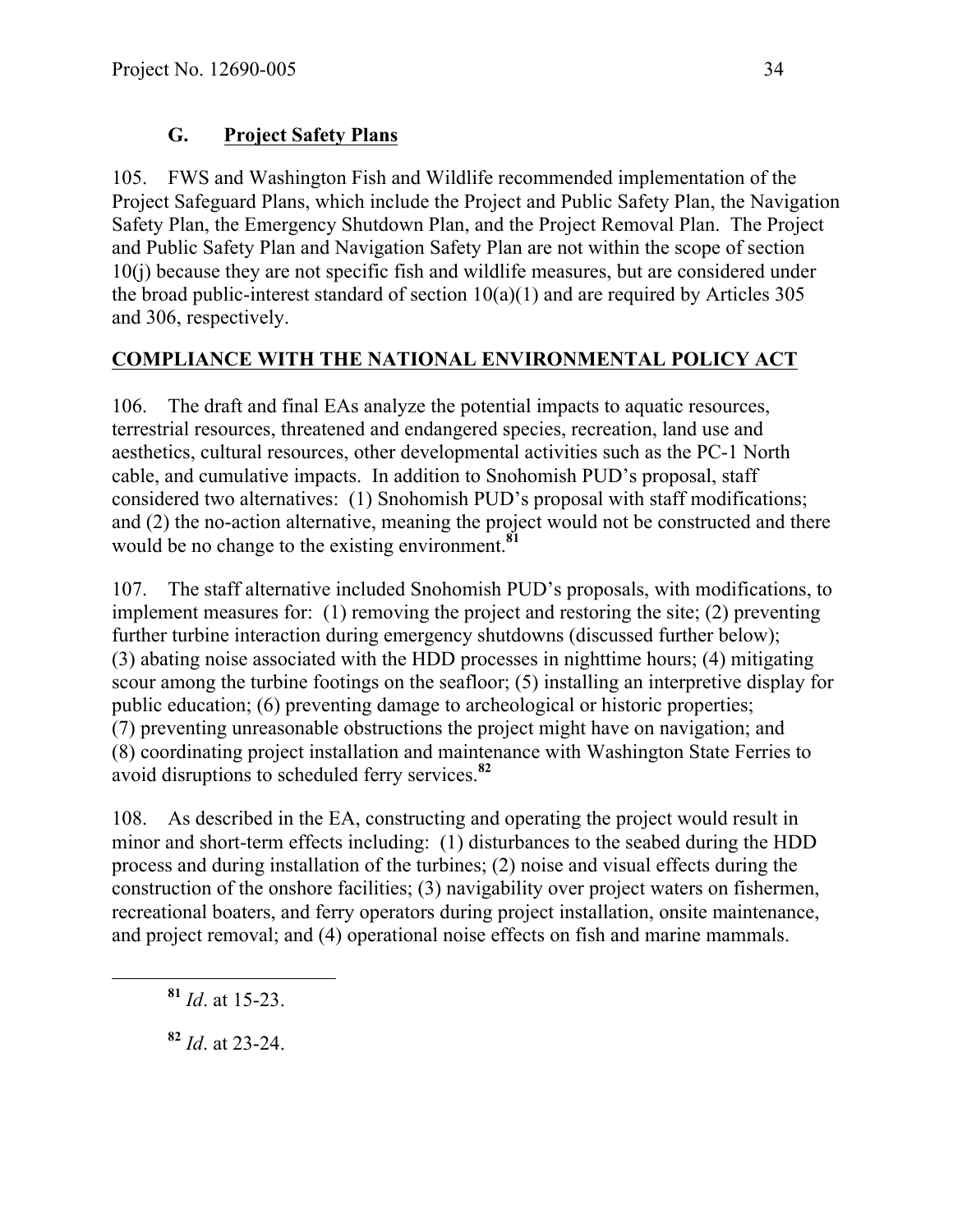## G. Project Safety Plans

105. FWS and Washington Fish and Wildlife recommended implementation of the Project Safeguard Plans, which include the Project and Public Safety Plan, the Navigation Safety Plan, the Emergency Shutdown Plan, and the Project Removal Plan. The Project and Public Safety Plan and Navigation Safety Plan are not within the scope of section 10(j) because they are not specific fish and wildlife measures, but are considered under the broad public-interest standard of section 10(a)(1) and are required by Articles 305 and 306, respectively.

## COMPLIANCE WITH THE NATIONAL ENVIRONMENTAL POLICY ACT

106. The draft and final EAs analyze the potential impacts to aquatic resources, terrestrial resources, threatened and endangered species, recreation, land use and aesthetics, cultural resources, other developmental activities such as the PC-1 North cable, and cumulative impacts. In addition to Snohomish PUD's proposal, staff considered two alternatives: (1) Snohomish PUD's proposal with staff modifications; and (2) the no-action alternative, meaning the project would not be constructed and there would be no change to the existing environment.[81]

107. The staff alternative included Snohomish PUD's proposals, with modifications, to implement measures for: (1) removing the project and restoring the site; (2) preventing further turbine interaction during emergency shutdowns (discussed further below); (3) abating noise associated with the HDD processes in nighttime hours; (4) mitigating scour among the turbine footings on the seafloor; (5) installing an interpretive display for public education; (6) preventing damage to archeological or historic properties; (7) preventing unreasonable obstructions the project might have on navigation; and (8) coordinating project installation and maintenance with Washington State Ferries to avoid disruptions to scheduled ferry services.[82]

108. As described in the EA, constructing and operating the project would result in minor and short-term effects including: (1) disturbances to the seabed during the HDD process and during installation of the turbines; (2) noise and visual effects during the construction of the onshore facilities; (3) navigability over project waters on fishermen, recreational boaters, and ferry operators during project installation, onsite maintenance, and project removal; and (4) operational noise effects on fish and marine mammals.

---

[81] *Id*. at 15-23.

[82] *Id*. at 23-24.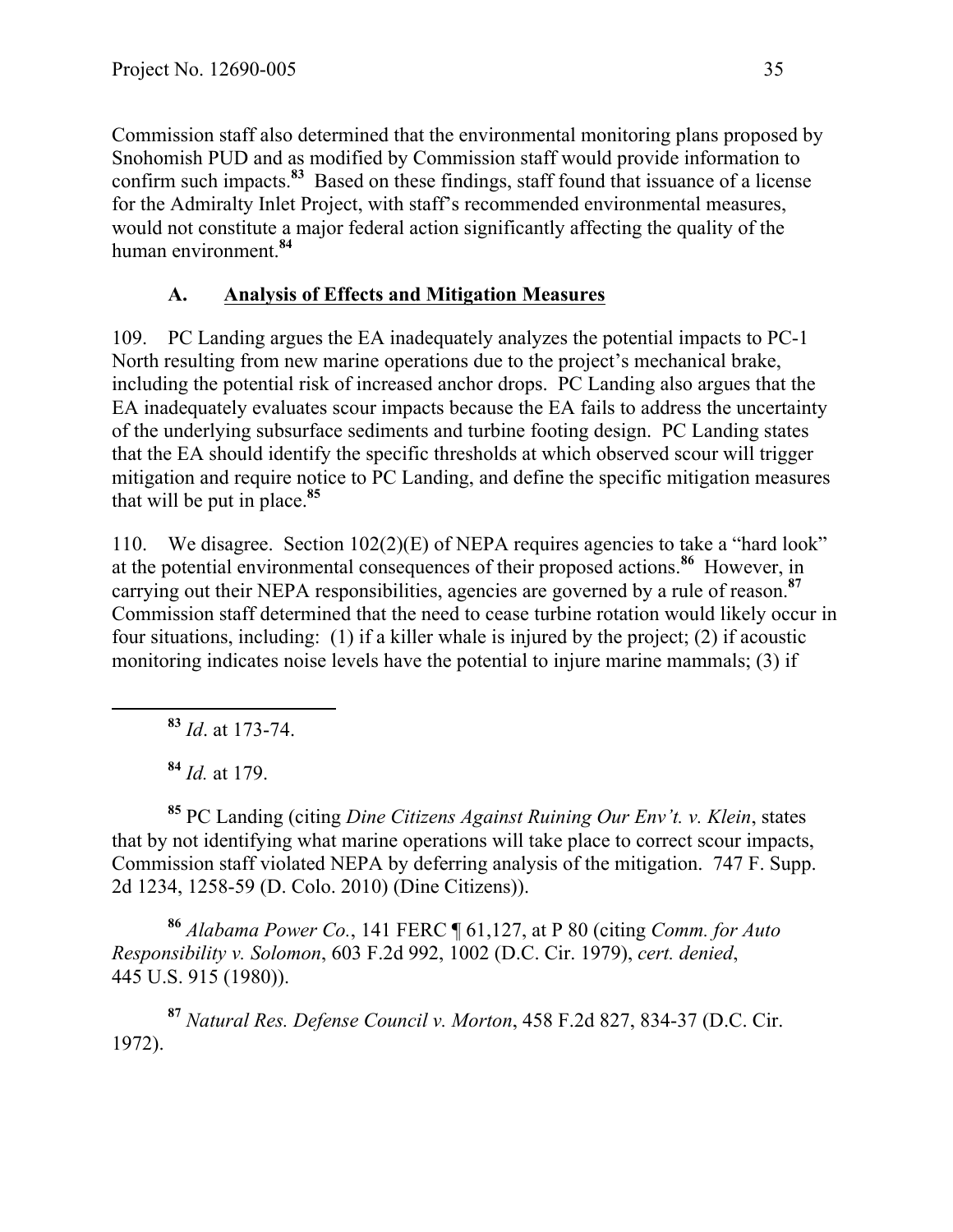Commission staff also determined that the environmental monitoring plans proposed by Snohomish PUD and as modified by Commission staff would provide information to confirm such impacts.[83] Based on these findings, staff found that issuance of a license for the Admiralty Inlet Project, with staff's recommended environmental measures, would not constitute a major federal action significantly affecting the quality of the human environment.[84]

### A. Analysis of Effects and Mitigation Measures

109. PC Landing argues the EA inadequately analyzes the potential impacts to PC-1 North resulting from new marine operations due to the project's mechanical brake, including the potential risk of increased anchor drops. PC Landing also argues that the EA inadequately evaluates scour impacts because the EA fails to address the uncertainty of the underlying subsurface sediments and turbine footing design. PC Landing states that the EA should identify the specific thresholds at which observed scour will trigger mitigation and require notice to PC Landing, and define the specific mitigation measures that will be put in place.[85]

110. We disagree. Section 102(2)(E) of NEPA requires agencies to take a "hard look" at the potential environmental consequences of their proposed actions.[86] However, in carrying out their NEPA responsibilities, agencies are governed by a rule of reason.[87] Commission staff determined that the need to cease turbine rotation would likely occur in four situations, including: (1) if a killer whale is injured by the project; (2) if acoustic monitoring indicates noise levels have the potential to injure marine mammals; (3) if

---

[83] *Id*. at 173-74.

[84] *Id.* at 179.

[85] PC Landing (citing *Dine Citizens Against Ruining Our Env't. v. Klein*, states that by not identifying what marine operations will take place to correct scour impacts, Commission staff violated NEPA by deferring analysis of the mitigation. 747 F. Supp. 2d 1234, 1258-59 (D. Colo. 2010) (Dine Citizens)).

[86] *Alabama Power Co.*, 141 FERC ¶ 61,127, at P 80 (citing *Comm. for Auto Responsibility v. Solomon*, 603 F.2d 992, 1002 (D.C. Cir. 1979), *cert. denied*, 445 U.S. 915 (1980)).

[87] *Natural Res. Defense Council v. Morton*, 458 F.2d 827, 834-37 (D.C. Cir. 1972).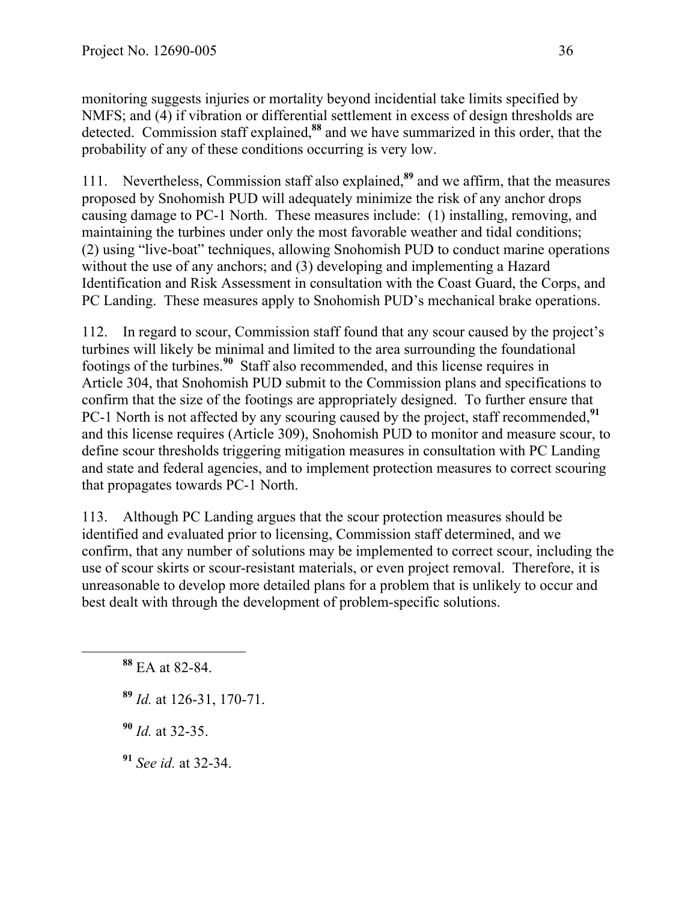monitoring suggests injuries or mortality beyond incidential take limits specified by NMFS; and (4) if vibration or differential settlement in excess of design thresholds are detected. Commission staff explained,[88] and we have summarized in this order, that the probability of any of these conditions occurring is very low.

111. Nevertheless, Commission staff also explained,[89] and we affirm, that the measures proposed by Snohomish PUD will adequately minimize the risk of any anchor drops causing damage to PC-1 North. These measures include: (1) installing, removing, and maintaining the turbines under only the most favorable weather and tidal conditions; (2) using "live-boat" techniques, allowing Snohomish PUD to conduct marine operations without the use of any anchors; and (3) developing and implementing a Hazard Identification and Risk Assessment in consultation with the Coast Guard, the Corps, and PC Landing. These measures apply to Snohomish PUD's mechanical brake operations.

112. In regard to scour, Commission staff found that any scour caused by the project's turbines will likely be minimal and limited to the area surrounding the foundational footings of the turbines.[90] Staff also recommended, and this license requires in Article 304, that Snohomish PUD submit to the Commission plans and specifications to confirm that the size of the footings are appropriately designed. To further ensure that PC-1 North is not affected by any scouring caused by the project, staff recommended,[91] and this license requires (Article 309), Snohomish PUD to monitor and measure scour, to define scour thresholds triggering mitigation measures in consultation with PC Landing and state and federal agencies, and to implement protection measures to correct scouring that propagates towards PC-1 North.

113. Although PC Landing argues that the scour protection measures should be identified and evaluated prior to licensing, Commission staff determined, and we confirm, that any number of solutions may be implemented to correct scour, including the use of scour skirts or scour-resistant materials, or even project removal. Therefore, it is unreasonable to develop more detailed plans for a problem that is unlikely to occur and best dealt with through the development of problem-specific solutions.

---

[88] EA at 82-84.

[89] *Id.* at 126-31, 170-71.

[90] *Id.* at 32-35.

[91] *See id.* at 32-34.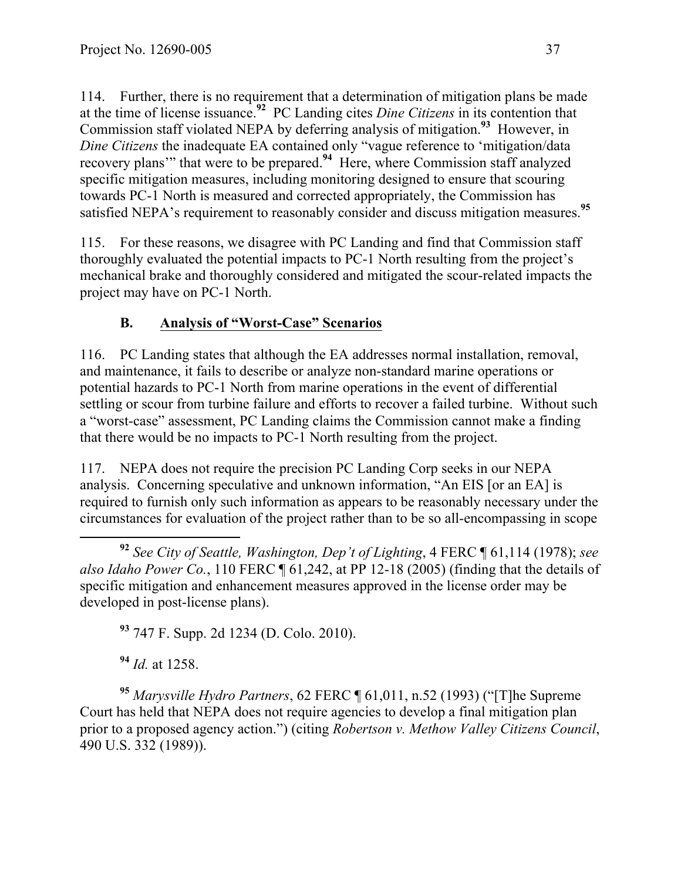114. Further, there is no requirement that a determination of mitigation plans be made at the time of license issuance.[92] PC Landing cites *Dine Citizens* in its contention that Commission staff violated NEPA by deferring analysis of mitigation.[93] However, in *Dine Citizens* the inadequate EA contained only "vague reference to 'mitigation/data recovery plans'" that were to be prepared.[94] Here, where Commission staff analyzed specific mitigation measures, including monitoring designed to ensure that scouring towards PC-1 North is measured and corrected appropriately, the Commission has satisfied NEPA's requirement to reasonably consider and discuss mitigation measures.[95]

115. For these reasons, we disagree with PC Landing and find that Commission staff thoroughly evaluated the potential impacts to PC-1 North resulting from the project's mechanical brake and thoroughly considered and mitigated the scour-related impacts the project may have on PC-1 North.

### B. Analysis of "Worst-Case" Scenarios

116. PC Landing states that although the EA addresses normal installation, removal, and maintenance, it fails to describe or analyze non-standard marine operations or potential hazards to PC-1 North from marine operations in the event of differential settling or scour from turbine failure and efforts to recover a failed turbine. Without such a "worst-case" assessment, PC Landing claims the Commission cannot make a finding that there would be no impacts to PC-1 North resulting from the project.

117. NEPA does not require the precision PC Landing Corp seeks in our NEPA analysis. Concerning speculative and unknown information, "An EIS [or an EA] is required to furnish only such information as appears to be reasonably necessary under the circumstances for evaluation of the project rather than to be so all-encompassing in scope

---

[92] *See City of Seattle, Washington, Dep't of Lighting*, 4 FERC ¶ 61,114 (1978); *see also Idaho Power Co.*, 110 FERC ¶ 61,242, at PP 12-18 (2005) (finding that the details of specific mitigation and enhancement measures approved in the license order may be developed in post-license plans).

[93] 747 F. Supp. 2d 1234 (D. Colo. 2010).

[94] *Id.* at 1258.

[95] *Marysville Hydro Partners*, 62 FERC ¶ 61,011, n.52 (1993) ("[T]he Supreme Court has held that NEPA does not require agencies to develop a final mitigation plan prior to a proposed agency action.") (citing *Robertson v. Methow Valley Citizens Council*, 490 U.S. 332 (1989)).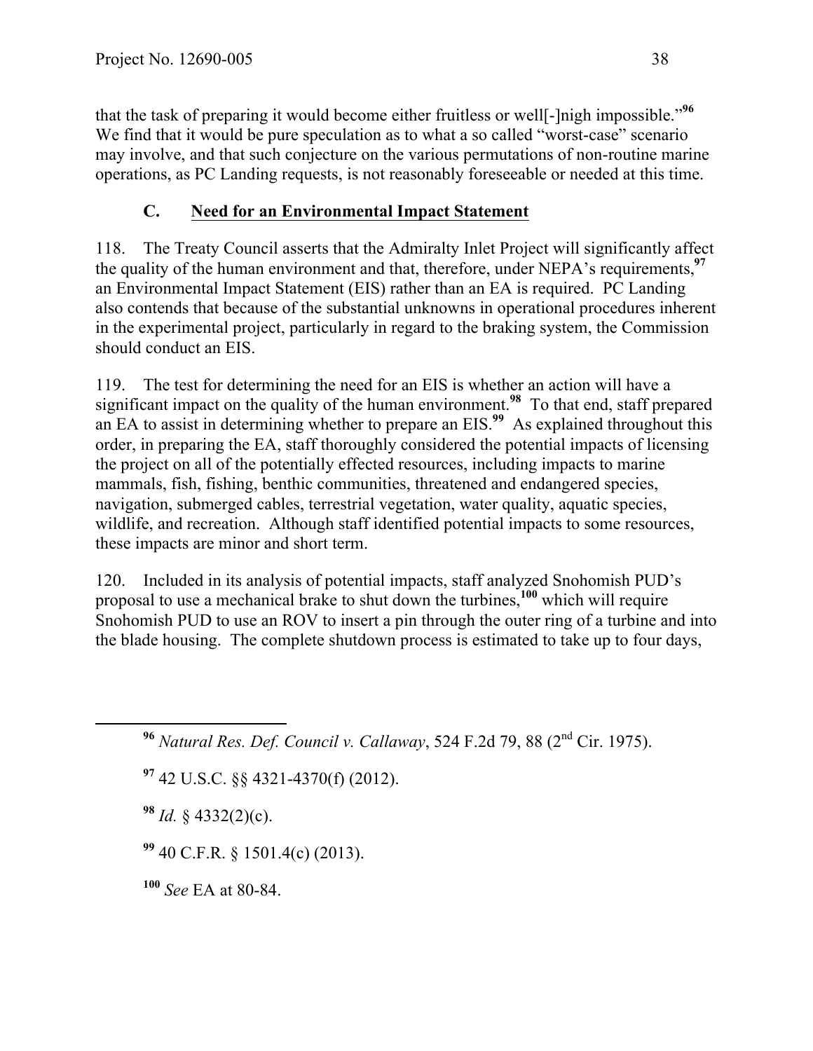that the task of preparing it would become either fruitless or well[-]nigh impossible."[96] We find that it would be pure speculation as to what a so called "worst-case" scenario may involve, and that such conjecture on the various permutations of non-routine marine operations, as PC Landing requests, is not reasonably foreseeable or needed at this time.

### C. Need for an Environmental Impact Statement

118. The Treaty Council asserts that the Admiralty Inlet Project will significantly affect the quality of the human environment and that, therefore, under NEPA's requirements,[97] an Environmental Impact Statement (EIS) rather than an EA is required. PC Landing also contends that because of the substantial unknowns in operational procedures inherent in the experimental project, particularly in regard to the braking system, the Commission should conduct an EIS.

119. The test for determining the need for an EIS is whether an action will have a significant impact on the quality of the human environment.[98] To that end, staff prepared an EA to assist in determining whether to prepare an EIS.[99] As explained throughout this order, in preparing the EA, staff thoroughly considered the potential impacts of licensing the project on all of the potentially effected resources, including impacts to marine mammals, fish, fishing, benthic communities, threatened and endangered species, navigation, submerged cables, terrestrial vegetation, water quality, aquatic species, wildlife, and recreation. Although staff identified potential impacts to some resources, these impacts are minor and short term.

120. Included in its analysis of potential impacts, staff analyzed Snohomish PUD's proposal to use a mechanical brake to shut down the turbines,[100] which will require Snohomish PUD to use an ROV to insert a pin through the outer ring of a turbine and into the blade housing. The complete shutdown process is estimated to take up to four days,

---

[96] *Natural Res. Def. Council v. Callaway*, 524 F.2d 79, 88 (2nd Cir. 1975).

[97] 42 U.S.C. §§ 4321-4370(f) (2012).

[98] *Id.* § 4332(2)(c).

[99] 40 C.F.R. § 1501.4(c) (2013).

[100] *See* EA at 80-84.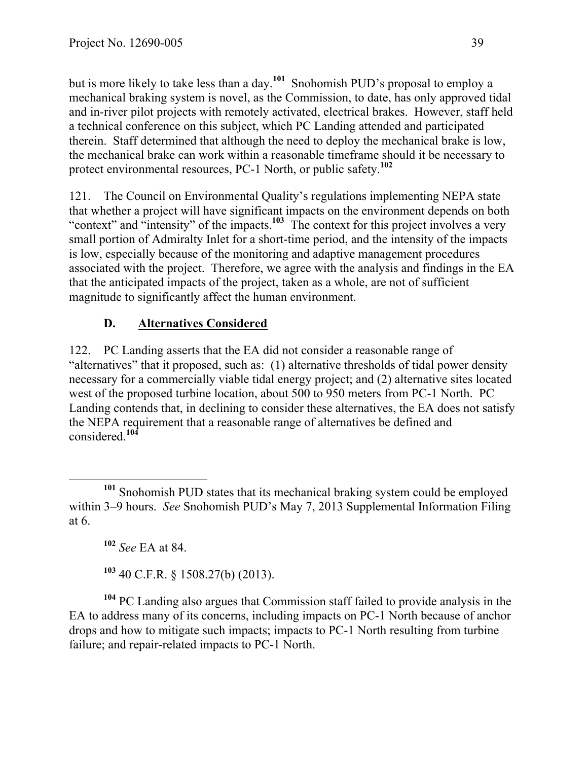but is more likely to take less than a day.[101] Snohomish PUD's proposal to employ a mechanical braking system is novel, as the Commission, to date, has only approved tidal and in-river pilot projects with remotely activated, electrical brakes. However, staff held a technical conference on this subject, which PC Landing attended and participated therein. Staff determined that although the need to deploy the mechanical brake is low, the mechanical brake can work within a reasonable timeframe should it be necessary to protect environmental resources, PC-1 North, or public safety.[102]

121. The Council on Environmental Quality's regulations implementing NEPA state that whether a project will have significant impacts on the environment depends on both "context" and "intensity" of the impacts.[103] The context for this project involves a very small portion of Admiralty Inlet for a short-time period, and the intensity of the impacts is low, especially because of the monitoring and adaptive management procedures associated with the project. Therefore, we agree with the analysis and findings in the EA that the anticipated impacts of the project, taken as a whole, are not of sufficient magnitude to significantly affect the human environment.

### D. Alternatives Considered

122. PC Landing asserts that the EA did not consider a reasonable range of "alternatives" that it proposed, such as: (1) alternative thresholds of tidal power density necessary for a commercially viable tidal energy project; and (2) alternative sites located west of the proposed turbine location, about 500 to 950 meters from PC-1 North. PC Landing contends that, in declining to consider these alternatives, the EA does not satisfy the NEPA requirement that a reasonable range of alternatives be defined and considered.[104]

---

[101] Snohomish PUD states that its mechanical braking system could be employed within 3–9 hours. *See* Snohomish PUD's May 7, 2013 Supplemental Information Filing at 6.

[102] *See* EA at 84.

[103] 40 C.F.R. § 1508.27(b) (2013).

[104] PC Landing also argues that Commission staff failed to provide analysis in the EA to address many of its concerns, including impacts on PC-1 North because of anchor drops and how to mitigate such impacts; impacts to PC-1 North resulting from turbine failure; and repair-related impacts to PC-1 North.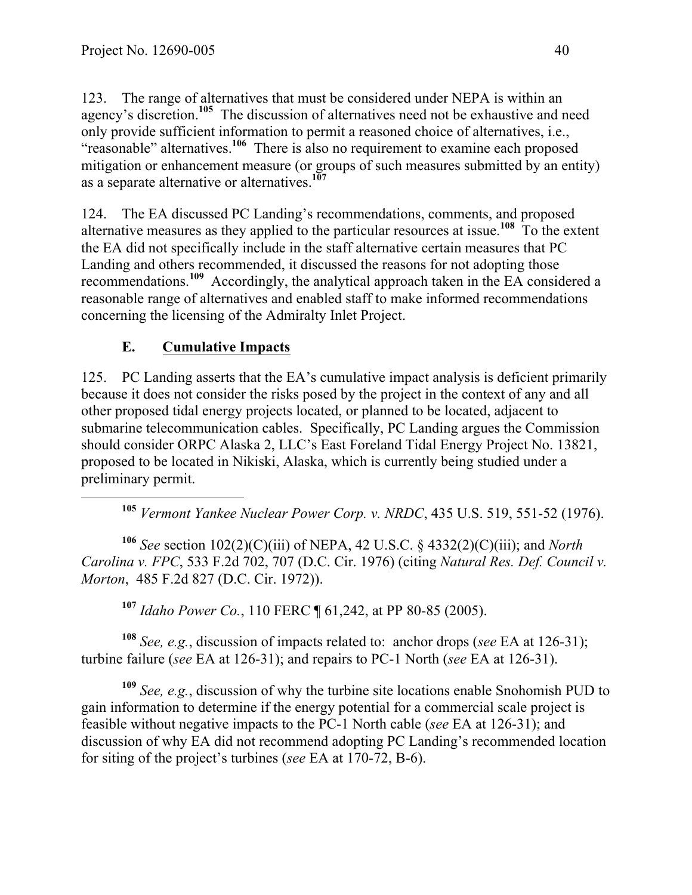123. The range of alternatives that must be considered under NEPA is within an agency's discretion.[105] The discussion of alternatives need not be exhaustive and need only provide sufficient information to permit a reasoned choice of alternatives, i.e., "reasonable" alternatives.[106] There is also no requirement to examine each proposed mitigation or enhancement measure (or groups of such measures submitted by an entity) as a separate alternative or alternatives.[107]

124. The EA discussed PC Landing's recommendations, comments, and proposed alternative measures as they applied to the particular resources at issue.[108] To the extent the EA did not specifically include in the staff alternative certain measures that PC Landing and others recommended, it discussed the reasons for not adopting those recommendations.[109] Accordingly, the analytical approach taken in the EA considered a reasonable range of alternatives and enabled staff to make informed recommendations concerning the licensing of the Admiralty Inlet Project.

### E. Cumulative Impacts

125. PC Landing asserts that the EA's cumulative impact analysis is deficient primarily because it does not consider the risks posed by the project in the context of any and all other proposed tidal energy projects located, or planned to be located, adjacent to submarine telecommunication cables. Specifically, PC Landing argues the Commission should consider ORPC Alaska 2, LLC's East Foreland Tidal Energy Project No. 13821, proposed to be located in Nikiski, Alaska, which is currently being studied under a preliminary permit.

---

[105] *Vermont Yankee Nuclear Power Corp. v. NRDC*, 435 U.S. 519, 551-52 (1976).

[106] *See* section 102(2)(C)(iii) of NEPA, 42 U.S.C. § 4332(2)(C)(iii); and *North Carolina v. FPC*, 533 F.2d 702, 707 (D.C. Cir. 1976) (citing *Natural Res. Def. Council v. Morton*, 485 F.2d 827 (D.C. Cir. 1972)).

[107] *Idaho Power Co.*, 110 FERC ¶ 61,242, at PP 80-85 (2005).

[108] *See, e.g.*, discussion of impacts related to: anchor drops (*see* EA at 126-31); turbine failure (*see* EA at 126-31); and repairs to PC-1 North (*see* EA at 126-31).

[109] *See, e.g.*, discussion of why the turbine site locations enable Snohomish PUD to gain information to determine if the energy potential for a commercial scale project is feasible without negative impacts to the PC-1 North cable (*see* EA at 126-31); and discussion of why EA did not recommend adopting PC Landing's recommended location for siting of the project's turbines (*see* EA at 170-72, B-6).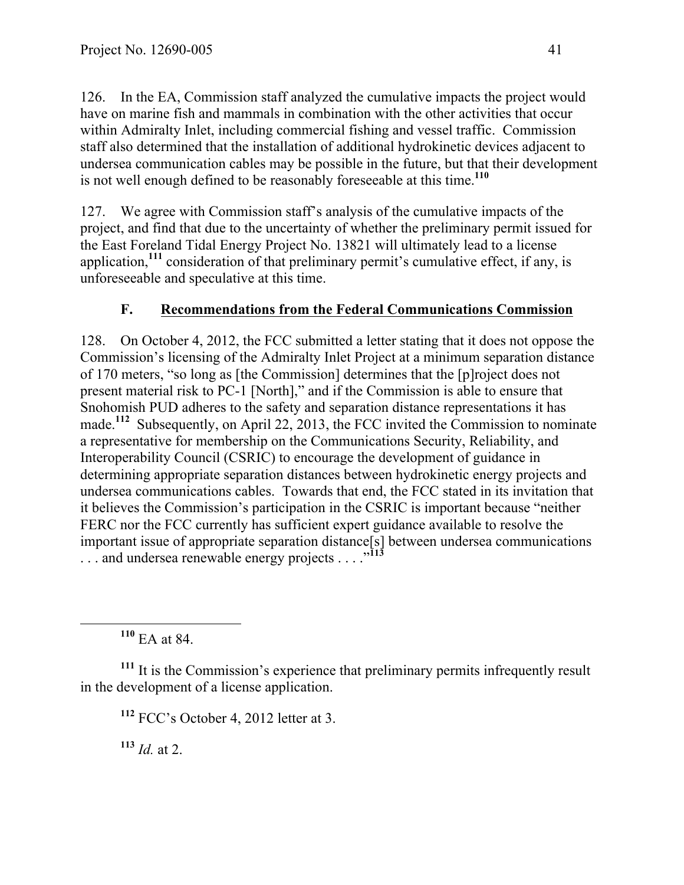126. In the EA, Commission staff analyzed the cumulative impacts the project would have on marine fish and mammals in combination with the other activities that occur within Admiralty Inlet, including commercial fishing and vessel traffic. Commission staff also determined that the installation of additional hydrokinetic devices adjacent to undersea communication cables may be possible in the future, but that their development is not well enough defined to be reasonably foreseeable at this time.[110]

127. We agree with Commission staff's analysis of the cumulative impacts of the project, and find that due to the uncertainty of whether the preliminary permit issued for the East Foreland Tidal Energy Project No. 13821 will ultimately lead to a license application,[111] consideration of that preliminary permit's cumulative effect, if any, is unforeseeable and speculative at this time.

### F. Recommendations from the Federal Communications Commission

128. On October 4, 2012, the FCC submitted a letter stating that it does not oppose the Commission's licensing of the Admiralty Inlet Project at a minimum separation distance of 170 meters, "so long as [the Commission] determines that the [p]roject does not present material risk to PC-1 [North]," and if the Commission is able to ensure that Snohomish PUD adheres to the safety and separation distance representations it has made.[112] Subsequently, on April 22, 2013, the FCC invited the Commission to nominate a representative for membership on the Communications Security, Reliability, and Interoperability Council (CSRIC) to encourage the development of guidance in determining appropriate separation distances between hydrokinetic energy projects and undersea communications cables. Towards that end, the FCC stated in its invitation that it believes the Commission's participation in the CSRIC is important because "neither FERC nor the FCC currently has sufficient expert guidance available to resolve the important issue of appropriate separation distance[s] between undersea communications . . . and undersea renewable energy projects . . . ."[113]

---

[110] EA at 84.

[111] It is the Commission's experience that preliminary permits infrequently result in the development of a license application.

[112] FCC's October 4, 2012 letter at 3.

[113] *Id.* at 2.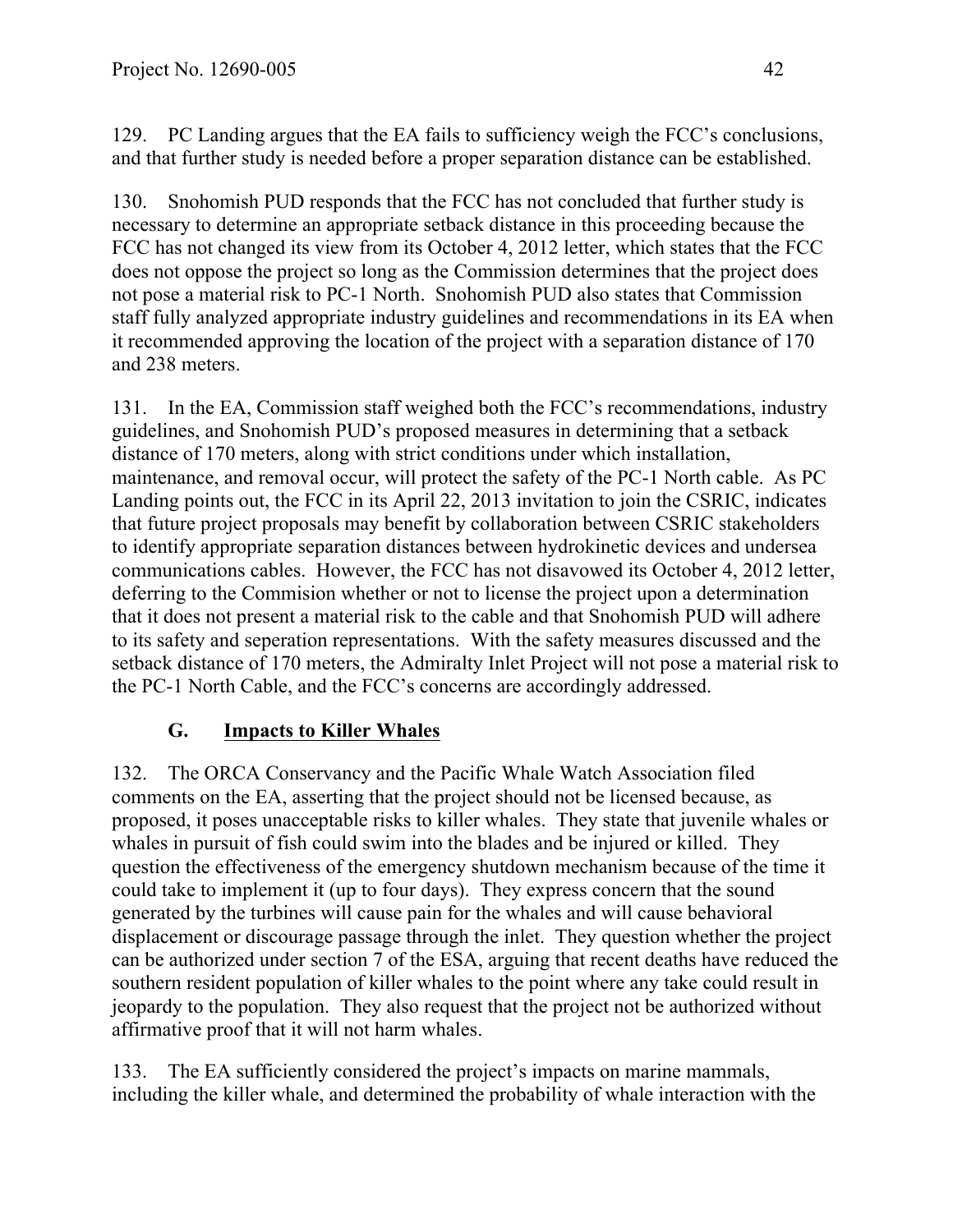129. PC Landing argues that the EA fails to sufficiency weigh the FCC's conclusions, and that further study is needed before a proper separation distance can be established.

130. Snohomish PUD responds that the FCC has not concluded that further study is necessary to determine an appropriate setback distance in this proceeding because the FCC has not changed its view from its October 4, 2012 letter, which states that the FCC does not oppose the project so long as the Commission determines that the project does not pose a material risk to PC-1 North. Snohomish PUD also states that Commission staff fully analyzed appropriate industry guidelines and recommendations in its EA when it recommended approving the location of the project with a separation distance of 170 and 238 meters.

131. In the EA, Commission staff weighed both the FCC's recommendations, industry guidelines, and Snohomish PUD's proposed measures in determining that a setback distance of 170 meters, along with strict conditions under which installation, maintenance, and removal occur, will protect the safety of the PC-1 North cable. As PC Landing points out, the FCC in its April 22, 2013 invitation to join the CSRIC, indicates that future project proposals may benefit by collaboration between CSRIC stakeholders to identify appropriate separation distances between hydrokinetic devices and undersea communications cables. However, the FCC has not disavowed its October 4, 2012 letter, deferring to the Commision whether or not to license the project upon a determination that it does not present a material risk to the cable and that Snohomish PUD will adhere to its safety and seperation representations. With the safety measures discussed and the setback distance of 170 meters, the Admiralty Inlet Project will not pose a material risk to the PC-1 North Cable, and the FCC's concerns are accordingly addressed.

### G. Impacts to Killer Whales

132. The ORCA Conservancy and the Pacific Whale Watch Association filed comments on the EA, asserting that the project should not be licensed because, as proposed, it poses unacceptable risks to killer whales. They state that juvenile whales or whales in pursuit of fish could swim into the blades and be injured or killed. They question the effectiveness of the emergency shutdown mechanism because of the time it could take to implement it (up to four days). They express concern that the sound generated by the turbines will cause pain for the whales and will cause behavioral displacement or discourage passage through the inlet. They question whether the project can be authorized under section 7 of the ESA, arguing that recent deaths have reduced the southern resident population of killer whales to the point where any take could result in jeopardy to the population. They also request that the project not be authorized without affirmative proof that it will not harm whales.

133. The EA sufficiently considered the project's impacts on marine mammals, including the killer whale, and determined the probability of whale interaction with the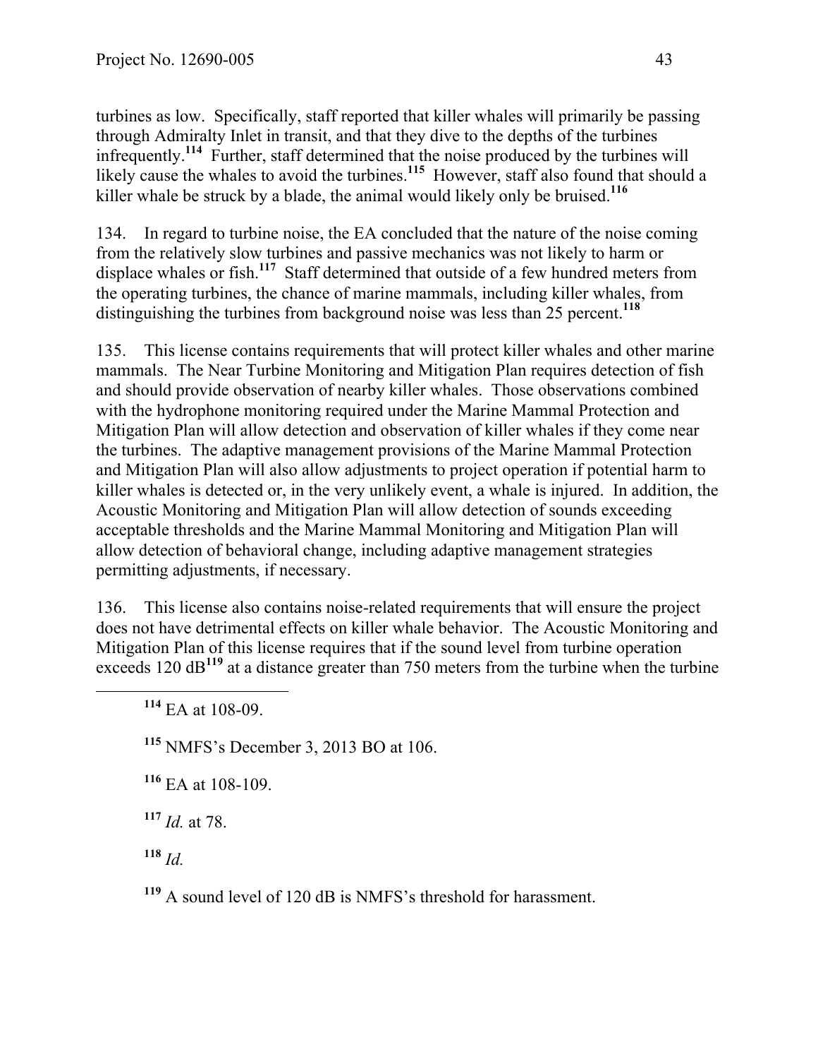turbines as low. Specifically, staff reported that killer whales will primarily be passing through Admiralty Inlet in transit, and that they dive to the depths of the turbines infrequently.[114] Further, staff determined that the noise produced by the turbines will likely cause the whales to avoid the turbines.[115] However, staff also found that should a killer whale be struck by a blade, the animal would likely only be bruised.[116]

134. In regard to turbine noise, the EA concluded that the nature of the noise coming from the relatively slow turbines and passive mechanics was not likely to harm or displace whales or fish.[117] Staff determined that outside of a few hundred meters from the operating turbines, the chance of marine mammals, including killer whales, from distinguishing the turbines from background noise was less than 25 percent.[118]

135. This license contains requirements that will protect killer whales and other marine mammals. The Near Turbine Monitoring and Mitigation Plan requires detection of fish and should provide observation of nearby killer whales. Those observations combined with the hydrophone monitoring required under the Marine Mammal Protection and Mitigation Plan will allow detection and observation of killer whales if they come near the turbines. The adaptive management provisions of the Marine Mammal Protection and Mitigation Plan will also allow adjustments to project operation if potential harm to killer whales is detected or, in the very unlikely event, a whale is injured. In addition, the Acoustic Monitoring and Mitigation Plan will allow detection of sounds exceeding acceptable thresholds and the Marine Mammal Monitoring and Mitigation Plan will allow detection of behavioral change, including adaptive management strategies permitting adjustments, if necessary.

136. This license also contains noise-related requirements that will ensure the project does not have detrimental effects on killer whale behavior. The Acoustic Monitoring and Mitigation Plan of this license requires that if the sound level from turbine operation exceeds 120 dB[119] at a distance greater than 750 meters from the turbine when the turbine

---

[114] EA at 108-09.

[115] NMFS's December 3, 2013 BO at 106.

[116] EA at 108-109.

[117] *Id.* at 78.

[118] *Id.*

[119] A sound level of 120 dB is NMFS's threshold for harassment.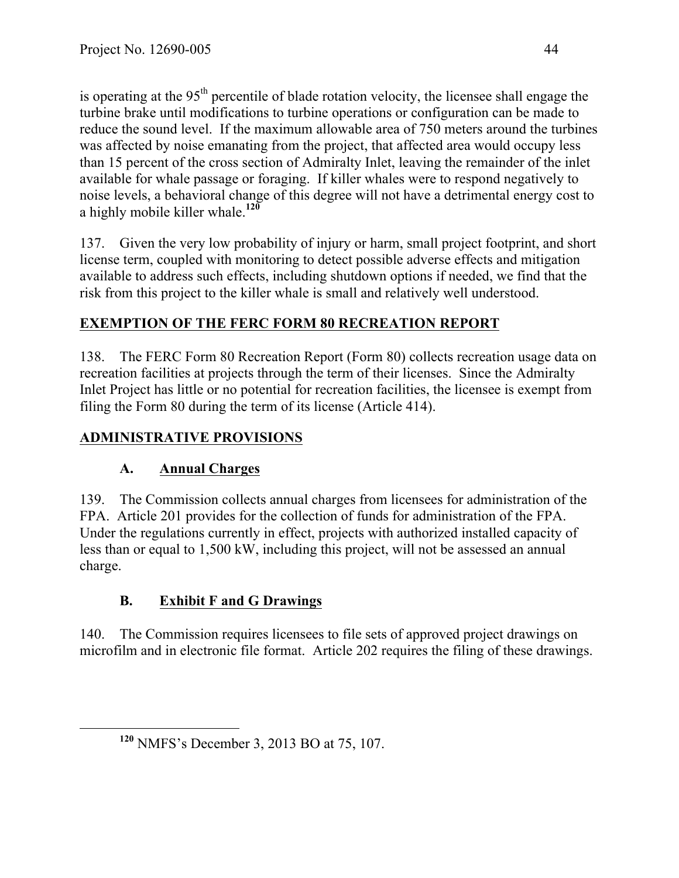is operating at the 95th percentile of blade rotation velocity, the licensee shall engage the turbine brake until modifications to turbine operations or configuration can be made to reduce the sound level. If the maximum allowable area of 750 meters around the turbines was affected by noise emanating from the project, that affected area would occupy less than 15 percent of the cross section of Admiralty Inlet, leaving the remainder of the inlet available for whale passage or foraging. If killer whales were to respond negatively to noise levels, a behavioral change of this degree will not have a detrimental energy cost to a highly mobile killer whale.[120]

137. Given the very low probability of injury or harm, small project footprint, and short license term, coupled with monitoring to detect possible adverse effects and mitigation available to address such effects, including shutdown options if needed, we find that the risk from this project to the killer whale is small and relatively well understood.

## EXEMPTION OF THE FERC FORM 80 RECREATION REPORT

138. The FERC Form 80 Recreation Report (Form 80) collects recreation usage data on recreation facilities at projects through the term of their licenses. Since the Admiralty Inlet Project has little or no potential for recreation facilities, the licensee is exempt from filing the Form 80 during the term of its license (Article 414).

## ADMINISTRATIVE PROVISIONS

### A. Annual Charges

139. The Commission collects annual charges from licensees for administration of the FPA. Article 201 provides for the collection of funds for administration of the FPA. Under the regulations currently in effect, projects with authorized installed capacity of less than or equal to 1,500 kW, including this project, will not be assessed an annual charge.

### B. Exhibit F and G Drawings

140. The Commission requires licensees to file sets of approved project drawings on microfilm and in electronic file format. Article 202 requires the filing of these drawings.

---

[120] NMFS's December 3, 2013 BO at 75, 107.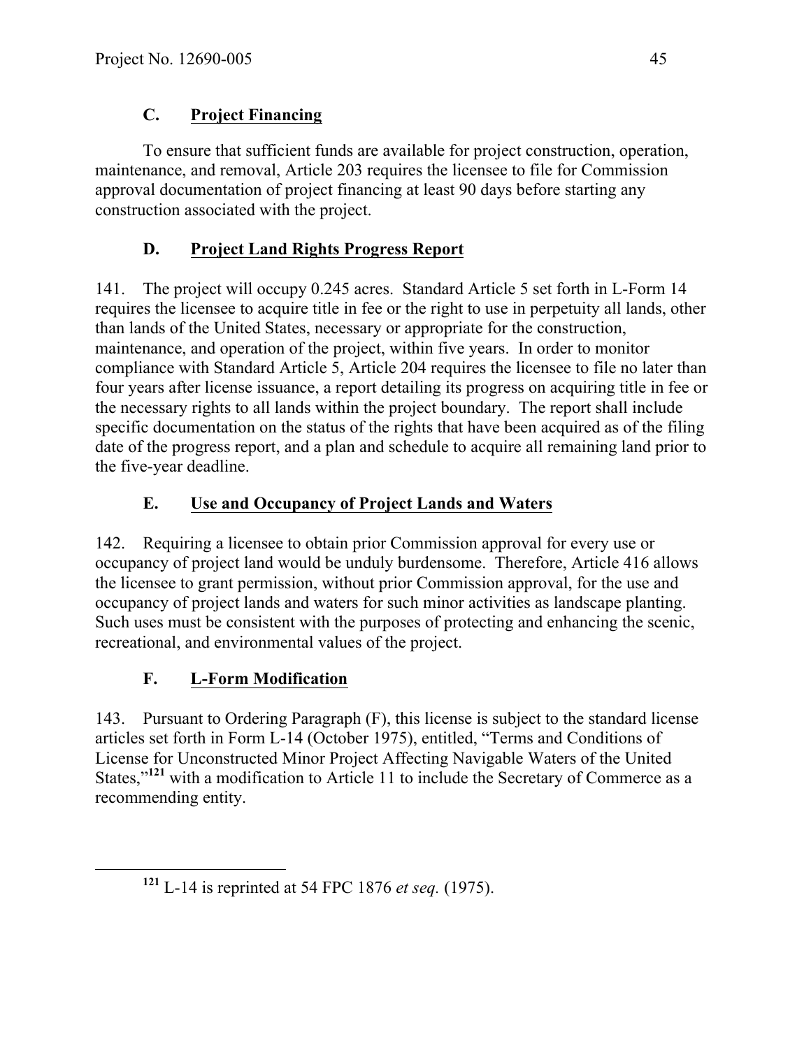## C. Project Financing

To ensure that sufficient funds are available for project construction, operation, maintenance, and removal, Article 203 requires the licensee to file for Commission approval documentation of project financing at least 90 days before starting any construction associated with the project.

## D. Project Land Rights Progress Report

141. The project will occupy 0.245 acres. Standard Article 5 set forth in L-Form 14 requires the licensee to acquire title in fee or the right to use in perpetuity all lands, other than lands of the United States, necessary or appropriate for the construction, maintenance, and operation of the project, within five years. In order to monitor compliance with Standard Article 5, Article 204 requires the licensee to file no later than four years after license issuance, a report detailing its progress on acquiring title in fee or the necessary rights to all lands within the project boundary. The report shall include specific documentation on the status of the rights that have been acquired as of the filing date of the progress report, and a plan and schedule to acquire all remaining land prior to the five-year deadline.

## E. Use and Occupancy of Project Lands and Waters

142. Requiring a licensee to obtain prior Commission approval for every use or occupancy of project land would be unduly burdensome. Therefore, Article 416 allows the licensee to grant permission, without prior Commission approval, for the use and occupancy of project lands and waters for such minor activities as landscape planting. Such uses must be consistent with the purposes of protecting and enhancing the scenic, recreational, and environmental values of the project.

## F. L-Form Modification

143. Pursuant to Ordering Paragraph (F), this license is subject to the standard license articles set forth in Form L-14 (October 1975), entitled, "Terms and Conditions of License for Unconstructed Minor Project Affecting Navigable Waters of the United States,"[121] with a modification to Article 11 to include the Secretary of Commerce as a recommending entity.

[121] L-14 is reprinted at 54 FPC 1876 *et seq.* (1975).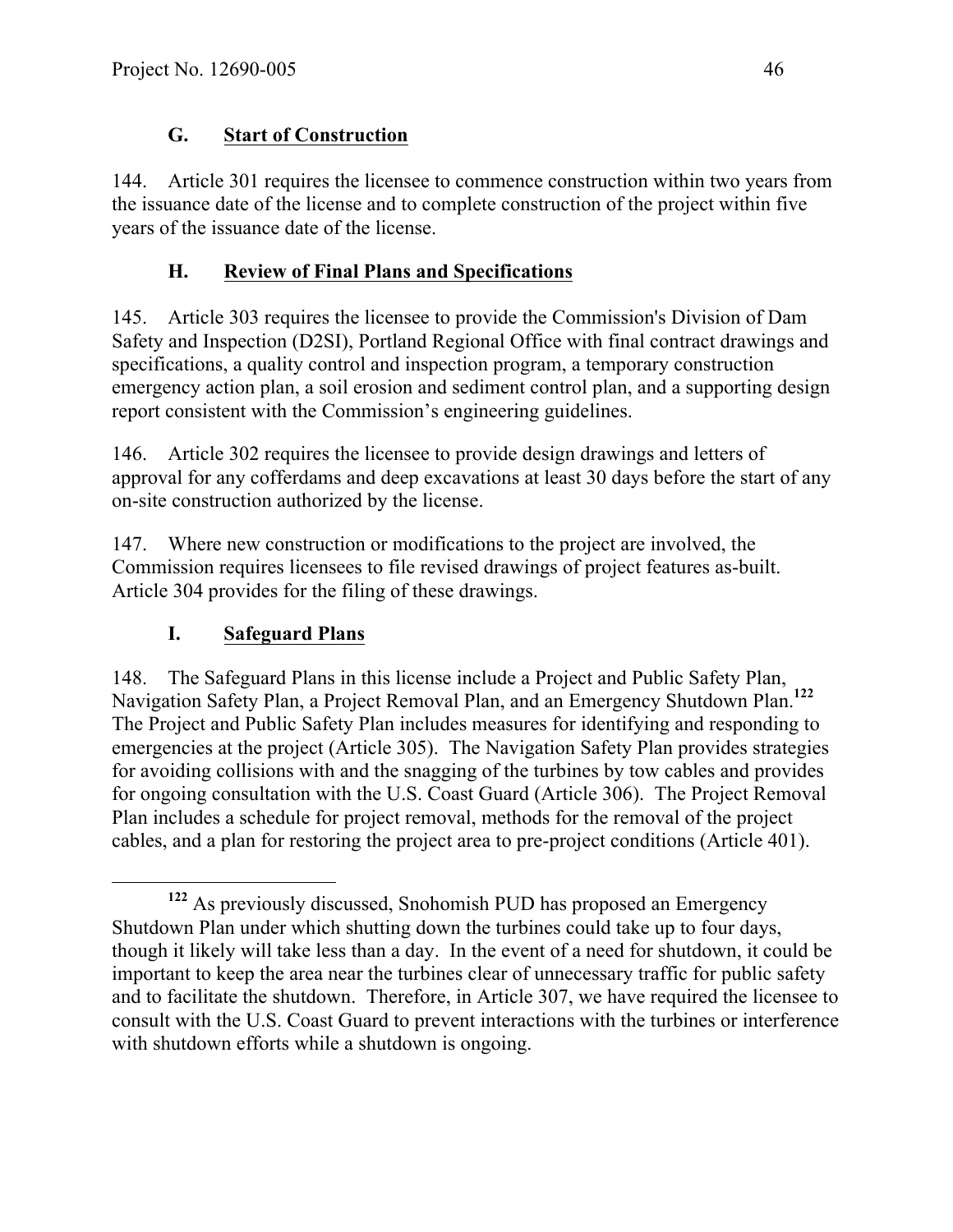## G. Start of Construction

144. Article 301 requires the licensee to commence construction within two years from the issuance date of the license and to complete construction of the project within five years of the issuance date of the license.

## H. Review of Final Plans and Specifications

145. Article 303 requires the licensee to provide the Commission's Division of Dam Safety and Inspection (D2SI), Portland Regional Office with final contract drawings and specifications, a quality control and inspection program, a temporary construction emergency action plan, a soil erosion and sediment control plan, and a supporting design report consistent with the Commission's engineering guidelines.

146. Article 302 requires the licensee to provide design drawings and letters of approval for any cofferdams and deep excavations at least 30 days before the start of any on-site construction authorized by the license.

147. Where new construction or modifications to the project are involved, the Commission requires licensees to file revised drawings of project features as-built. Article 304 provides for the filing of these drawings.

## I. Safeguard Plans

148. The Safeguard Plans in this license include a Project and Public Safety Plan, Navigation Safety Plan, a Project Removal Plan, and an Emergency Shutdown Plan.[122] The Project and Public Safety Plan includes measures for identifying and responding to emergencies at the project (Article 305). The Navigation Safety Plan provides strategies for avoiding collisions with and the snagging of the turbines by tow cables and provides for ongoing consultation with the U.S. Coast Guard (Article 306). The Project Removal Plan includes a schedule for project removal, methods for the removal of the project cables, and a plan for restoring the project area to pre-project conditions (Article 401).

---

[122] As previously discussed, Snohomish PUD has proposed an Emergency Shutdown Plan under which shutting down the turbines could take up to four days, though it likely will take less than a day. In the event of a need for shutdown, it could be important to keep the area near the turbines clear of unnecessary traffic for public safety and to facilitate the shutdown. Therefore, in Article 307, we have required the licensee to consult with the U.S. Coast Guard to prevent interactions with the turbines or interference with shutdown efforts while a shutdown is ongoing.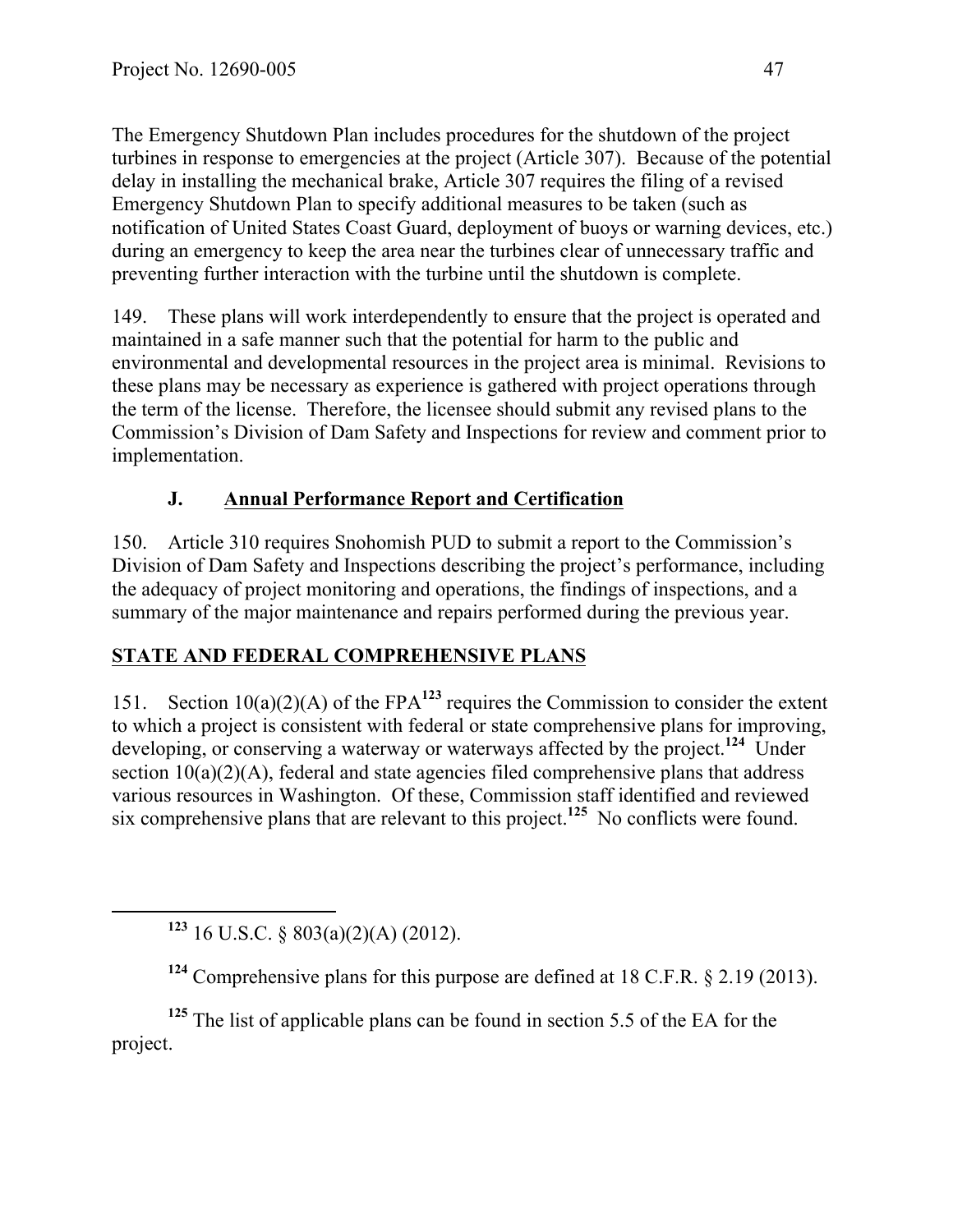The Emergency Shutdown Plan includes procedures for the shutdown of the project turbines in response to emergencies at the project (Article 307). Because of the potential delay in installing the mechanical brake, Article 307 requires the filing of a revised Emergency Shutdown Plan to specify additional measures to be taken (such as notification of United States Coast Guard, deployment of buoys or warning devices, etc.) during an emergency to keep the area near the turbines clear of unnecessary traffic and preventing further interaction with the turbine until the shutdown is complete.

149. These plans will work interdependently to ensure that the project is operated and maintained in a safe manner such that the potential for harm to the public and environmental and developmental resources in the project area is minimal. Revisions to these plans may be necessary as experience is gathered with project operations through the term of the license. Therefore, the licensee should submit any revised plans to the Commission's Division of Dam Safety and Inspections for review and comment prior to implementation.

### J. Annual Performance Report and Certification

150. Article 310 requires Snohomish PUD to submit a report to the Commission's Division of Dam Safety and Inspections describing the project's performance, including the adequacy of project monitoring and operations, the findings of inspections, and a summary of the major maintenance and repairs performed during the previous year.

## STATE AND FEDERAL COMPREHENSIVE PLANS

151. Section 10(a)(2)(A) of the FPA[123] requires the Commission to consider the extent to which a project is consistent with federal or state comprehensive plans for improving, developing, or conserving a waterway or waterways affected by the project.[124] Under section 10(a)(2)(A), federal and state agencies filed comprehensive plans that address various resources in Washington. Of these, Commission staff identified and reviewed six comprehensive plans that are relevant to this project.[125] No conflicts were found.

---

[123] 16 U.S.C. § 803(a)(2)(A) (2012).

[124] Comprehensive plans for this purpose are defined at 18 C.F.R. § 2.19 (2013).

[125] The list of applicable plans can be found in section 5.5 of the EA for the project.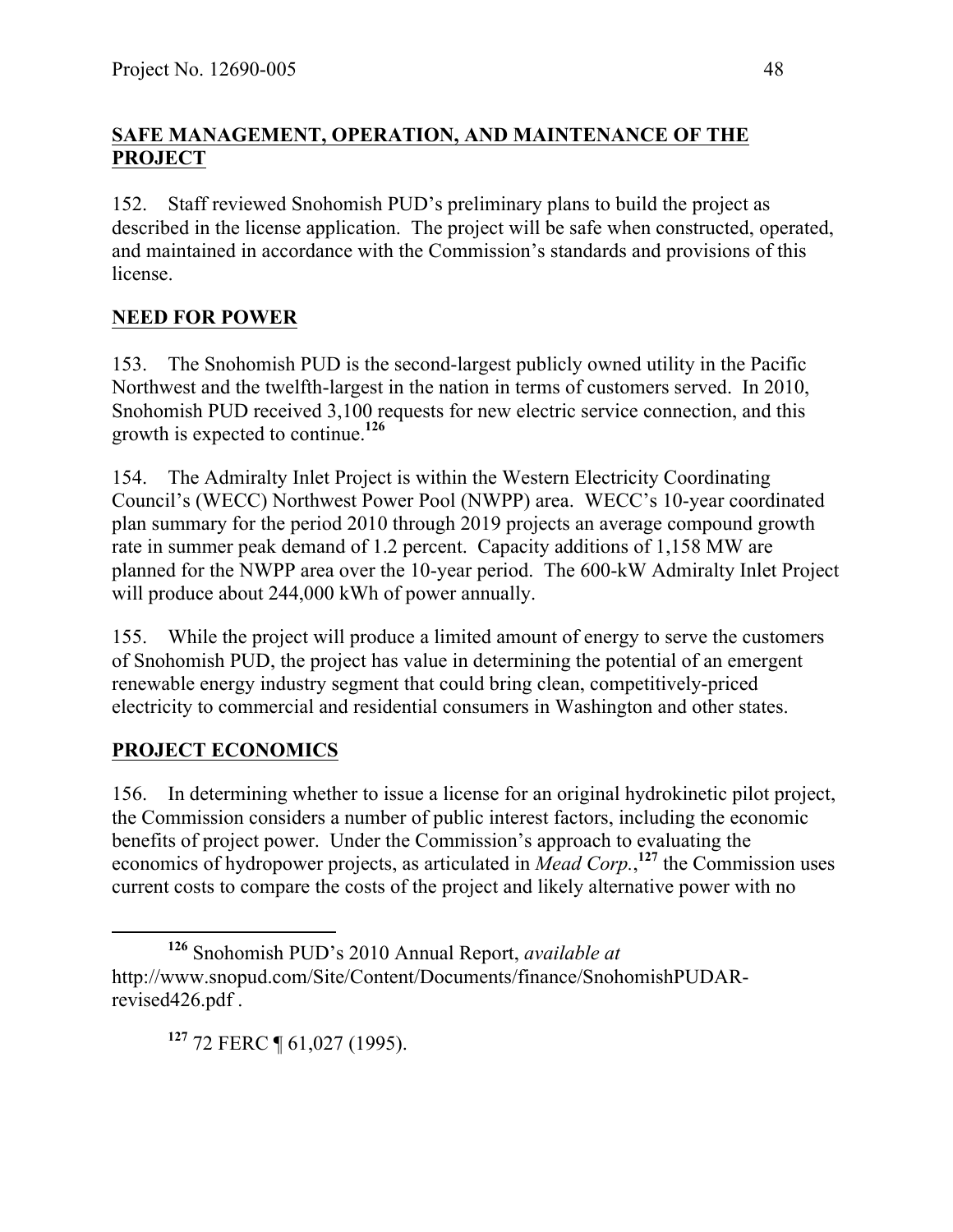## SAFE MANAGEMENT, OPERATION, AND MAINTENANCE OF THE PROJECT

152. Staff reviewed Snohomish PUD's preliminary plans to build the project as described in the license application. The project will be safe when constructed, operated, and maintained in accordance with the Commission's standards and provisions of this license.

## NEED FOR POWER

153. The Snohomish PUD is the second-largest publicly owned utility in the Pacific Northwest and the twelfth-largest in the nation in terms of customers served. In 2010, Snohomish PUD received 3,100 requests for new electric service connection, and this growth is expected to continue.[126]

154. The Admiralty Inlet Project is within the Western Electricity Coordinating Council's (WECC) Northwest Power Pool (NWPP) area. WECC's 10-year coordinated plan summary for the period 2010 through 2019 projects an average compound growth rate in summer peak demand of 1.2 percent. Capacity additions of 1,158 MW are planned for the NWPP area over the 10-year period. The 600-kW Admiralty Inlet Project will produce about 244,000 kWh of power annually.

155. While the project will produce a limited amount of energy to serve the customers of Snohomish PUD, the project has value in determining the potential of an emergent renewable energy industry segment that could bring clean, competitively-priced electricity to commercial and residential consumers in Washington and other states.

## PROJECT ECONOMICS

156. In determining whether to issue a license for an original hydrokinetic pilot project, the Commission considers a number of public interest factors, including the economic benefits of project power. Under the Commission's approach to evaluating the economics of hydropower projects, as articulated in *Mead Corp.*,[127] the Commission uses current costs to compare the costs of the project and likely alternative power with no

---

[126] Snohomish PUD's 2010 Annual Report, *available at* http://www.snopud.com/Site/Content/Documents/finance/SnohomishPUDAR-revised426.pdf .

[127] 72 FERC ¶ 61,027 (1995).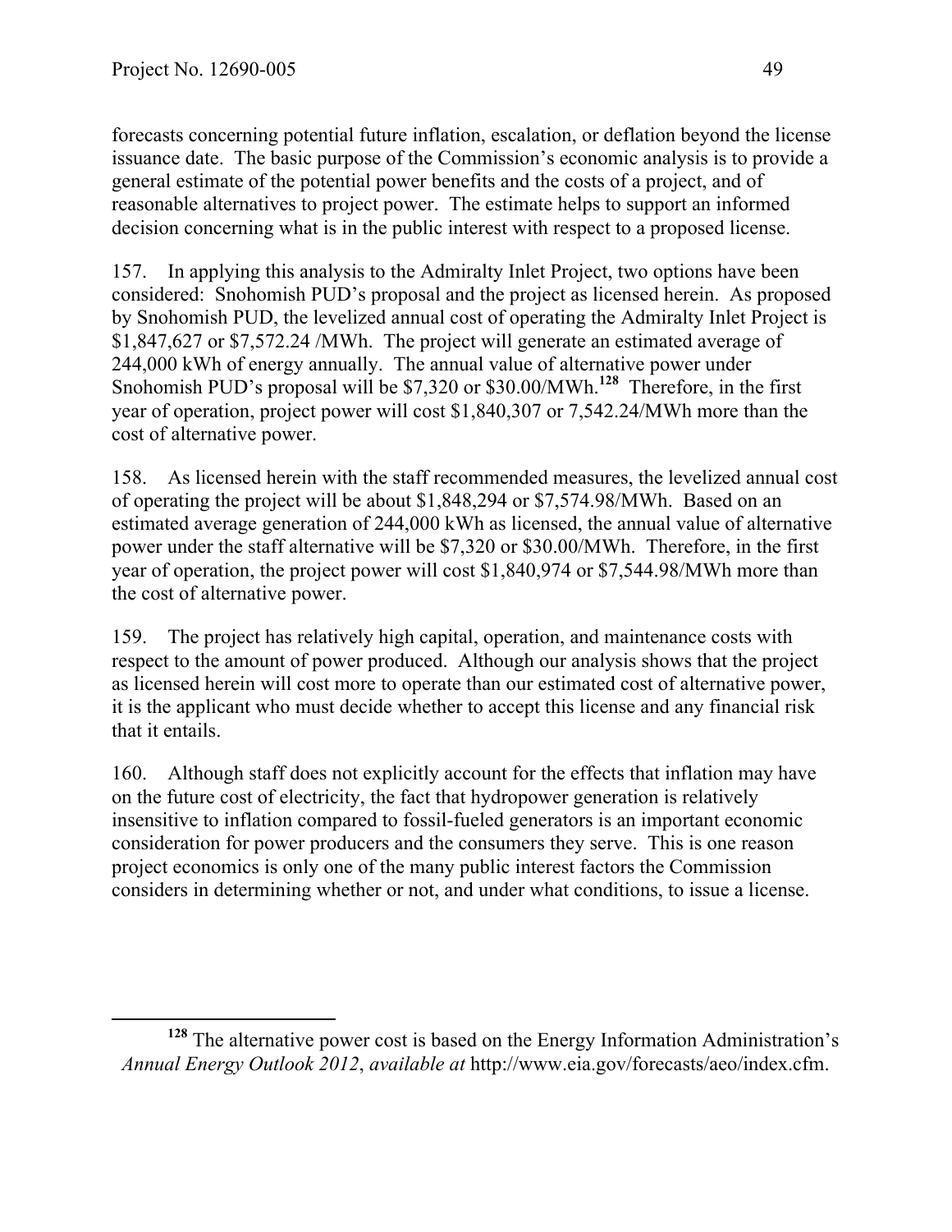forecasts concerning potential future inflation, escalation, or deflation beyond the license issuance date. The basic purpose of the Commission's economic analysis is to provide a general estimate of the potential power benefits and the costs of a project, and of reasonable alternatives to project power. The estimate helps to support an informed decision concerning what is in the public interest with respect to a proposed license.

157. In applying this analysis to the Admiralty Inlet Project, two options have been considered: Snohomish PUD's proposal and the project as licensed herein. As proposed by Snohomish PUD, the levelized annual cost of operating the Admiralty Inlet Project is $1,847,627 or $7,572.24 /MWh. The project will generate an estimated average of 244,000 kWh of energy annually. The annual value of alternative power under Snohomish PUD's proposal will be $7,320 or $30.00/MWh.[128] Therefore, in the first year of operation, project power will cost $1,840,307 or 7,542.24/MWh more than the cost of alternative power.

158. As licensed herein with the staff recommended measures, the levelized annual cost of operating the project will be about $1,848,294 or $7,574.98/MWh. Based on an estimated average generation of 244,000 kWh as licensed, the annual value of alternative power under the staff alternative will be $7,320 or $30.00/MWh. Therefore, in the first year of operation, the project power will cost $1,840,974 or $7,544.98/MWh more than the cost of alternative power.

159. The project has relatively high capital, operation, and maintenance costs with respect to the amount of power produced. Although our analysis shows that the project as licensed herein will cost more to operate than our estimated cost of alternative power, it is the applicant who must decide whether to accept this license and any financial risk that it entails.

160. Although staff does not explicitly account for the effects that inflation may have on the future cost of electricity, the fact that hydropower generation is relatively insensitive to inflation compared to fossil-fueled generators is an important economic consideration for power producers and the consumers they serve. This is one reason project economics is only one of the many public interest factors the Commission considers in determining whether or not, and under what conditions, to issue a license.

---

[128] The alternative power cost is based on the Energy Information Administration's *Annual Energy Outlook 2012*, *available at* http://www.eia.gov/forecasts/aeo/index.cfm.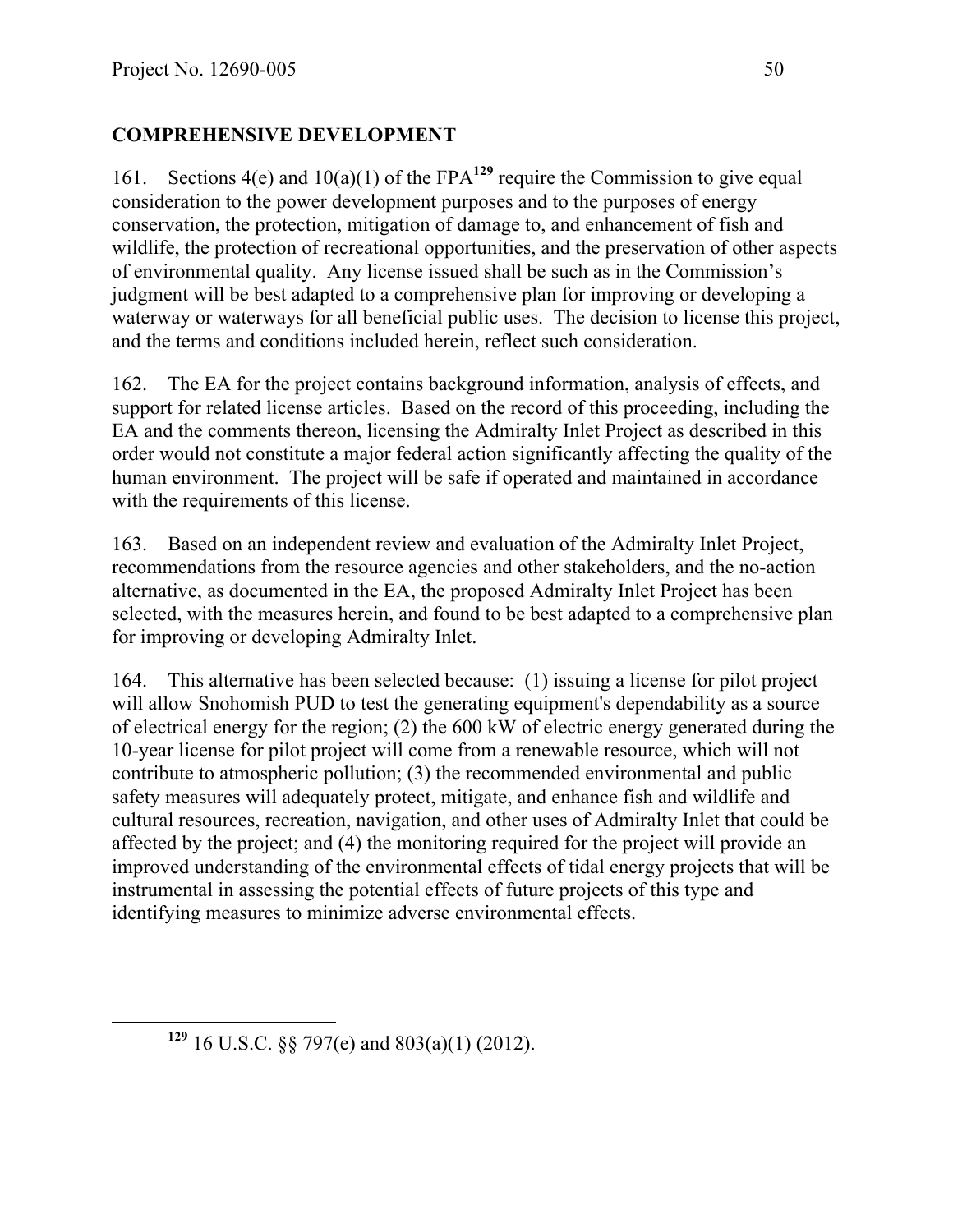## COMPREHENSIVE DEVELOPMENT

161. Sections 4(e) and 10(a)(1) of the FPA[129] require the Commission to give equal consideration to the power development purposes and to the purposes of energy conservation, the protection, mitigation of damage to, and enhancement of fish and wildlife, the protection of recreational opportunities, and the preservation of other aspects of environmental quality. Any license issued shall be such as in the Commission's judgment will be best adapted to a comprehensive plan for improving or developing a waterway or waterways for all beneficial public uses. The decision to license this project, and the terms and conditions included herein, reflect such consideration.

162. The EA for the project contains background information, analysis of effects, and support for related license articles. Based on the record of this proceeding, including the EA and the comments thereon, licensing the Admiralty Inlet Project as described in this order would not constitute a major federal action significantly affecting the quality of the human environment. The project will be safe if operated and maintained in accordance with the requirements of this license.

163. Based on an independent review and evaluation of the Admiralty Inlet Project, recommendations from the resource agencies and other stakeholders, and the no-action alternative, as documented in the EA, the proposed Admiralty Inlet Project has been selected, with the measures herein, and found to be best adapted to a comprehensive plan for improving or developing Admiralty Inlet.

164. This alternative has been selected because: (1) issuing a license for pilot project will allow Snohomish PUD to test the generating equipment's dependability as a source of electrical energy for the region; (2) the 600 kW of electric energy generated during the 10-year license for pilot project will come from a renewable resource, which will not contribute to atmospheric pollution; (3) the recommended environmental and public safety measures will adequately protect, mitigate, and enhance fish and wildlife and cultural resources, recreation, navigation, and other uses of Admiralty Inlet that could be affected by the project; and (4) the monitoring required for the project will provide an improved understanding of the environmental effects of tidal energy projects that will be instrumental in assessing the potential effects of future projects of this type and identifying measures to minimize adverse environmental effects.

---

[129] 16 U.S.C. §§ 797(e) and 803(a)(1) (2012).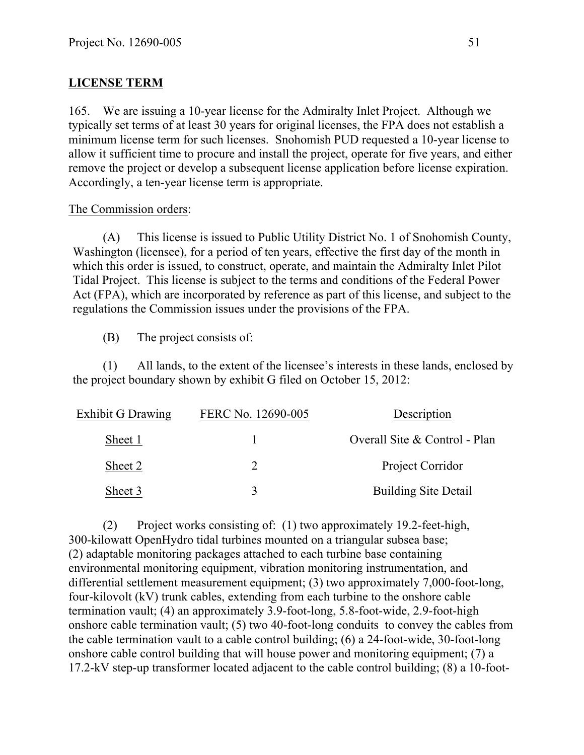## LICENSE TERM

165. We are issuing a 10-year license for the Admiralty Inlet Project. Although we typically set terms of at least 30 years for original licenses, the FPA does not establish a minimum license term for such licenses. Snohomish PUD requested a 10-year license to allow it sufficient time to procure and install the project, operate for five years, and either remove the project or develop a subsequent license application before license expiration. Accordingly, a ten-year license term is appropriate.

The Commission orders:

(A) This license is issued to Public Utility District No. 1 of Snohomish County, Washington (licensee), for a period of ten years, effective the first day of the month in which this order is issued, to construct, operate, and maintain the Admiralty Inlet Pilot Tidal Project. This license is subject to the terms and conditions of the Federal Power Act (FPA), which are incorporated by reference as part of this license, and subject to the regulations the Commission issues under the provisions of the FPA.

(B) The project consists of:

(1) All lands, to the extent of the licensee's interests in these lands, enclosed by the project boundary shown by exhibit G filed on October 15, 2012:

| Exhibit G Drawing | FERC No. 12690-005 | Description |
|---|---|---|
| Sheet 1 | 1 | Overall Site & Control - Plan |
| Sheet 2 | 2 | Project Corridor |
| Sheet 3 | 3 | Building Site Detail |

(2) Project works consisting of: (1) two approximately 19.2-feet-high, 300-kilowatt OpenHydro tidal turbines mounted on a triangular subsea base; (2) adaptable monitoring packages attached to each turbine base containing environmental monitoring equipment, vibration monitoring instrumentation, and differential settlement measurement equipment; (3) two approximately 7,000-foot-long, four-kilovolt (kV) trunk cables, extending from each turbine to the onshore cable termination vault; (4) an approximately 3.9-foot-long, 5.8-foot-wide, 2.9-foot-high onshore cable termination vault; (5) two 40-foot-long conduits to convey the cables from the cable termination vault to a cable control building; (6) a 24-foot-wide, 30-foot-long onshore cable control building that will house power and monitoring equipment; (7) a 17.2-kV step-up transformer located adjacent to the cable control building; (8) a 10-foot-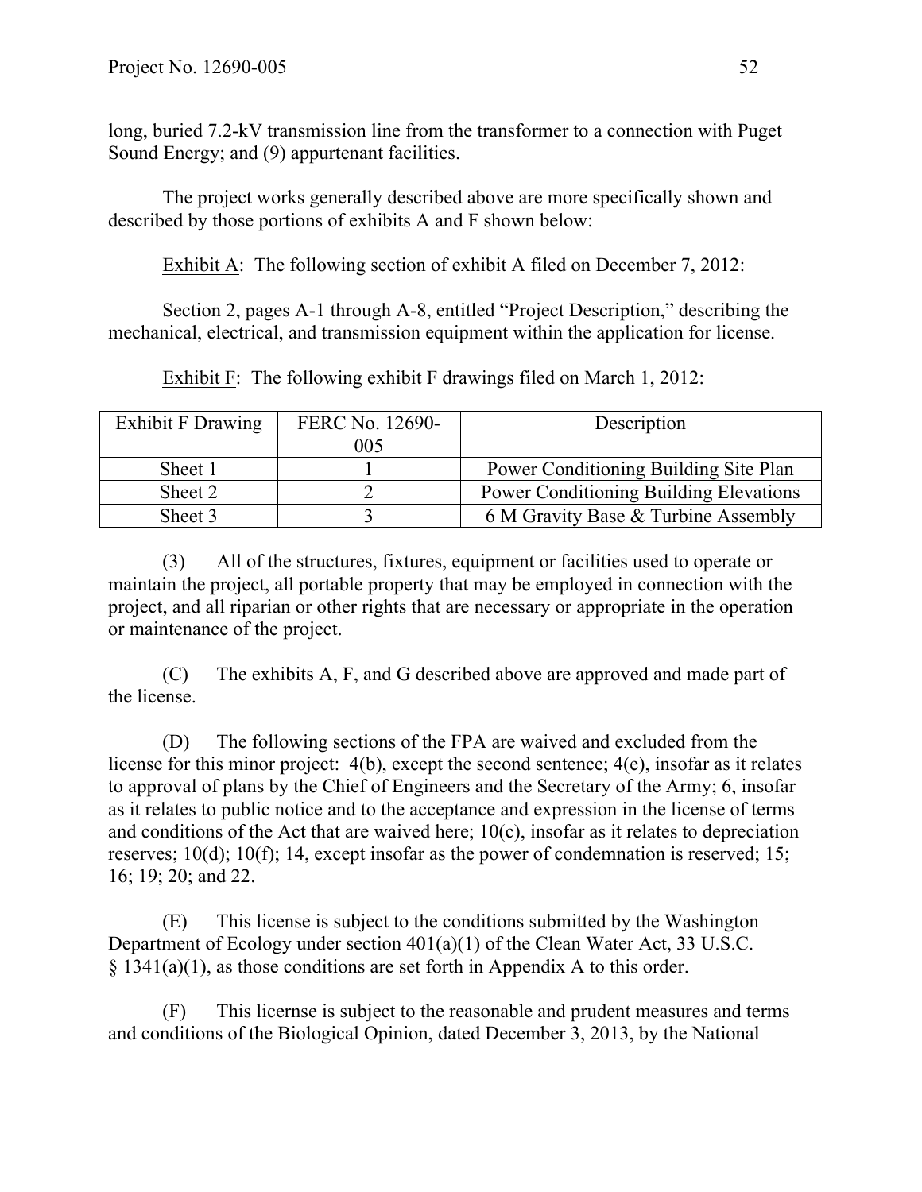long, buried 7.2-kV transmission line from the transformer to a connection with Puget Sound Energy; and (9) appurtenant facilities.

The project works generally described above are more specifically shown and described by those portions of exhibits A and F shown below:

Exhibit A: The following section of exhibit A filed on December 7, 2012:

Section 2, pages A-1 through A-8, entitled "Project Description," describing the mechanical, electrical, and transmission equipment within the application for license.

Exhibit F: The following exhibit F drawings filed on March 1, 2012:

| Exhibit F Drawing | FERC No. 12690-005 | Description |
|---|---|---|
| Sheet 1 | 1 | Power Conditioning Building Site Plan |
| Sheet 2 | 2 | Power Conditioning Building Elevations |
| Sheet 3 | 3 | 6 M Gravity Base & Turbine Assembly |

(3) All of the structures, fixtures, equipment or facilities used to operate or maintain the project, all portable property that may be employed in connection with the project, and all riparian or other rights that are necessary or appropriate in the operation or maintenance of the project.

(C) The exhibits A, F, and G described above are approved and made part of the license.

(D) The following sections of the FPA are waived and excluded from the license for this minor project: 4(b), except the second sentence; 4(e), insofar as it relates to approval of plans by the Chief of Engineers and the Secretary of the Army; 6, insofar as it relates to public notice and to the acceptance and expression in the license of terms and conditions of the Act that are waived here; 10(c), insofar as it relates to depreciation reserves; 10(d); 10(f); 14, except insofar as the power of condemnation is reserved; 15; 16; 19; 20; and 22.

(E) This license is subject to the conditions submitted by the Washington Department of Ecology under section 401(a)(1) of the Clean Water Act, 33 U.S.C. § 1341(a)(1), as those conditions are set forth in Appendix A to this order.

(F) This licernse is subject to the reasonable and prudent measures and terms and conditions of the Biological Opinion, dated December 3, 2013, by the National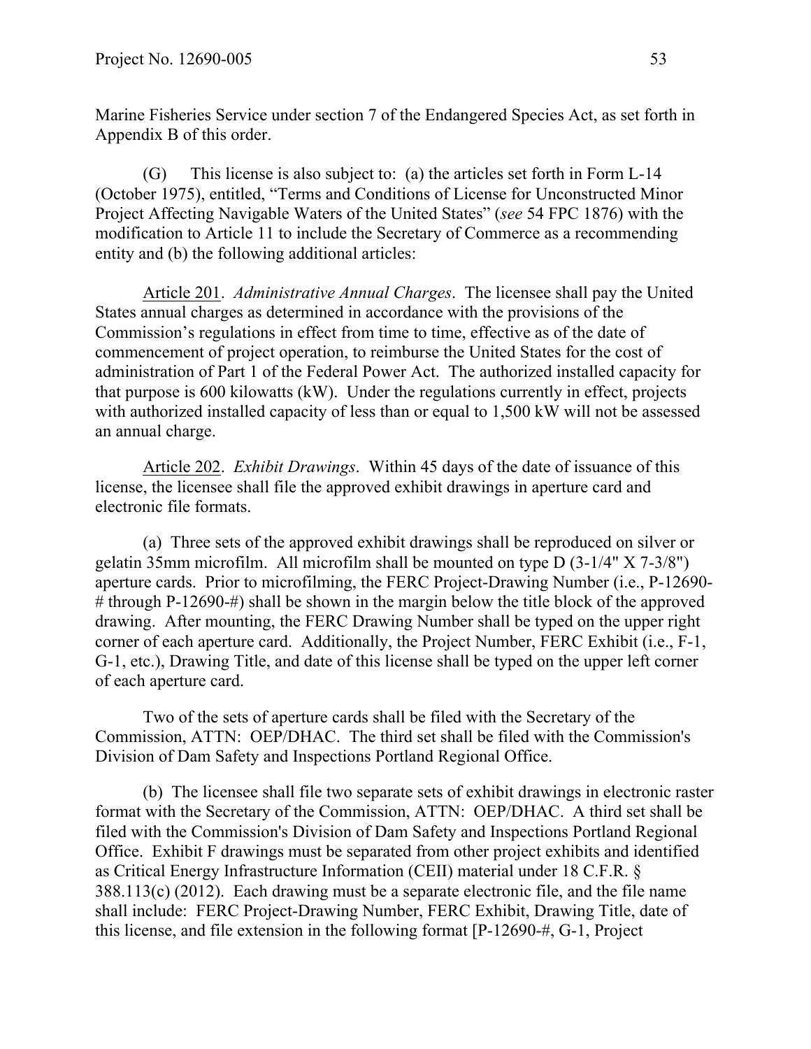Marine Fisheries Service under section 7 of the Endangered Species Act, as set forth in Appendix B of this order.

(G) This license is also subject to: (a) the articles set forth in Form L-14 (October 1975), entitled, "Terms and Conditions of License for Unconstructed Minor Project Affecting Navigable Waters of the United States" (*see* 54 FPC 1876) with the modification to Article 11 to include the Secretary of Commerce as a recommending entity and (b) the following additional articles:

Article 201. *Administrative Annual Charges*. The licensee shall pay the United States annual charges as determined in accordance with the provisions of the Commission's regulations in effect from time to time, effective as of the date of commencement of project operation, to reimburse the United States for the cost of administration of Part 1 of the Federal Power Act. The authorized installed capacity for that purpose is 600 kilowatts (kW). Under the regulations currently in effect, projects with authorized installed capacity of less than or equal to 1,500 kW will not be assessed an annual charge.

Article 202. *Exhibit Drawings*. Within 45 days of the date of issuance of this license, the licensee shall file the approved exhibit drawings in aperture card and electronic file formats.

(a) Three sets of the approved exhibit drawings shall be reproduced on silver or gelatin 35mm microfilm. All microfilm shall be mounted on type D (3-1/4" X 7-3/8") aperture cards. Prior to microfilming, the FERC Project-Drawing Number (i.e., P-12690-# through P-12690-#) shall be shown in the margin below the title block of the approved drawing. After mounting, the FERC Drawing Number shall be typed on the upper right corner of each aperture card. Additionally, the Project Number, FERC Exhibit (i.e., F-1, G-1, etc.), Drawing Title, and date of this license shall be typed on the upper left corner of each aperture card.

Two of the sets of aperture cards shall be filed with the Secretary of the Commission, ATTN: OEP/DHAC. The third set shall be filed with the Commission's Division of Dam Safety and Inspections Portland Regional Office.

(b) The licensee shall file two separate sets of exhibit drawings in electronic raster format with the Secretary of the Commission, ATTN: OEP/DHAC. A third set shall be filed with the Commission's Division of Dam Safety and Inspections Portland Regional Office. Exhibit F drawings must be separated from other project exhibits and identified as Critical Energy Infrastructure Information (CEII) material under 18 C.F.R. § 388.113(c) (2012). Each drawing must be a separate electronic file, and the file name shall include: FERC Project-Drawing Number, FERC Exhibit, Drawing Title, date of this license, and file extension in the following format [P-12690-#, G-1, Project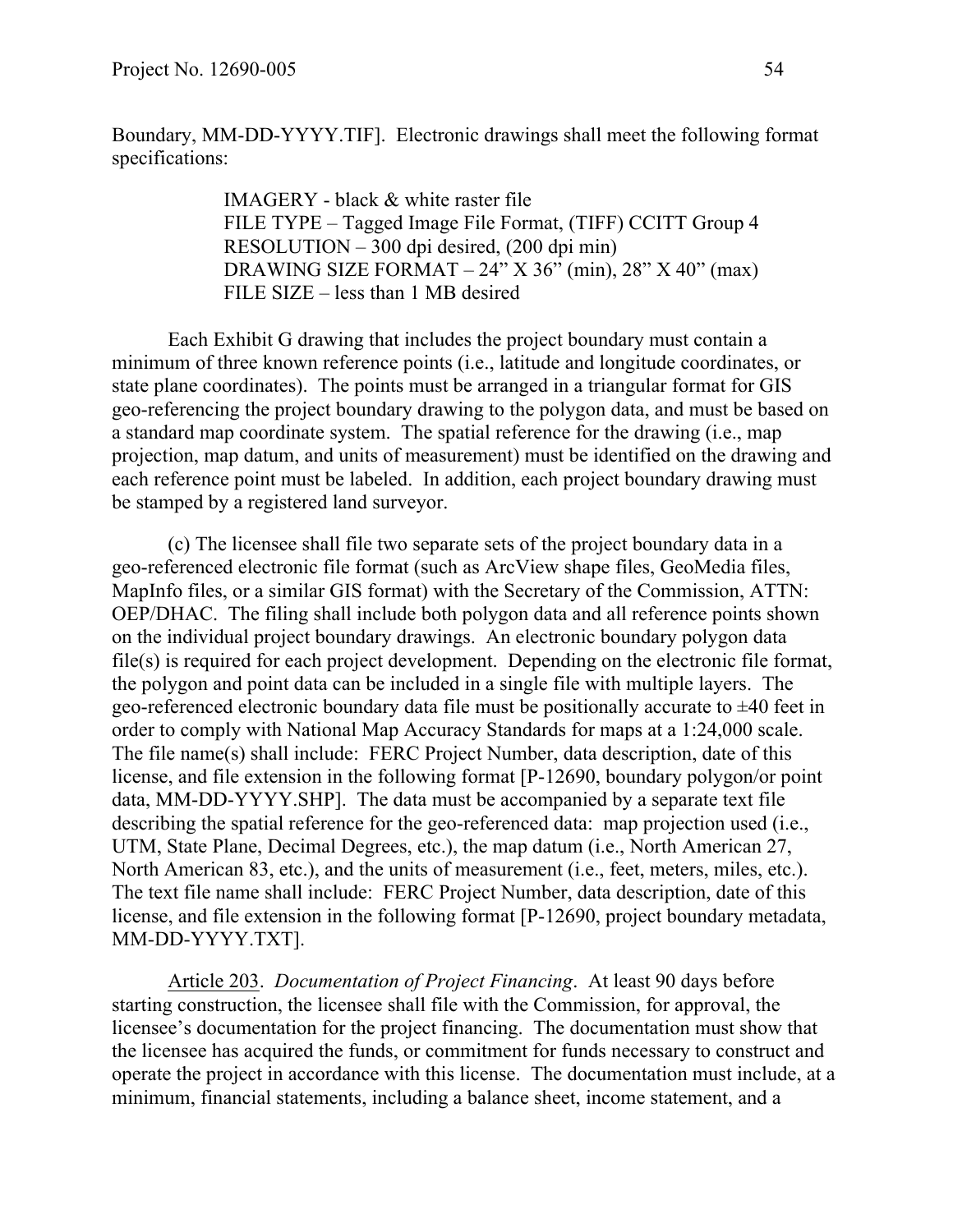Boundary, MM-DD-YYYY.TIF]. Electronic drawings shall meet the following format specifications:

> IMAGERY - black & white raster file
> FILE TYPE – Tagged Image File Format, (TIFF) CCITT Group 4
> RESOLUTION – 300 dpi desired, (200 dpi min)
> DRAWING SIZE FORMAT – 24" X 36" (min), 28" X 40" (max)
> FILE SIZE – less than 1 MB desired

Each Exhibit G drawing that includes the project boundary must contain a minimum of three known reference points (i.e., latitude and longitude coordinates, or state plane coordinates). The points must be arranged in a triangular format for GIS geo-referencing the project boundary drawing to the polygon data, and must be based on a standard map coordinate system. The spatial reference for the drawing (i.e., map projection, map datum, and units of measurement) must be identified on the drawing and each reference point must be labeled. In addition, each project boundary drawing must be stamped by a registered land surveyor.

(c) The licensee shall file two separate sets of the project boundary data in a geo-referenced electronic file format (such as ArcView shape files, GeoMedia files, MapInfo files, or a similar GIS format) with the Secretary of the Commission, ATTN: OEP/DHAC. The filing shall include both polygon data and all reference points shown on the individual project boundary drawings. An electronic boundary polygon data file(s) is required for each project development. Depending on the electronic file format, the polygon and point data can be included in a single file with multiple layers. The geo-referenced electronic boundary data file must be positionally accurate to ±40 feet in order to comply with National Map Accuracy Standards for maps at a 1:24,000 scale. The file name(s) shall include: FERC Project Number, data description, date of this license, and file extension in the following format [P-12690, boundary polygon/or point data, MM-DD-YYYY.SHP]. The data must be accompanied by a separate text file describing the spatial reference for the geo-referenced data: map projection used (i.e., UTM, State Plane, Decimal Degrees, etc.), the map datum (i.e., North American 27, North American 83, etc.), and the units of measurement (i.e., feet, meters, miles, etc.). The text file name shall include: FERC Project Number, data description, date of this license, and file extension in the following format [P-12690, project boundary metadata, MM-DD-YYYY.TXT].

Article 203. *Documentation of Project Financing*. At least 90 days before starting construction, the licensee shall file with the Commission, for approval, the licensee's documentation for the project financing. The documentation must show that the licensee has acquired the funds, or commitment for funds necessary to construct and operate the project in accordance with this license. The documentation must include, at a minimum, financial statements, including a balance sheet, income statement, and a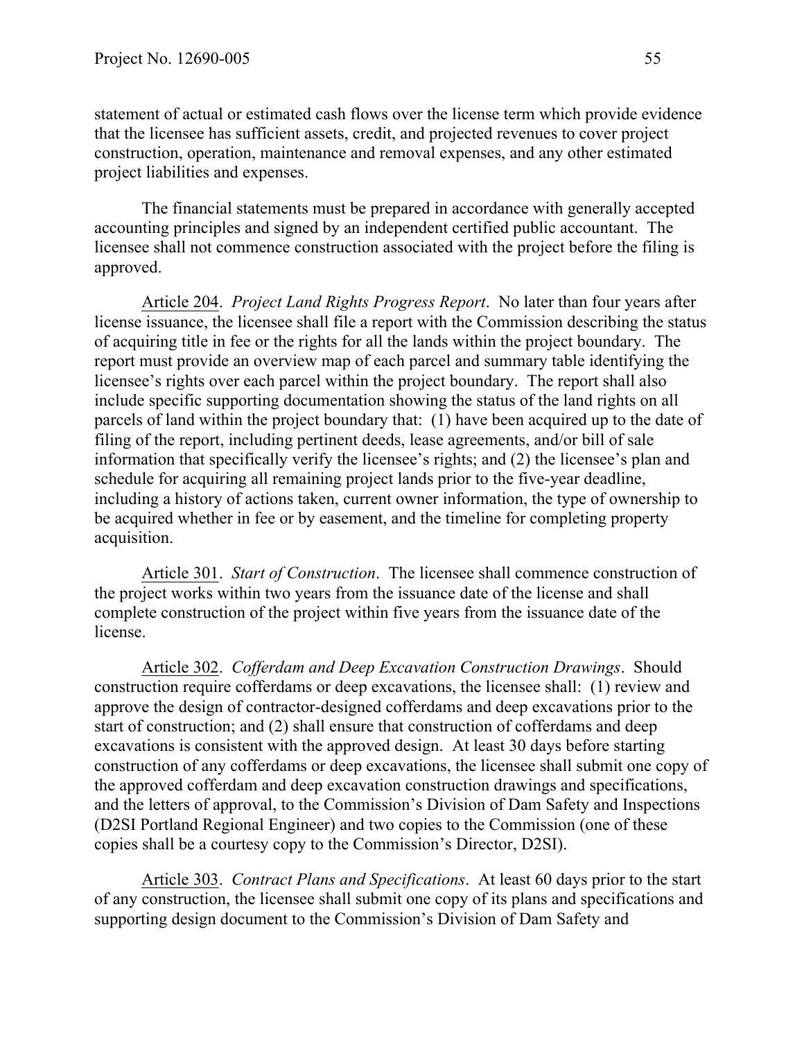statement of actual or estimated cash flows over the license term which provide evidence that the licensee has sufficient assets, credit, and projected revenues to cover project construction, operation, maintenance and removal expenses, and any other estimated project liabilities and expenses.

The financial statements must be prepared in accordance with generally accepted accounting principles and signed by an independent certified public accountant. The licensee shall not commence construction associated with the project before the filing is approved.

Article 204. *Project Land Rights Progress Report*. No later than four years after license issuance, the licensee shall file a report with the Commission describing the status of acquiring title in fee or the rights for all the lands within the project boundary. The report must provide an overview map of each parcel and summary table identifying the licensee's rights over each parcel within the project boundary. The report shall also include specific supporting documentation showing the status of the land rights on all parcels of land within the project boundary that: (1) have been acquired up to the date of filing of the report, including pertinent deeds, lease agreements, and/or bill of sale information that specifically verify the licensee's rights; and (2) the licensee's plan and schedule for acquiring all remaining project lands prior to the five-year deadline, including a history of actions taken, current owner information, the type of ownership to be acquired whether in fee or by easement, and the timeline for completing property acquisition.

Article 301. *Start of Construction*. The licensee shall commence construction of the project works within two years from the issuance date of the license and shall complete construction of the project within five years from the issuance date of the license.

Article 302. *Cofferdam and Deep Excavation Construction Drawings*. Should construction require cofferdams or deep excavations, the licensee shall: (1) review and approve the design of contractor-designed cofferdams and deep excavations prior to the start of construction; and (2) shall ensure that construction of cofferdams and deep excavations is consistent with the approved design. At least 30 days before starting construction of any cofferdams or deep excavations, the licensee shall submit one copy of the approved cofferdam and deep excavation construction drawings and specifications, and the letters of approval, to the Commission's Division of Dam Safety and Inspections (D2SI Portland Regional Engineer) and two copies to the Commission (one of these copies shall be a courtesy copy to the Commission's Director, D2SI).

Article 303. *Contract Plans and Specifications*. At least 60 days prior to the start of any construction, the licensee shall submit one copy of its plans and specifications and supporting design document to the Commission's Division of Dam Safety and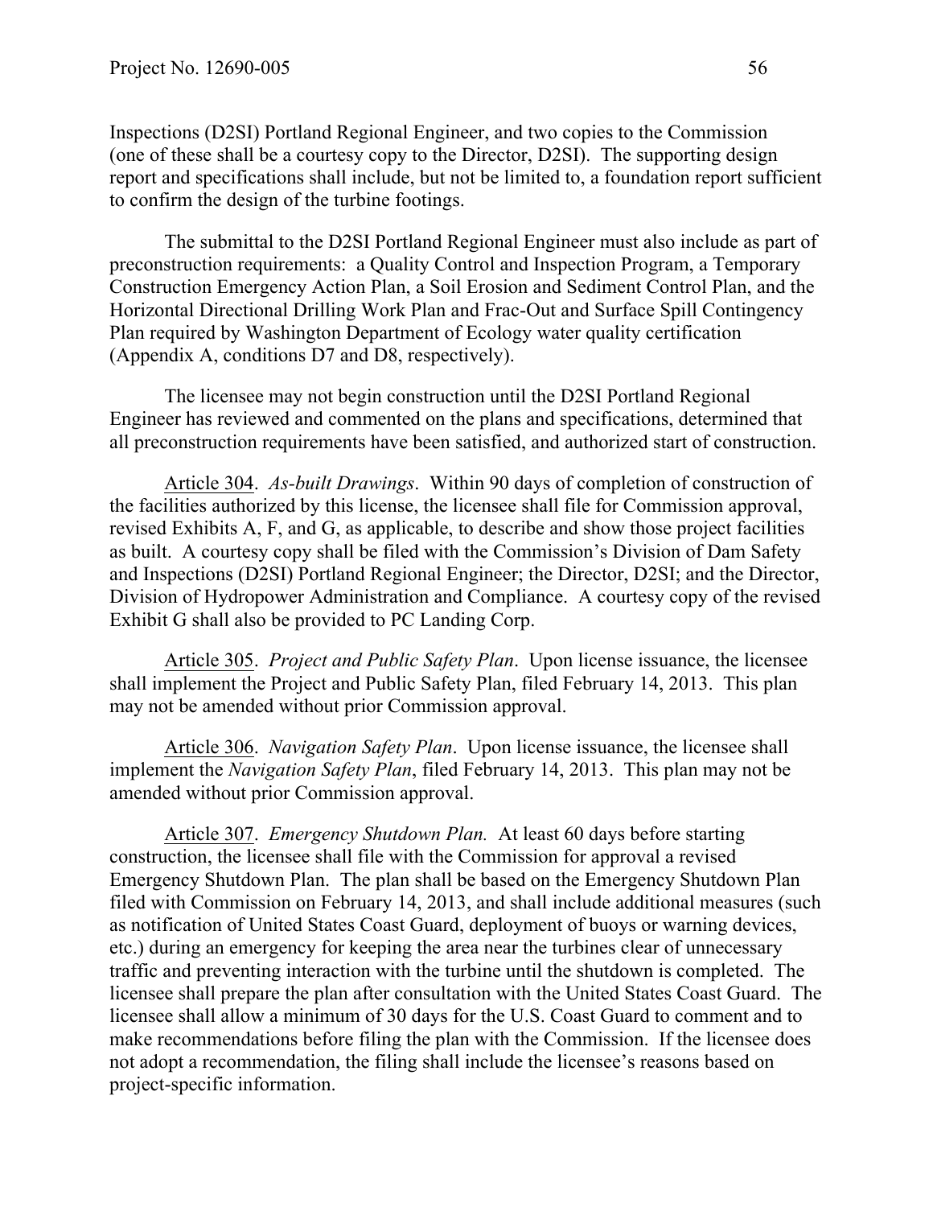Inspections (D2SI) Portland Regional Engineer, and two copies to the Commission (one of these shall be a courtesy copy to the Director, D2SI). The supporting design report and specifications shall include, but not be limited to, a foundation report sufficient to confirm the design of the turbine footings.

The submittal to the D2SI Portland Regional Engineer must also include as part of preconstruction requirements: a Quality Control and Inspection Program, a Temporary Construction Emergency Action Plan, a Soil Erosion and Sediment Control Plan, and the Horizontal Directional Drilling Work Plan and Frac-Out and Surface Spill Contingency Plan required by Washington Department of Ecology water quality certification (Appendix A, conditions D7 and D8, respectively).

The licensee may not begin construction until the D2SI Portland Regional Engineer has reviewed and commented on the plans and specifications, determined that all preconstruction requirements have been satisfied, and authorized start of construction.

Article 304. *As-built Drawings*. Within 90 days of completion of construction of the facilities authorized by this license, the licensee shall file for Commission approval, revised Exhibits A, F, and G, as applicable, to describe and show those project facilities as built. A courtesy copy shall be filed with the Commission's Division of Dam Safety and Inspections (D2SI) Portland Regional Engineer; the Director, D2SI; and the Director, Division of Hydropower Administration and Compliance. A courtesy copy of the revised Exhibit G shall also be provided to PC Landing Corp.

Article 305. *Project and Public Safety Plan*. Upon license issuance, the licensee shall implement the Project and Public Safety Plan, filed February 14, 2013. This plan may not be amended without prior Commission approval.

Article 306. *Navigation Safety Plan*. Upon license issuance, the licensee shall implement the *Navigation Safety Plan*, filed February 14, 2013. This plan may not be amended without prior Commission approval.

Article 307. *Emergency Shutdown Plan.* At least 60 days before starting construction, the licensee shall file with the Commission for approval a revised Emergency Shutdown Plan. The plan shall be based on the Emergency Shutdown Plan filed with Commission on February 14, 2013, and shall include additional measures (such as notification of United States Coast Guard, deployment of buoys or warning devices, etc.) during an emergency for keeping the area near the turbines clear of unnecessary traffic and preventing interaction with the turbine until the shutdown is completed. The licensee shall prepare the plan after consultation with the United States Coast Guard. The licensee shall allow a minimum of 30 days for the U.S. Coast Guard to comment and to make recommendations before filing the plan with the Commission. If the licensee does not adopt a recommendation, the filing shall include the licensee's reasons based on project-specific information.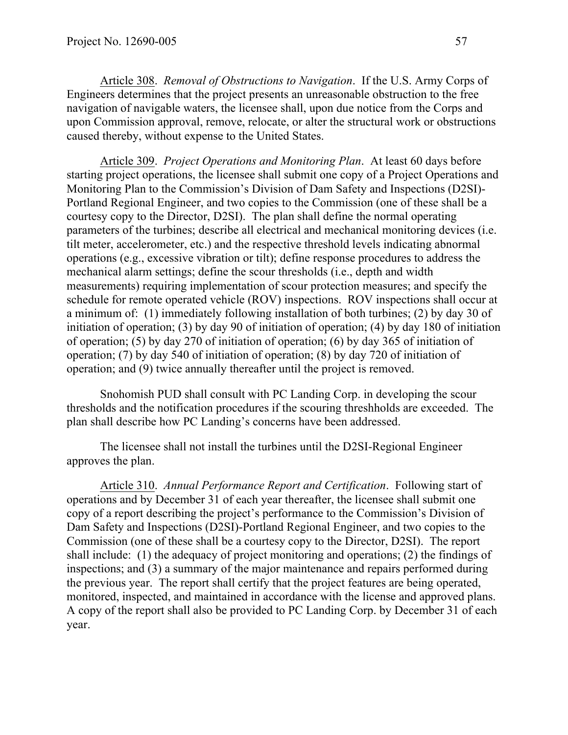Article 308. *Removal of Obstructions to Navigation*. If the U.S. Army Corps of Engineers determines that the project presents an unreasonable obstruction to the free navigation of navigable waters, the licensee shall, upon due notice from the Corps and upon Commission approval, remove, relocate, or alter the structural work or obstructions caused thereby, without expense to the United States.

Article 309. *Project Operations and Monitoring Plan*. At least 60 days before starting project operations, the licensee shall submit one copy of a Project Operations and Monitoring Plan to the Commission's Division of Dam Safety and Inspections (D2SI)-Portland Regional Engineer, and two copies to the Commission (one of these shall be a courtesy copy to the Director, D2SI). The plan shall define the normal operating parameters of the turbines; describe all electrical and mechanical monitoring devices (i.e. tilt meter, accelerometer, etc.) and the respective threshold levels indicating abnormal operations (e.g., excessive vibration or tilt); define response procedures to address the mechanical alarm settings; define the scour thresholds (i.e., depth and width measurements) requiring implementation of scour protection measures; and specify the schedule for remote operated vehicle (ROV) inspections. ROV inspections shall occur at a minimum of: (1) immediately following installation of both turbines; (2) by day 30 of initiation of operation; (3) by day 90 of initiation of operation; (4) by day 180 of initiation of operation; (5) by day 270 of initiation of operation; (6) by day 365 of initiation of operation; (7) by day 540 of initiation of operation; (8) by day 720 of initiation of operation; and (9) twice annually thereafter until the project is removed.

Snohomish PUD shall consult with PC Landing Corp. in developing the scour thresholds and the notification procedures if the scouring threshholds are exceeded. The plan shall describe how PC Landing's concerns have been addressed.

The licensee shall not install the turbines until the D2SI-Regional Engineer approves the plan.

Article 310. *Annual Performance Report and Certification*. Following start of operations and by December 31 of each year thereafter, the licensee shall submit one copy of a report describing the project's performance to the Commission's Division of Dam Safety and Inspections (D2SI)-Portland Regional Engineer, and two copies to the Commission (one of these shall be a courtesy copy to the Director, D2SI). The report shall include: (1) the adequacy of project monitoring and operations; (2) the findings of inspections; and (3) a summary of the major maintenance and repairs performed during the previous year. The report shall certify that the project features are being operated, monitored, inspected, and maintained in accordance with the license and approved plans. A copy of the report shall also be provided to PC Landing Corp. by December 31 of each year.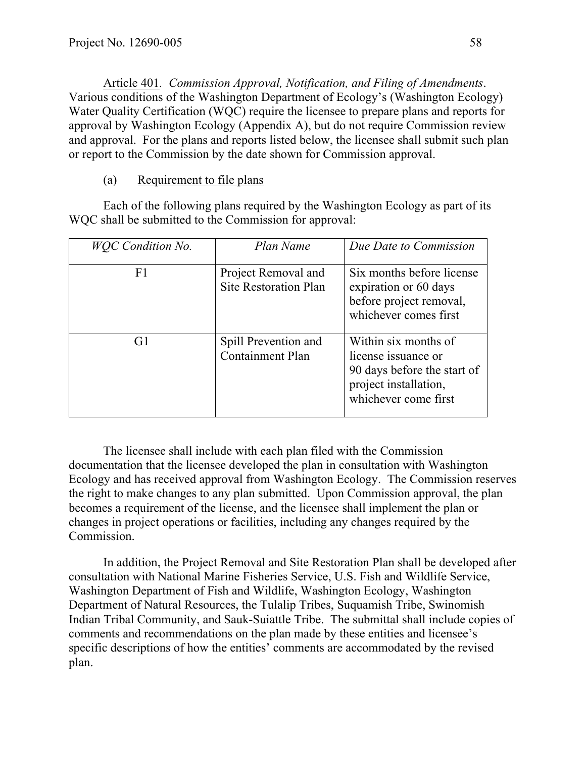Article 401. *Commission Approval, Notification, and Filing of Amendments*. Various conditions of the Washington Department of Ecology's (Washington Ecology) Water Quality Certification (WQC) require the licensee to prepare plans and reports for approval by Washington Ecology (Appendix A), but do not require Commission review and approval. For the plans and reports listed below, the licensee shall submit such plan or report to the Commission by the date shown for Commission approval.

(a) Requirement to file plans

Each of the following plans required by the Washington Ecology as part of its WQC shall be submitted to the Commission for approval:

| *WQC Condition No.* | *Plan Name* | *Due Date to Commission* |
|---|---|---|
| F1 | Project Removal and Site Restoration Plan | Six months before license expiration or 60 days before project removal, whichever comes first |
| G1 | Spill Prevention and Containment Plan | Within six months of license issuance or 90 days before the start of project installation, whichever come first |

The licensee shall include with each plan filed with the Commission documentation that the licensee developed the plan in consultation with Washington Ecology and has received approval from Washington Ecology. The Commission reserves the right to make changes to any plan submitted. Upon Commission approval, the plan becomes a requirement of the license, and the licensee shall implement the plan or changes in project operations or facilities, including any changes required by the Commission.

In addition, the Project Removal and Site Restoration Plan shall be developed after consultation with National Marine Fisheries Service, U.S. Fish and Wildlife Service, Washington Department of Fish and Wildlife, Washington Ecology, Washington Department of Natural Resources, the Tulalip Tribes, Suquamish Tribe, Swinomish Indian Tribal Community, and Sauk-Suiattle Tribe. The submittal shall include copies of comments and recommendations on the plan made by these entities and licensee's specific descriptions of how the entities' comments are accommodated by the revised plan.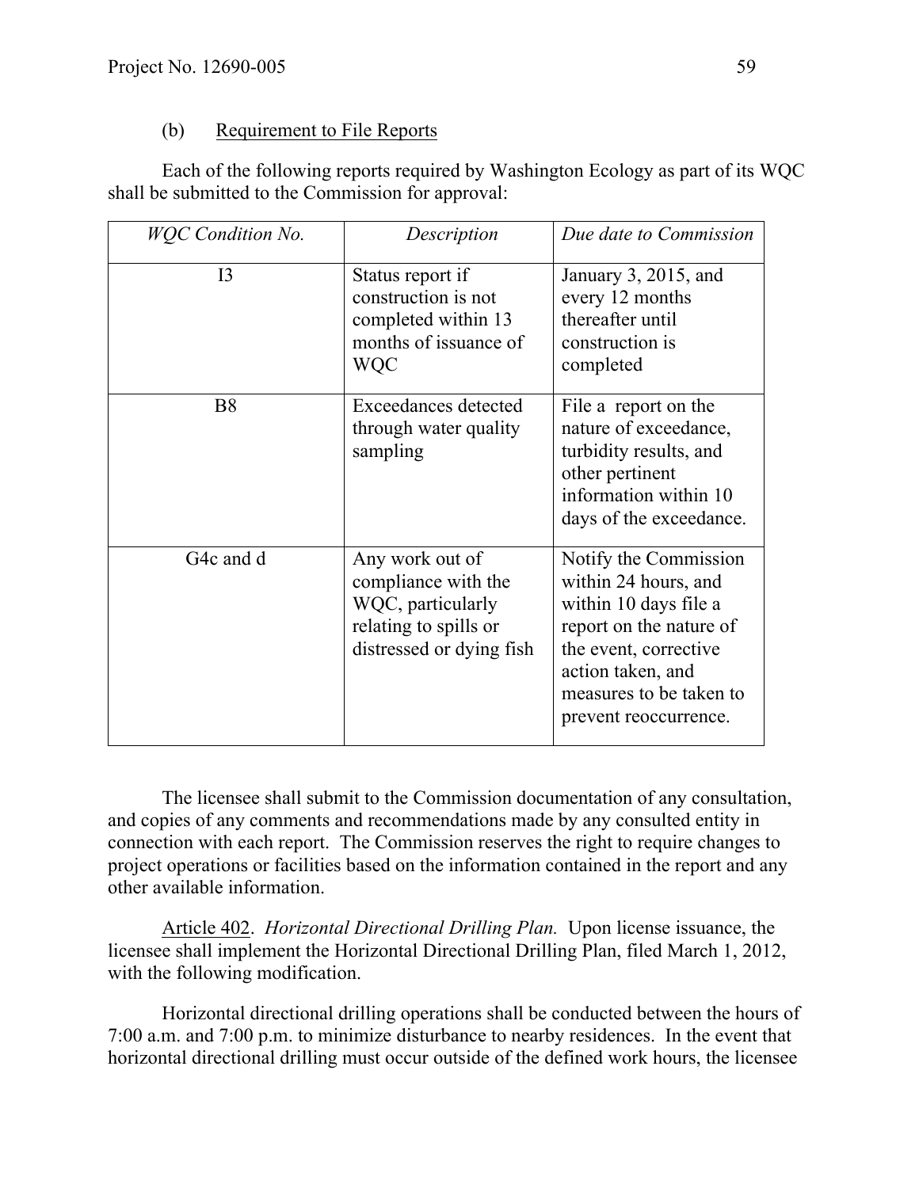(b) Requirement to File Reports

Each of the following reports required by Washington Ecology as part of its WQC shall be submitted to the Commission for approval:

| *WQC Condition No.* | *Description* | *Due date to Commission* |
|---|---|---|
| I3 | Status report if construction is not completed within 13 months of issuance of WQC | January 3, 2015, and every 12 months thereafter until construction is completed |
| B8 | Exceedances detected through water quality sampling | File a report on the nature of exceedance, turbidity results, and other pertinent information within 10 days of the exceedance. |
| G4c and d | Any work out of compliance with the WQC, particularly relating to spills or distressed or dying fish | Notify the Commission within 24 hours, and within 10 days file a report on the nature of the event, corrective action taken, and measures to be taken to prevent reoccurrence. |

The licensee shall submit to the Commission documentation of any consultation, and copies of any comments and recommendations made by any consulted entity in connection with each report. The Commission reserves the right to require changes to project operations or facilities based on the information contained in the report and any other available information.

Article 402. *Horizontal Directional Drilling Plan.* Upon license issuance, the licensee shall implement the Horizontal Directional Drilling Plan, filed March 1, 2012, with the following modification.

Horizontal directional drilling operations shall be conducted between the hours of 7:00 a.m. and 7:00 p.m. to minimize disturbance to nearby residences. In the event that horizontal directional drilling must occur outside of the defined work hours, the licensee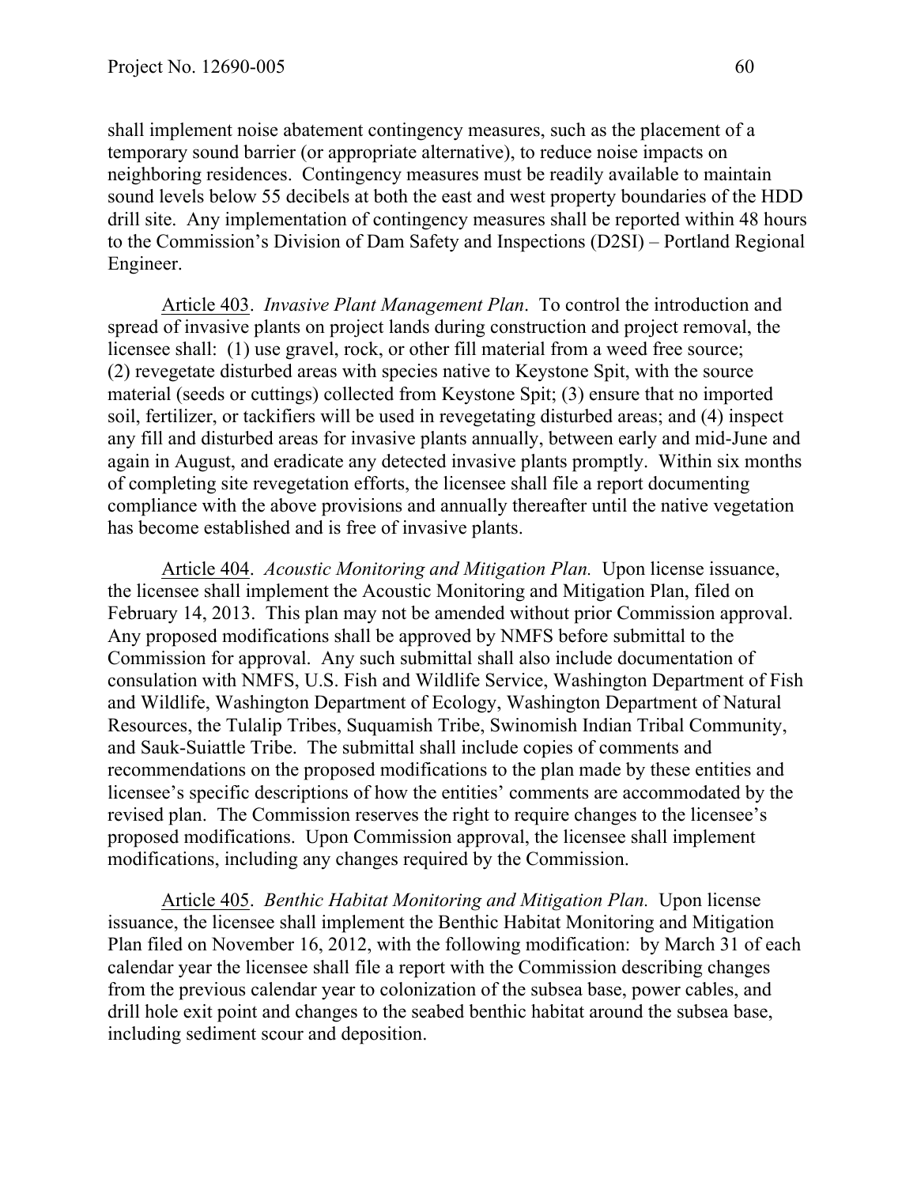shall implement noise abatement contingency measures, such as the placement of a temporary sound barrier (or appropriate alternative), to reduce noise impacts on neighboring residences. Contingency measures must be readily available to maintain sound levels below 55 decibels at both the east and west property boundaries of the HDD drill site. Any implementation of contingency measures shall be reported within 48 hours to the Commission's Division of Dam Safety and Inspections (D2SI) – Portland Regional Engineer.

Article 403. *Invasive Plant Management Plan*. To control the introduction and spread of invasive plants on project lands during construction and project removal, the licensee shall: (1) use gravel, rock, or other fill material from a weed free source; (2) revegetate disturbed areas with species native to Keystone Spit, with the source material (seeds or cuttings) collected from Keystone Spit; (3) ensure that no imported soil, fertilizer, or tackifiers will be used in revegetating disturbed areas; and (4) inspect any fill and disturbed areas for invasive plants annually, between early and mid-June and again in August, and eradicate any detected invasive plants promptly. Within six months of completing site revegetation efforts, the licensee shall file a report documenting compliance with the above provisions and annually thereafter until the native vegetation has become established and is free of invasive plants.

Article 404. *Acoustic Monitoring and Mitigation Plan.* Upon license issuance, the licensee shall implement the Acoustic Monitoring and Mitigation Plan, filed on February 14, 2013. This plan may not be amended without prior Commission approval. Any proposed modifications shall be approved by NMFS before submittal to the Commission for approval. Any such submittal shall also include documentation of consulation with NMFS, U.S. Fish and Wildlife Service, Washington Department of Fish and Wildlife, Washington Department of Ecology, Washington Department of Natural Resources, the Tulalip Tribes, Suquamish Tribe, Swinomish Indian Tribal Community, and Sauk-Suiattle Tribe. The submittal shall include copies of comments and recommendations on the proposed modifications to the plan made by these entities and licensee's specific descriptions of how the entities' comments are accommodated by the revised plan. The Commission reserves the right to require changes to the licensee's proposed modifications. Upon Commission approval, the licensee shall implement modifications, including any changes required by the Commission.

Article 405. *Benthic Habitat Monitoring and Mitigation Plan.* Upon license issuance, the licensee shall implement the Benthic Habitat Monitoring and Mitigation Plan filed on November 16, 2012, with the following modification: by March 31 of each calendar year the licensee shall file a report with the Commission describing changes from the previous calendar year to colonization of the subsea base, power cables, and drill hole exit point and changes to the seabed benthic habitat around the subsea base, including sediment scour and deposition.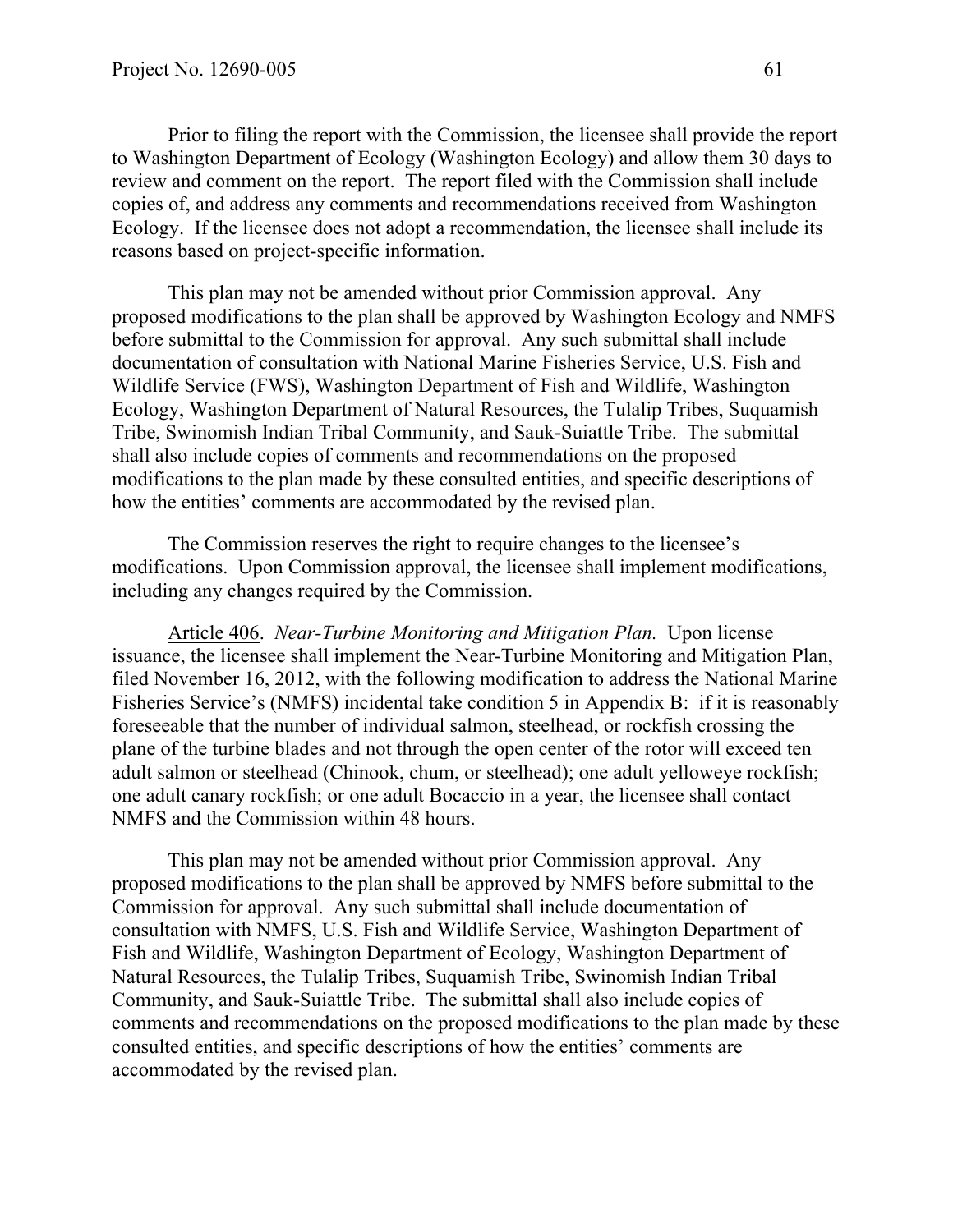Prior to filing the report with the Commission, the licensee shall provide the report to Washington Department of Ecology (Washington Ecology) and allow them 30 days to review and comment on the report. The report filed with the Commission shall include copies of, and address any comments and recommendations received from Washington Ecology. If the licensee does not adopt a recommendation, the licensee shall include its reasons based on project-specific information.

This plan may not be amended without prior Commission approval. Any proposed modifications to the plan shall be approved by Washington Ecology and NMFS before submittal to the Commission for approval. Any such submittal shall include documentation of consultation with National Marine Fisheries Service, U.S. Fish and Wildlife Service (FWS), Washington Department of Fish and Wildlife, Washington Ecology, Washington Department of Natural Resources, the Tulalip Tribes, Suquamish Tribe, Swinomish Indian Tribal Community, and Sauk-Suiattle Tribe. The submittal shall also include copies of comments and recommendations on the proposed modifications to the plan made by these consulted entities, and specific descriptions of how the entities' comments are accommodated by the revised plan.

The Commission reserves the right to require changes to the licensee's modifications. Upon Commission approval, the licensee shall implement modifications, including any changes required by the Commission.

Article 406. *Near-Turbine Monitoring and Mitigation Plan.* Upon license issuance, the licensee shall implement the Near-Turbine Monitoring and Mitigation Plan, filed November 16, 2012, with the following modification to address the National Marine Fisheries Service's (NMFS) incidental take condition 5 in Appendix B: if it is reasonably foreseeable that the number of individual salmon, steelhead, or rockfish crossing the plane of the turbine blades and not through the open center of the rotor will exceed ten adult salmon or steelhead (Chinook, chum, or steelhead); one adult yelloweye rockfish; one adult canary rockfish; or one adult Bocaccio in a year, the licensee shall contact NMFS and the Commission within 48 hours.

This plan may not be amended without prior Commission approval. Any proposed modifications to the plan shall be approved by NMFS before submittal to the Commission for approval. Any such submittal shall include documentation of consultation with NMFS, U.S. Fish and Wildlife Service, Washington Department of Fish and Wildlife, Washington Department of Ecology, Washington Department of Natural Resources, the Tulalip Tribes, Suquamish Tribe, Swinomish Indian Tribal Community, and Sauk-Suiattle Tribe. The submittal shall also include copies of comments and recommendations on the proposed modifications to the plan made by these consulted entities, and specific descriptions of how the entities' comments are accommodated by the revised plan.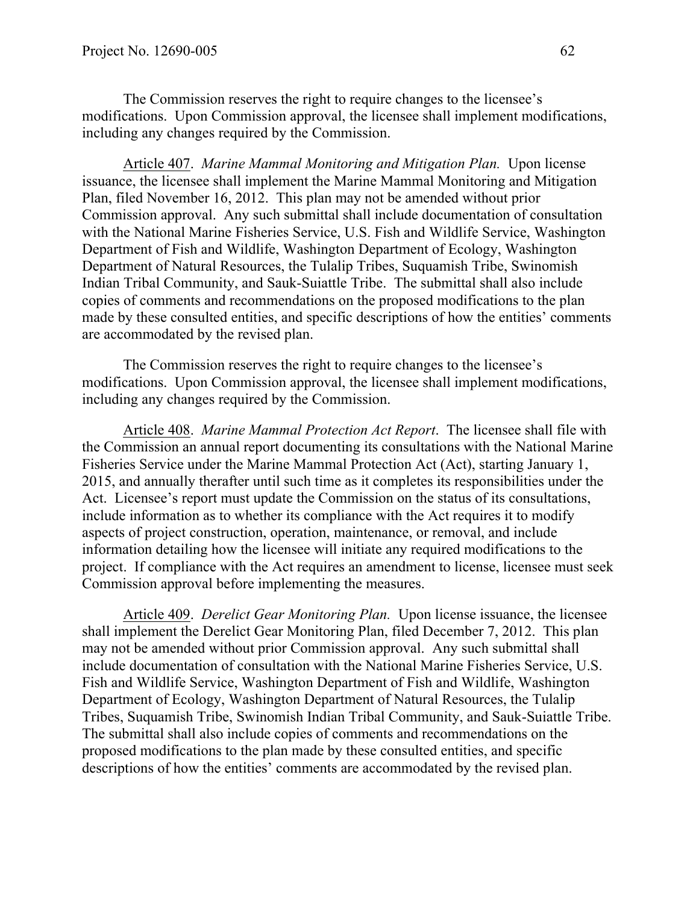The Commission reserves the right to require changes to the licensee's modifications. Upon Commission approval, the licensee shall implement modifications, including any changes required by the Commission.

Article 407. *Marine Mammal Monitoring and Mitigation Plan.* Upon license issuance, the licensee shall implement the Marine Mammal Monitoring and Mitigation Plan, filed November 16, 2012. This plan may not be amended without prior Commission approval. Any such submittal shall include documentation of consultation with the National Marine Fisheries Service, U.S. Fish and Wildlife Service, Washington Department of Fish and Wildlife, Washington Department of Ecology, Washington Department of Natural Resources, the Tulalip Tribes, Suquamish Tribe, Swinomish Indian Tribal Community, and Sauk-Suiattle Tribe. The submittal shall also include copies of comments and recommendations on the proposed modifications to the plan made by these consulted entities, and specific descriptions of how the entities' comments are accommodated by the revised plan.

The Commission reserves the right to require changes to the licensee's modifications. Upon Commission approval, the licensee shall implement modifications, including any changes required by the Commission.

Article 408. *Marine Mammal Protection Act Report*. The licensee shall file with the Commission an annual report documenting its consultations with the National Marine Fisheries Service under the Marine Mammal Protection Act (Act), starting January 1, 2015, and annually therafter until such time as it completes its responsibilities under the Act. Licensee's report must update the Commission on the status of its consultations, include information as to whether its compliance with the Act requires it to modify aspects of project construction, operation, maintenance, or removal, and include information detailing how the licensee will initiate any required modifications to the project. If compliance with the Act requires an amendment to license, licensee must seek Commission approval before implementing the measures.

Article 409. *Derelict Gear Monitoring Plan.* Upon license issuance, the licensee shall implement the Derelict Gear Monitoring Plan, filed December 7, 2012. This plan may not be amended without prior Commission approval. Any such submittal shall include documentation of consultation with the National Marine Fisheries Service, U.S. Fish and Wildlife Service, Washington Department of Fish and Wildlife, Washington Department of Ecology, Washington Department of Natural Resources, the Tulalip Tribes, Suquamish Tribe, Swinomish Indian Tribal Community, and Sauk-Suiattle Tribe. The submittal shall also include copies of comments and recommendations on the proposed modifications to the plan made by these consulted entities, and specific descriptions of how the entities' comments are accommodated by the revised plan.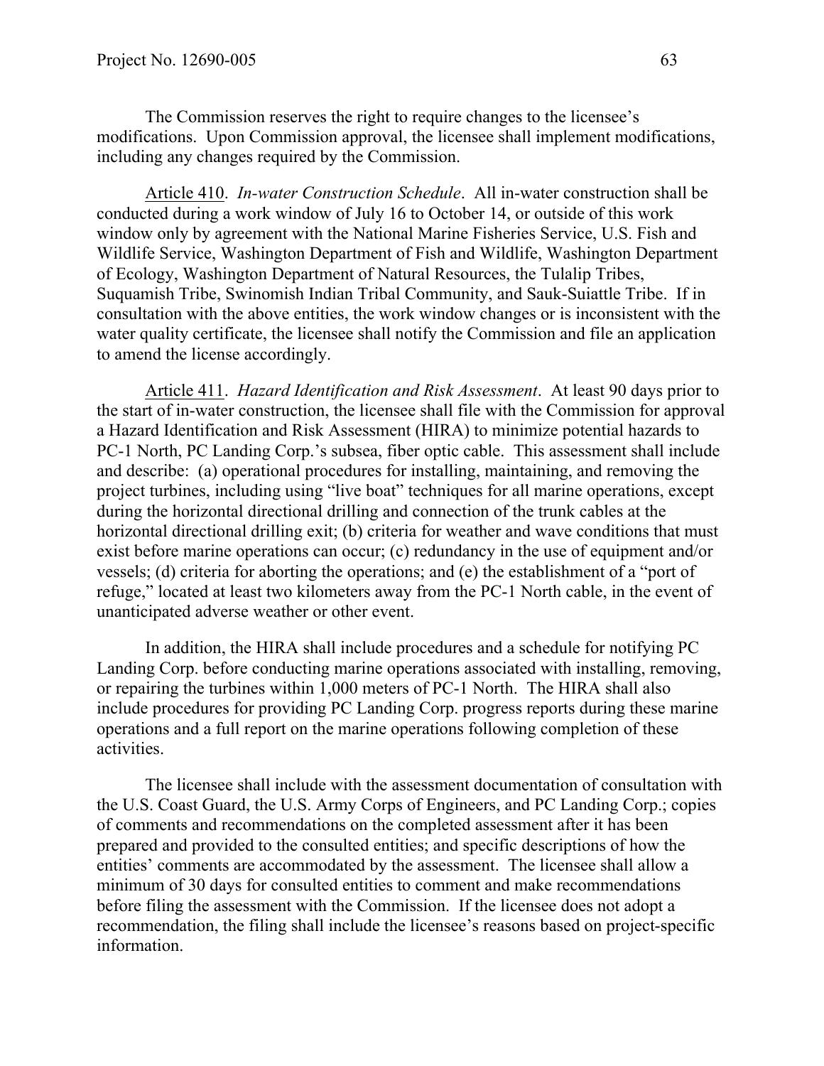The Commission reserves the right to require changes to the licensee's modifications. Upon Commission approval, the licensee shall implement modifications, including any changes required by the Commission.

Article 410. *In-water Construction Schedule*. All in-water construction shall be conducted during a work window of July 16 to October 14, or outside of this work window only by agreement with the National Marine Fisheries Service, U.S. Fish and Wildlife Service, Washington Department of Fish and Wildlife, Washington Department of Ecology, Washington Department of Natural Resources, the Tulalip Tribes, Suquamish Tribe, Swinomish Indian Tribal Community, and Sauk-Suiattle Tribe. If in consultation with the above entities, the work window changes or is inconsistent with the water quality certificate, the licensee shall notify the Commission and file an application to amend the license accordingly.

Article 411. *Hazard Identification and Risk Assessment*. At least 90 days prior to the start of in-water construction, the licensee shall file with the Commission for approval a Hazard Identification and Risk Assessment (HIRA) to minimize potential hazards to PC-1 North, PC Landing Corp.'s subsea, fiber optic cable. This assessment shall include and describe: (a) operational procedures for installing, maintaining, and removing the project turbines, including using "live boat" techniques for all marine operations, except during the horizontal directional drilling and connection of the trunk cables at the horizontal directional drilling exit; (b) criteria for weather and wave conditions that must exist before marine operations can occur; (c) redundancy in the use of equipment and/or vessels; (d) criteria for aborting the operations; and (e) the establishment of a "port of refuge," located at least two kilometers away from the PC-1 North cable, in the event of unanticipated adverse weather or other event.

In addition, the HIRA shall include procedures and a schedule for notifying PC Landing Corp. before conducting marine operations associated with installing, removing, or repairing the turbines within 1,000 meters of PC-1 North. The HIRA shall also include procedures for providing PC Landing Corp. progress reports during these marine operations and a full report on the marine operations following completion of these activities.

The licensee shall include with the assessment documentation of consultation with the U.S. Coast Guard, the U.S. Army Corps of Engineers, and PC Landing Corp.; copies of comments and recommendations on the completed assessment after it has been prepared and provided to the consulted entities; and specific descriptions of how the entities' comments are accommodated by the assessment. The licensee shall allow a minimum of 30 days for consulted entities to comment and make recommendations before filing the assessment with the Commission. If the licensee does not adopt a recommendation, the filing shall include the licensee's reasons based on project-specific information.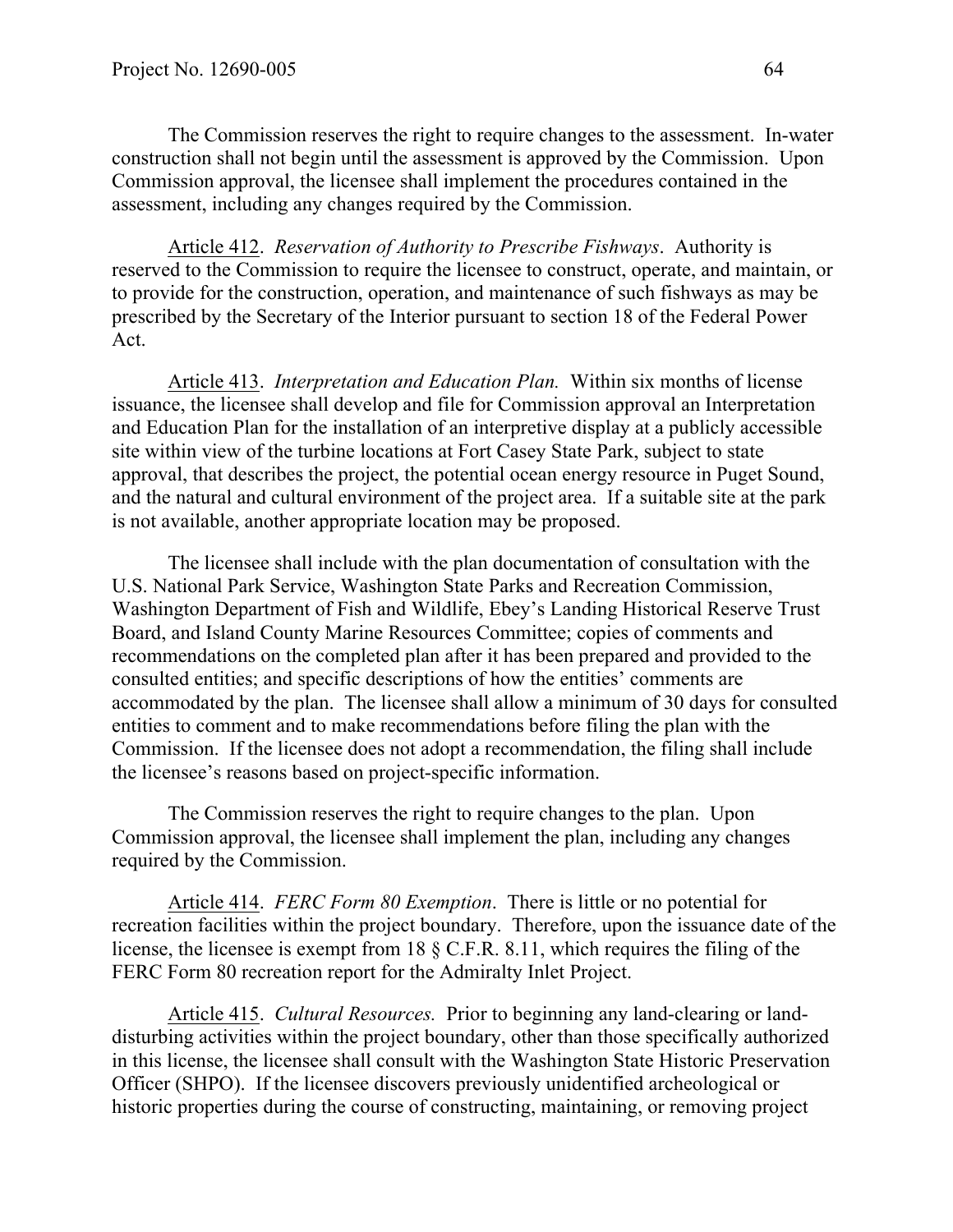The Commission reserves the right to require changes to the assessment. In-water construction shall not begin until the assessment is approved by the Commission. Upon Commission approval, the licensee shall implement the procedures contained in the assessment, including any changes required by the Commission.

Article 412. *Reservation of Authority to Prescribe Fishways*. Authority is reserved to the Commission to require the licensee to construct, operate, and maintain, or to provide for the construction, operation, and maintenance of such fishways as may be prescribed by the Secretary of the Interior pursuant to section 18 of the Federal Power Act.

Article 413. *Interpretation and Education Plan.* Within six months of license issuance, the licensee shall develop and file for Commission approval an Interpretation and Education Plan for the installation of an interpretive display at a publicly accessible site within view of the turbine locations at Fort Casey State Park, subject to state approval, that describes the project, the potential ocean energy resource in Puget Sound, and the natural and cultural environment of the project area. If a suitable site at the park is not available, another appropriate location may be proposed.

The licensee shall include with the plan documentation of consultation with the U.S. National Park Service, Washington State Parks and Recreation Commission, Washington Department of Fish and Wildlife, Ebey's Landing Historical Reserve Trust Board, and Island County Marine Resources Committee; copies of comments and recommendations on the completed plan after it has been prepared and provided to the consulted entities; and specific descriptions of how the entities' comments are accommodated by the plan. The licensee shall allow a minimum of 30 days for consulted entities to comment and to make recommendations before filing the plan with the Commission. If the licensee does not adopt a recommendation, the filing shall include the licensee's reasons based on project-specific information.

The Commission reserves the right to require changes to the plan. Upon Commission approval, the licensee shall implement the plan, including any changes required by the Commission.

Article 414. *FERC Form 80 Exemption*. There is little or no potential for recreation facilities within the project boundary. Therefore, upon the issuance date of the license, the licensee is exempt from 18 § C.F.R. 8.11, which requires the filing of the FERC Form 80 recreation report for the Admiralty Inlet Project.

Article 415. *Cultural Resources.* Prior to beginning any land-clearing or land-disturbing activities within the project boundary, other than those specifically authorized in this license, the licensee shall consult with the Washington State Historic Preservation Officer (SHPO). If the licensee discovers previously unidentified archeological or historic properties during the course of constructing, maintaining, or removing project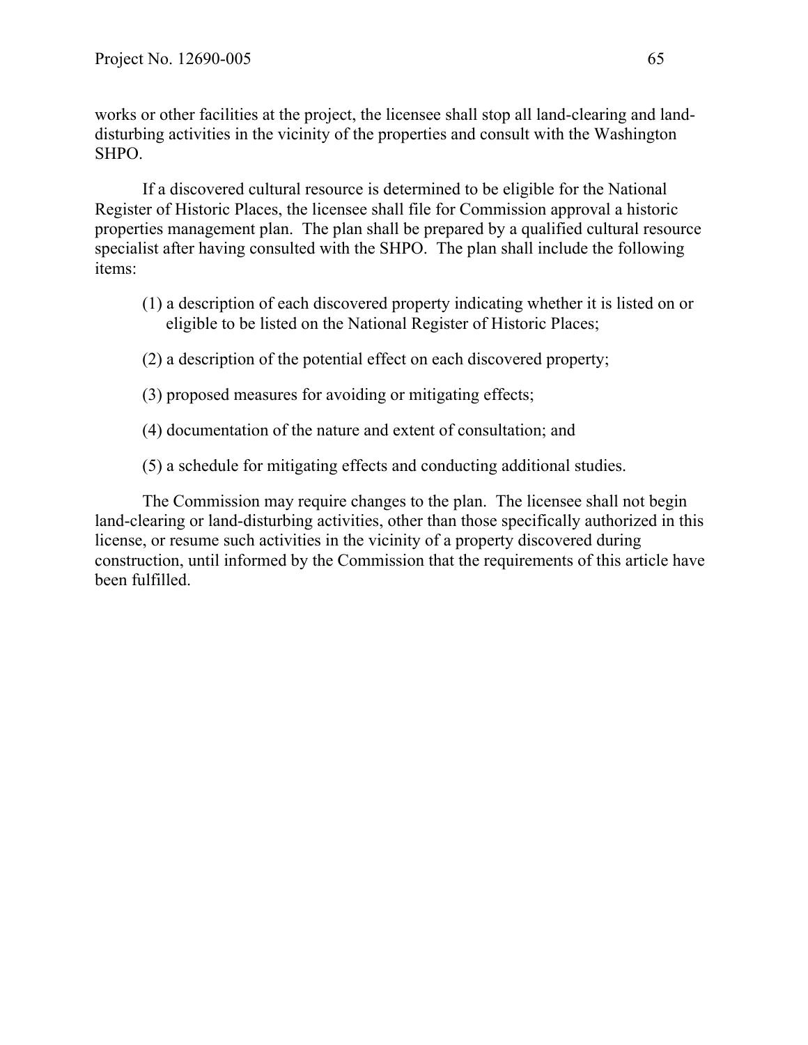works or other facilities at the project, the licensee shall stop all land-clearing and land-disturbing activities in the vicinity of the properties and consult with the Washington SHPO.

If a discovered cultural resource is determined to be eligible for the National Register of Historic Places, the licensee shall file for Commission approval a historic properties management plan. The plan shall be prepared by a qualified cultural resource specialist after having consulted with the SHPO. The plan shall include the following items:

(1) a description of each discovered property indicating whether it is listed on or eligible to be listed on the National Register of Historic Places;

(2) a description of the potential effect on each discovered property;

(3) proposed measures for avoiding or mitigating effects;

(4) documentation of the nature and extent of consultation; and

(5) a schedule for mitigating effects and conducting additional studies.

The Commission may require changes to the plan. The licensee shall not begin land-clearing or land-disturbing activities, other than those specifically authorized in this license, or resume such activities in the vicinity of a property discovered during construction, until informed by the Commission that the requirements of this article have been fulfilled.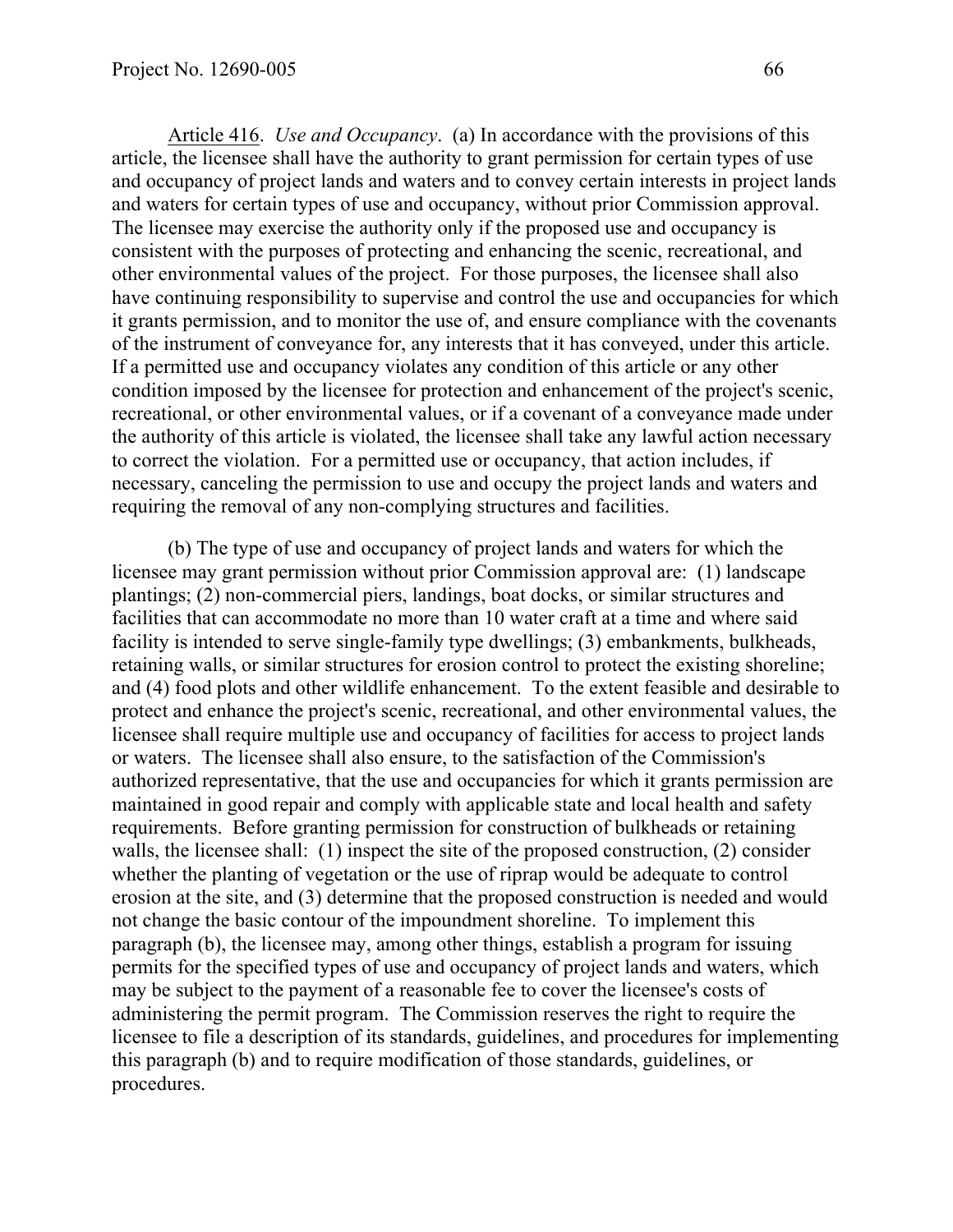Article 416. *Use and Occupancy*. (a) In accordance with the provisions of this article, the licensee shall have the authority to grant permission for certain types of use and occupancy of project lands and waters and to convey certain interests in project lands and waters for certain types of use and occupancy, without prior Commission approval. The licensee may exercise the authority only if the proposed use and occupancy is consistent with the purposes of protecting and enhancing the scenic, recreational, and other environmental values of the project. For those purposes, the licensee shall also have continuing responsibility to supervise and control the use and occupancies for which it grants permission, and to monitor the use of, and ensure compliance with the covenants of the instrument of conveyance for, any interests that it has conveyed, under this article. If a permitted use and occupancy violates any condition of this article or any other condition imposed by the licensee for protection and enhancement of the project's scenic, recreational, or other environmental values, or if a covenant of a conveyance made under the authority of this article is violated, the licensee shall take any lawful action necessary to correct the violation. For a permitted use or occupancy, that action includes, if necessary, canceling the permission to use and occupy the project lands and waters and requiring the removal of any non-complying structures and facilities.

(b) The type of use and occupancy of project lands and waters for which the licensee may grant permission without prior Commission approval are: (1) landscape plantings; (2) non-commercial piers, landings, boat docks, or similar structures and facilities that can accommodate no more than 10 water craft at a time and where said facility is intended to serve single-family type dwellings; (3) embankments, bulkheads, retaining walls, or similar structures for erosion control to protect the existing shoreline; and (4) food plots and other wildlife enhancement. To the extent feasible and desirable to protect and enhance the project's scenic, recreational, and other environmental values, the licensee shall require multiple use and occupancy of facilities for access to project lands or waters. The licensee shall also ensure, to the satisfaction of the Commission's authorized representative, that the use and occupancies for which it grants permission are maintained in good repair and comply with applicable state and local health and safety requirements. Before granting permission for construction of bulkheads or retaining walls, the licensee shall: (1) inspect the site of the proposed construction, (2) consider whether the planting of vegetation or the use of riprap would be adequate to control erosion at the site, and (3) determine that the proposed construction is needed and would not change the basic contour of the impoundment shoreline. To implement this paragraph (b), the licensee may, among other things, establish a program for issuing permits for the specified types of use and occupancy of project lands and waters, which may be subject to the payment of a reasonable fee to cover the licensee's costs of administering the permit program. The Commission reserves the right to require the licensee to file a description of its standards, guidelines, and procedures for implementing this paragraph (b) and to require modification of those standards, guidelines, or procedures.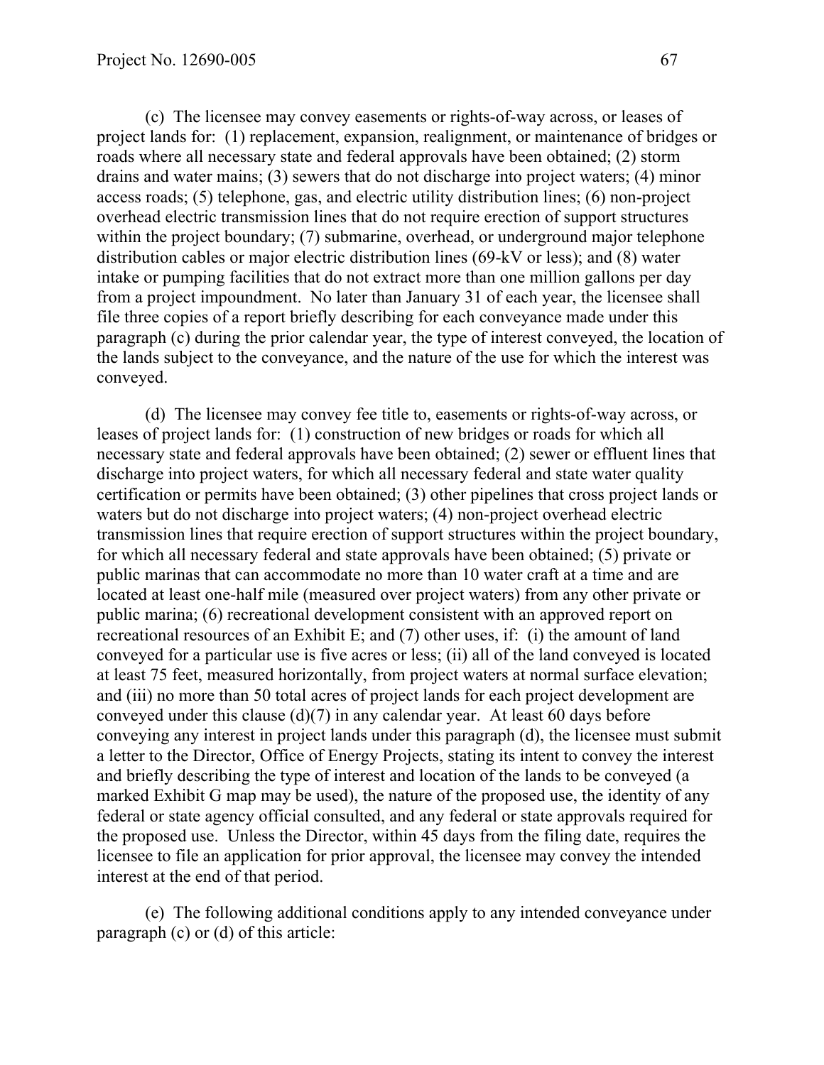(c) The licensee may convey easements or rights-of-way across, or leases of project lands for: (1) replacement, expansion, realignment, or maintenance of bridges or roads where all necessary state and federal approvals have been obtained; (2) storm drains and water mains; (3) sewers that do not discharge into project waters; (4) minor access roads; (5) telephone, gas, and electric utility distribution lines; (6) non-project overhead electric transmission lines that do not require erection of support structures within the project boundary; (7) submarine, overhead, or underground major telephone distribution cables or major electric distribution lines (69-kV or less); and (8) water intake or pumping facilities that do not extract more than one million gallons per day from a project impoundment. No later than January 31 of each year, the licensee shall file three copies of a report briefly describing for each conveyance made under this paragraph (c) during the prior calendar year, the type of interest conveyed, the location of the lands subject to the conveyance, and the nature of the use for which the interest was conveyed.

(d) The licensee may convey fee title to, easements or rights-of-way across, or leases of project lands for: (1) construction of new bridges or roads for which all necessary state and federal approvals have been obtained; (2) sewer or effluent lines that discharge into project waters, for which all necessary federal and state water quality certification or permits have been obtained; (3) other pipelines that cross project lands or waters but do not discharge into project waters; (4) non-project overhead electric transmission lines that require erection of support structures within the project boundary, for which all necessary federal and state approvals have been obtained; (5) private or public marinas that can accommodate no more than 10 water craft at a time and are located at least one-half mile (measured over project waters) from any other private or public marina; (6) recreational development consistent with an approved report on recreational resources of an Exhibit E; and (7) other uses, if: (i) the amount of land conveyed for a particular use is five acres or less; (ii) all of the land conveyed is located at least 75 feet, measured horizontally, from project waters at normal surface elevation; and (iii) no more than 50 total acres of project lands for each project development are conveyed under this clause (d)(7) in any calendar year. At least 60 days before conveying any interest in project lands under this paragraph (d), the licensee must submit a letter to the Director, Office of Energy Projects, stating its intent to convey the interest and briefly describing the type of interest and location of the lands to be conveyed (a marked Exhibit G map may be used), the nature of the proposed use, the identity of any federal or state agency official consulted, and any federal or state approvals required for the proposed use. Unless the Director, within 45 days from the filing date, requires the licensee to file an application for prior approval, the licensee may convey the intended interest at the end of that period.

(e) The following additional conditions apply to any intended conveyance under paragraph (c) or (d) of this article: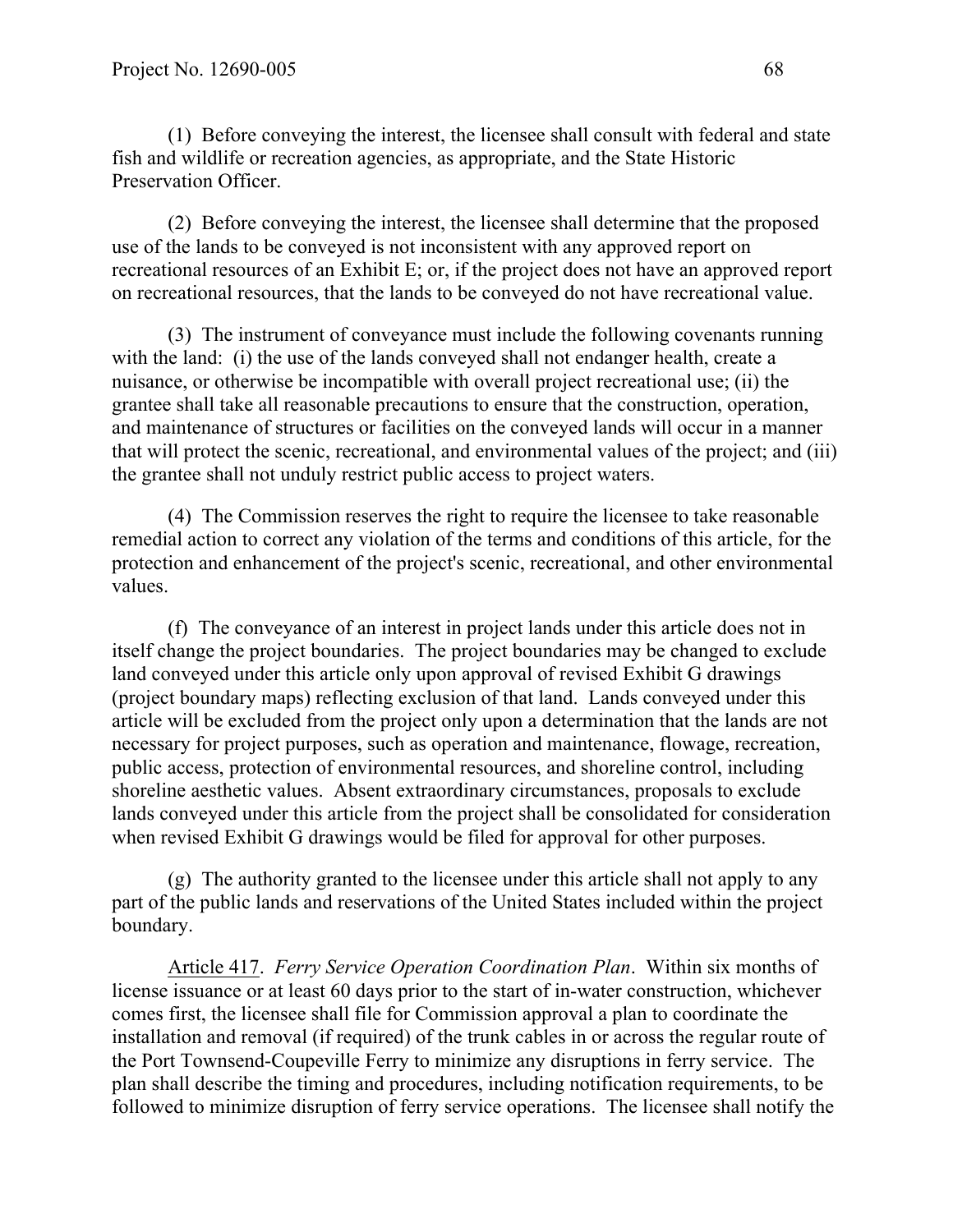(1) Before conveying the interest, the licensee shall consult with federal and state fish and wildlife or recreation agencies, as appropriate, and the State Historic Preservation Officer.

(2) Before conveying the interest, the licensee shall determine that the proposed use of the lands to be conveyed is not inconsistent with any approved report on recreational resources of an Exhibit E; or, if the project does not have an approved report on recreational resources, that the lands to be conveyed do not have recreational value.

(3) The instrument of conveyance must include the following covenants running with the land: (i) the use of the lands conveyed shall not endanger health, create a nuisance, or otherwise be incompatible with overall project recreational use; (ii) the grantee shall take all reasonable precautions to ensure that the construction, operation, and maintenance of structures or facilities on the conveyed lands will occur in a manner that will protect the scenic, recreational, and environmental values of the project; and (iii) the grantee shall not unduly restrict public access to project waters.

(4) The Commission reserves the right to require the licensee to take reasonable remedial action to correct any violation of the terms and conditions of this article, for the protection and enhancement of the project's scenic, recreational, and other environmental values.

(f) The conveyance of an interest in project lands under this article does not in itself change the project boundaries. The project boundaries may be changed to exclude land conveyed under this article only upon approval of revised Exhibit G drawings (project boundary maps) reflecting exclusion of that land. Lands conveyed under this article will be excluded from the project only upon a determination that the lands are not necessary for project purposes, such as operation and maintenance, flowage, recreation, public access, protection of environmental resources, and shoreline control, including shoreline aesthetic values. Absent extraordinary circumstances, proposals to exclude lands conveyed under this article from the project shall be consolidated for consideration when revised Exhibit G drawings would be filed for approval for other purposes.

(g) The authority granted to the licensee under this article shall not apply to any part of the public lands and reservations of the United States included within the project boundary.

Article 417. *Ferry Service Operation Coordination Plan*. Within six months of license issuance or at least 60 days prior to the start of in-water construction, whichever comes first, the licensee shall file for Commission approval a plan to coordinate the installation and removal (if required) of the trunk cables in or across the regular route of the Port Townsend-Coupeville Ferry to minimize any disruptions in ferry service. The plan shall describe the timing and procedures, including notification requirements, to be followed to minimize disruption of ferry service operations. The licensee shall notify the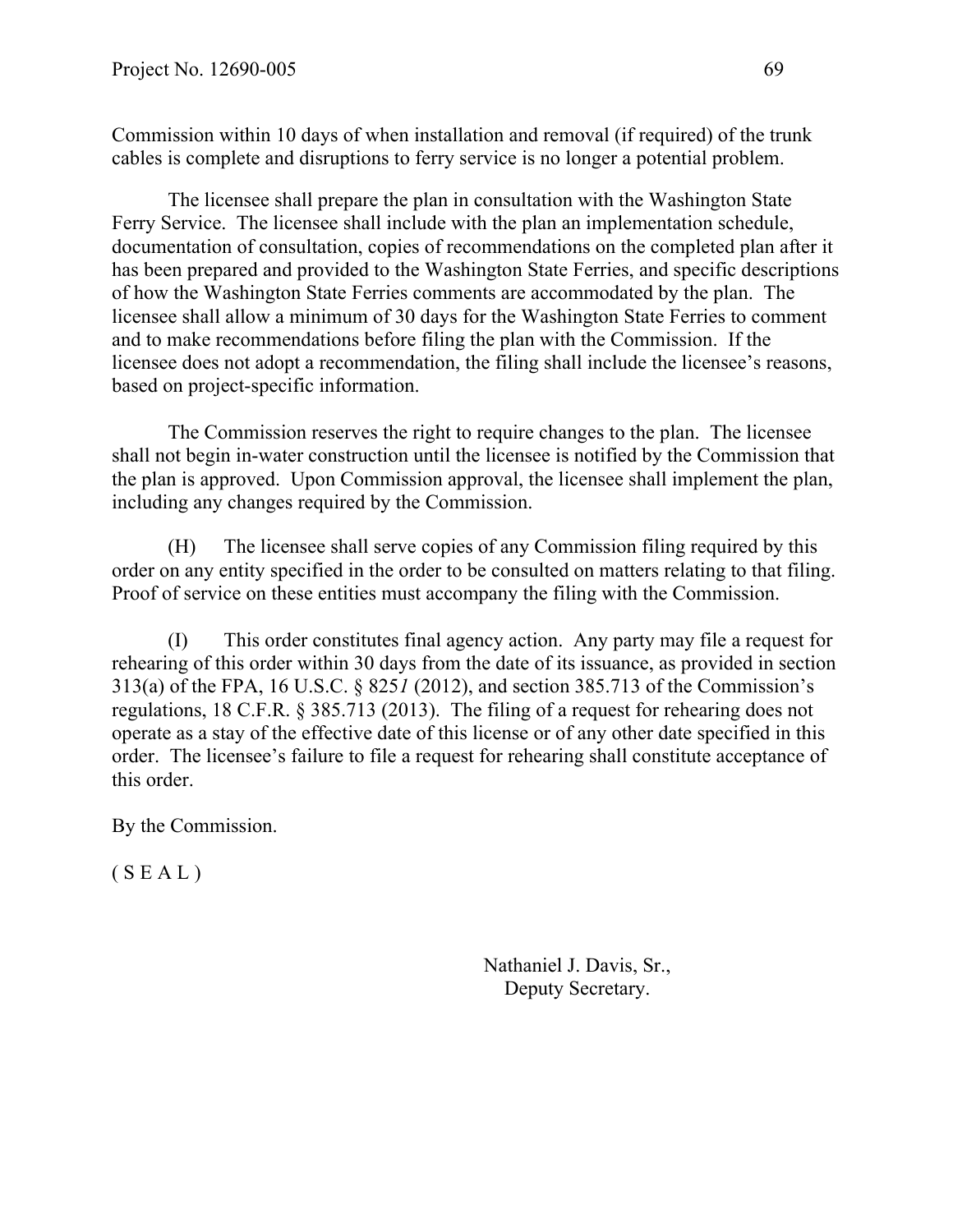Commission within 10 days of when installation and removal (if required) of the trunk cables is complete and disruptions to ferry service is no longer a potential problem.

The licensee shall prepare the plan in consultation with the Washington State Ferry Service. The licensee shall include with the plan an implementation schedule, documentation of consultation, copies of recommendations on the completed plan after it has been prepared and provided to the Washington State Ferries, and specific descriptions of how the Washington State Ferries comments are accommodated by the plan. The licensee shall allow a minimum of 30 days for the Washington State Ferries to comment and to make recommendations before filing the plan with the Commission. If the licensee does not adopt a recommendation, the filing shall include the licensee's reasons, based on project-specific information.

The Commission reserves the right to require changes to the plan. The licensee shall not begin in-water construction until the licensee is notified by the Commission that the plan is approved. Upon Commission approval, the licensee shall implement the plan, including any changes required by the Commission.

(H) The licensee shall serve copies of any Commission filing required by this order on any entity specified in the order to be consulted on matters relating to that filing. Proof of service on these entities must accompany the filing with the Commission.

(I) This order constitutes final agency action. Any party may file a request for rehearing of this order within 30 days from the date of its issuance, as provided in section 313(a) of the FPA, 16 U.S.C. § 825*l* (2012), and section 385.713 of the Commission's regulations, 18 C.F.R. § 385.713 (2013). The filing of a request for rehearing does not operate as a stay of the effective date of this license or of any other date specified in this order. The licensee's failure to file a request for rehearing shall constitute acceptance of this order.

By the Commission.

( S E A L )

Nathaniel J. Davis, Sr.,
Deputy Secretary.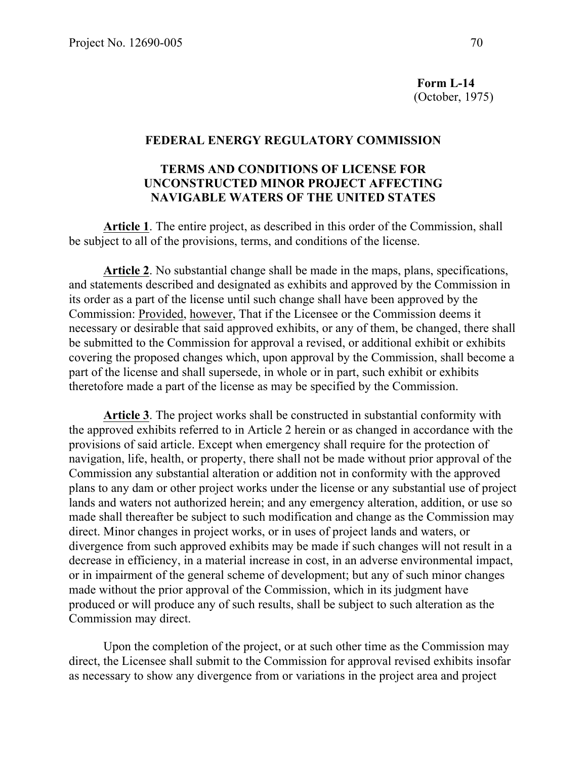**Form L-14**
(October, 1975)

## FEDERAL ENERGY REGULATORY COMMISSION

## TERMS AND CONDITIONS OF LICENSE FOR UNCONSTRUCTED MINOR PROJECT AFFECTING NAVIGABLE WATERS OF THE UNITED STATES

**Article 1**. The entire project, as described in this order of the Commission, shall be subject to all of the provisions, terms, and conditions of the license.

**Article 2**. No substantial change shall be made in the maps, plans, specifications, and statements described and designated as exhibits and approved by the Commission in its order as a part of the license until such change shall have been approved by the Commission: Provided, however, That if the Licensee or the Commission deems it necessary or desirable that said approved exhibits, or any of them, be changed, there shall be submitted to the Commission for approval a revised, or additional exhibit or exhibits covering the proposed changes which, upon approval by the Commission, shall become a part of the license and shall supersede, in whole or in part, such exhibit or exhibits theretofore made a part of the license as may be specified by the Commission.

**Article 3**. The project works shall be constructed in substantial conformity with the approved exhibits referred to in Article 2 herein or as changed in accordance with the provisions of said article. Except when emergency shall require for the protection of navigation, life, health, or property, there shall not be made without prior approval of the Commission any substantial alteration or addition not in conformity with the approved plans to any dam or other project works under the license or any substantial use of project lands and waters not authorized herein; and any emergency alteration, addition, or use so made shall thereafter be subject to such modification and change as the Commission may direct. Minor changes in project works, or in uses of project lands and waters, or divergence from such approved exhibits may be made if such changes will not result in a decrease in efficiency, in a material increase in cost, in an adverse environmental impact, or in impairment of the general scheme of development; but any of such minor changes made without the prior approval of the Commission, which in its judgment have produced or will produce any of such results, shall be subject to such alteration as the Commission may direct.

Upon the completion of the project, or at such other time as the Commission may direct, the Licensee shall submit to the Commission for approval revised exhibits insofar as necessary to show any divergence from or variations in the project area and project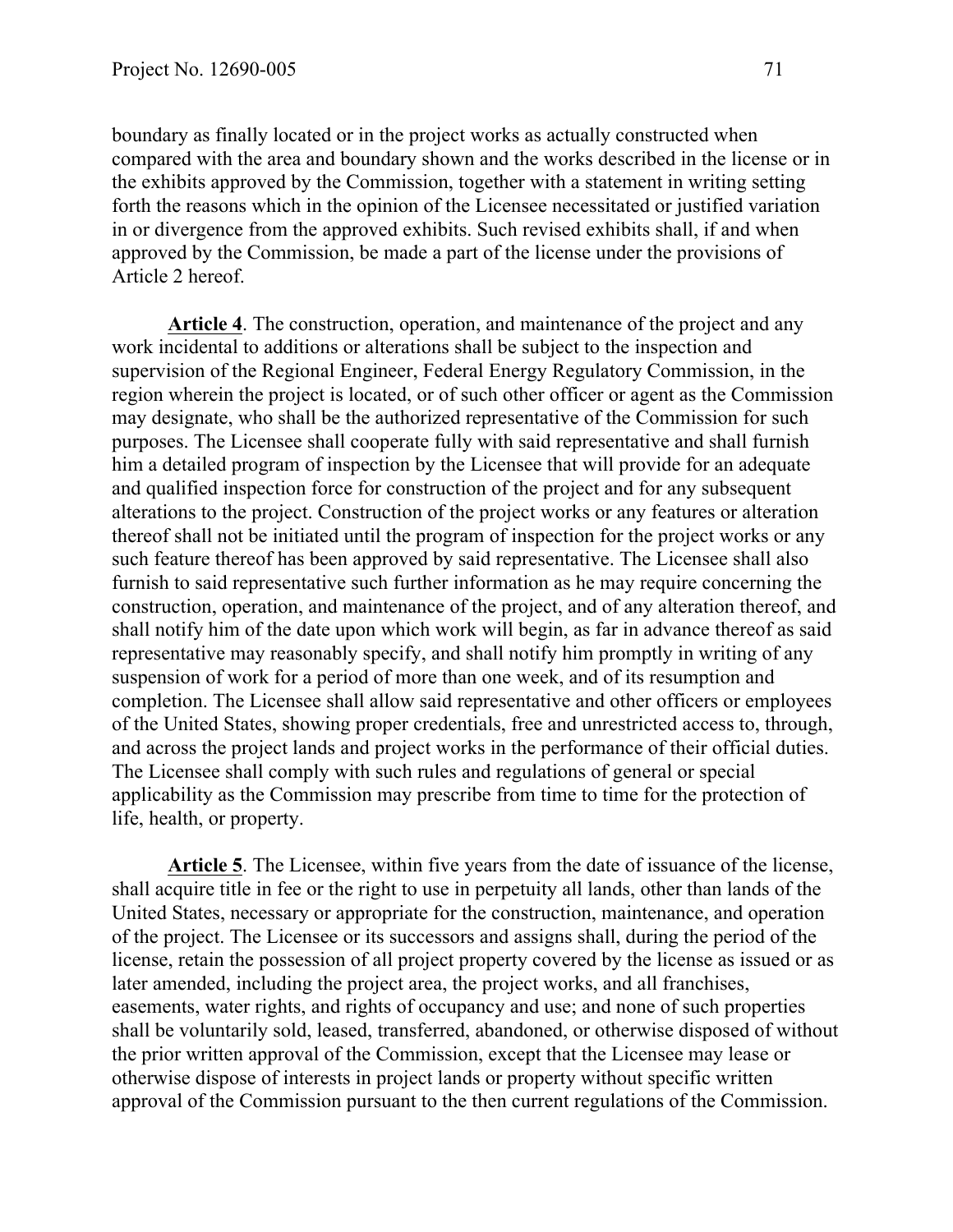boundary as finally located or in the project works as actually constructed when compared with the area and boundary shown and the works described in the license or in the exhibits approved by the Commission, together with a statement in writing setting forth the reasons which in the opinion of the Licensee necessitated or justified variation in or divergence from the approved exhibits. Such revised exhibits shall, if and when approved by the Commission, be made a part of the license under the provisions of Article 2 hereof.

**Article 4**. The construction, operation, and maintenance of the project and any work incidental to additions or alterations shall be subject to the inspection and supervision of the Regional Engineer, Federal Energy Regulatory Commission, in the region wherein the project is located, or of such other officer or agent as the Commission may designate, who shall be the authorized representative of the Commission for such purposes. The Licensee shall cooperate fully with said representative and shall furnish him a detailed program of inspection by the Licensee that will provide for an adequate and qualified inspection force for construction of the project and for any subsequent alterations to the project. Construction of the project works or any features or alteration thereof shall not be initiated until the program of inspection for the project works or any such feature thereof has been approved by said representative. The Licensee shall also furnish to said representative such further information as he may require concerning the construction, operation, and maintenance of the project, and of any alteration thereof, and shall notify him of the date upon which work will begin, as far in advance thereof as said representative may reasonably specify, and shall notify him promptly in writing of any suspension of work for a period of more than one week, and of its resumption and completion. The Licensee shall allow said representative and other officers or employees of the United States, showing proper credentials, free and unrestricted access to, through, and across the project lands and project works in the performance of their official duties. The Licensee shall comply with such rules and regulations of general or special applicability as the Commission may prescribe from time to time for the protection of life, health, or property.

**Article 5**. The Licensee, within five years from the date of issuance of the license, shall acquire title in fee or the right to use in perpetuity all lands, other than lands of the United States, necessary or appropriate for the construction, maintenance, and operation of the project. The Licensee or its successors and assigns shall, during the period of the license, retain the possession of all project property covered by the license as issued or as later amended, including the project area, the project works, and all franchises, easements, water rights, and rights of occupancy and use; and none of such properties shall be voluntarily sold, leased, transferred, abandoned, or otherwise disposed of without the prior written approval of the Commission, except that the Licensee may lease or otherwise dispose of interests in project lands or property without specific written approval of the Commission pursuant to the then current regulations of the Commission.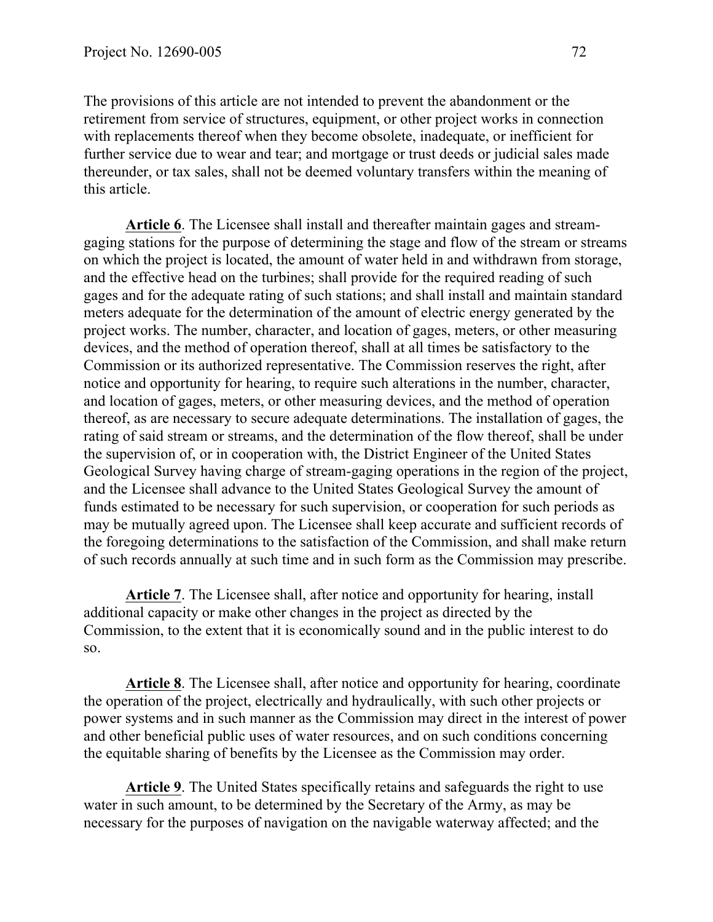The provisions of this article are not intended to prevent the abandonment or the retirement from service of structures, equipment, or other project works in connection with replacements thereof when they become obsolete, inadequate, or inefficient for further service due to wear and tear; and mortgage or trust deeds or judicial sales made thereunder, or tax sales, shall not be deemed voluntary transfers within the meaning of this article.

**Article 6**. The Licensee shall install and thereafter maintain gages and stream-gaging stations for the purpose of determining the stage and flow of the stream or streams on which the project is located, the amount of water held in and withdrawn from storage, and the effective head on the turbines; shall provide for the required reading of such gages and for the adequate rating of such stations; and shall install and maintain standard meters adequate for the determination of the amount of electric energy generated by the project works. The number, character, and location of gages, meters, or other measuring devices, and the method of operation thereof, shall at all times be satisfactory to the Commission or its authorized representative. The Commission reserves the right, after notice and opportunity for hearing, to require such alterations in the number, character, and location of gages, meters, or other measuring devices, and the method of operation thereof, as are necessary to secure adequate determinations. The installation of gages, the rating of said stream or streams, and the determination of the flow thereof, shall be under the supervision of, or in cooperation with, the District Engineer of the United States Geological Survey having charge of stream-gaging operations in the region of the project, and the Licensee shall advance to the United States Geological Survey the amount of funds estimated to be necessary for such supervision, or cooperation for such periods as may be mutually agreed upon. The Licensee shall keep accurate and sufficient records of the foregoing determinations to the satisfaction of the Commission, and shall make return of such records annually at such time and in such form as the Commission may prescribe.

**Article 7**. The Licensee shall, after notice and opportunity for hearing, install additional capacity or make other changes in the project as directed by the Commission, to the extent that it is economically sound and in the public interest to do so.

**Article 8**. The Licensee shall, after notice and opportunity for hearing, coordinate the operation of the project, electrically and hydraulically, with such other projects or power systems and in such manner as the Commission may direct in the interest of power and other beneficial public uses of water resources, and on such conditions concerning the equitable sharing of benefits by the Licensee as the Commission may order.

**Article 9**. The United States specifically retains and safeguards the right to use water in such amount, to be determined by the Secretary of the Army, as may be necessary for the purposes of navigation on the navigable waterway affected; and the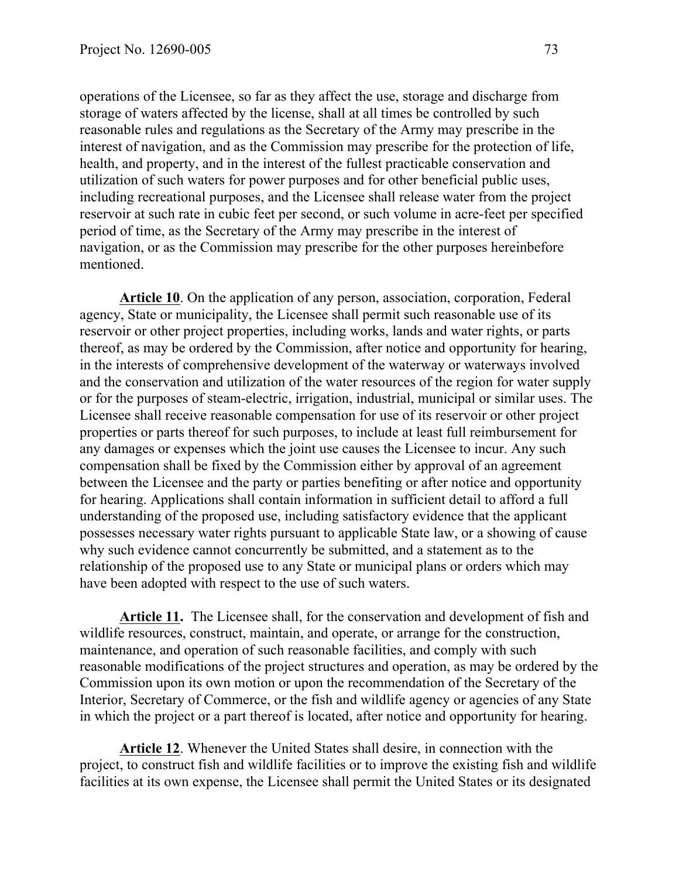operations of the Licensee, so far as they affect the use, storage and discharge from storage of waters affected by the license, shall at all times be controlled by such reasonable rules and regulations as the Secretary of the Army may prescribe in the interest of navigation, and as the Commission may prescribe for the protection of life, health, and property, and in the interest of the fullest practicable conservation and utilization of such waters for power purposes and for other beneficial public uses, including recreational purposes, and the Licensee shall release water from the project reservoir at such rate in cubic feet per second, or such volume in acre-feet per specified period of time, as the Secretary of the Army may prescribe in the interest of navigation, or as the Commission may prescribe for the other purposes hereinbefore mentioned.

**Article 10**. On the application of any person, association, corporation, Federal agency, State or municipality, the Licensee shall permit such reasonable use of its reservoir or other project properties, including works, lands and water rights, or parts thereof, as may be ordered by the Commission, after notice and opportunity for hearing, in the interests of comprehensive development of the waterway or waterways involved and the conservation and utilization of the water resources of the region for water supply or for the purposes of steam-electric, irrigation, industrial, municipal or similar uses. The Licensee shall receive reasonable compensation for use of its reservoir or other project properties or parts thereof for such purposes, to include at least full reimbursement for any damages or expenses which the joint use causes the Licensee to incur. Any such compensation shall be fixed by the Commission either by approval of an agreement between the Licensee and the party or parties benefiting or after notice and opportunity for hearing. Applications shall contain information in sufficient detail to afford a full understanding of the proposed use, including satisfactory evidence that the applicant possesses necessary water rights pursuant to applicable State law, or a showing of cause why such evidence cannot concurrently be submitted, and a statement as to the relationship of the proposed use to any State or municipal plans or orders which may have been adopted with respect to the use of such waters.

**Article 11.** The Licensee shall, for the conservation and development of fish and wildlife resources, construct, maintain, and operate, or arrange for the construction, maintenance, and operation of such reasonable facilities, and comply with such reasonable modifications of the project structures and operation, as may be ordered by the Commission upon its own motion or upon the recommendation of the Secretary of the Interior, Secretary of Commerce, or the fish and wildlife agency or agencies of any State in which the project or a part thereof is located, after notice and opportunity for hearing.

**Article 12**. Whenever the United States shall desire, in connection with the project, to construct fish and wildlife facilities or to improve the existing fish and wildlife facilities at its own expense, the Licensee shall permit the United States or its designated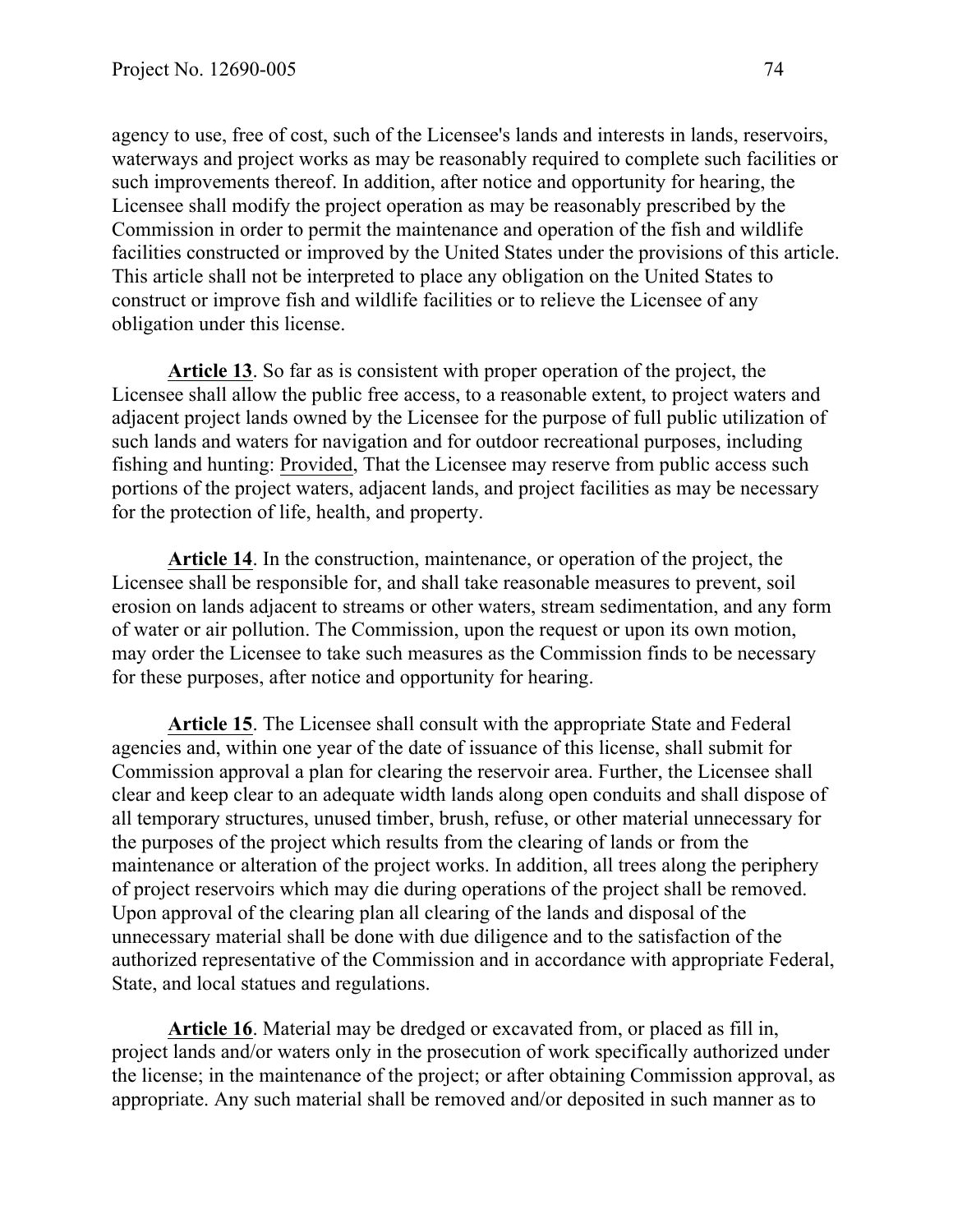agency to use, free of cost, such of the Licensee's lands and interests in lands, reservoirs, waterways and project works as may be reasonably required to complete such facilities or such improvements thereof. In addition, after notice and opportunity for hearing, the Licensee shall modify the project operation as may be reasonably prescribed by the Commission in order to permit the maintenance and operation of the fish and wildlife facilities constructed or improved by the United States under the provisions of this article. This article shall not be interpreted to place any obligation on the United States to construct or improve fish and wildlife facilities or to relieve the Licensee of any obligation under this license.

**Article 13**. So far as is consistent with proper operation of the project, the Licensee shall allow the public free access, to a reasonable extent, to project waters and adjacent project lands owned by the Licensee for the purpose of full public utilization of such lands and waters for navigation and for outdoor recreational purposes, including fishing and hunting: Provided, That the Licensee may reserve from public access such portions of the project waters, adjacent lands, and project facilities as may be necessary for the protection of life, health, and property.

**Article 14**. In the construction, maintenance, or operation of the project, the Licensee shall be responsible for, and shall take reasonable measures to prevent, soil erosion on lands adjacent to streams or other waters, stream sedimentation, and any form of water or air pollution. The Commission, upon the request or upon its own motion, may order the Licensee to take such measures as the Commission finds to be necessary for these purposes, after notice and opportunity for hearing.

**Article 15**. The Licensee shall consult with the appropriate State and Federal agencies and, within one year of the date of issuance of this license, shall submit for Commission approval a plan for clearing the reservoir area. Further, the Licensee shall clear and keep clear to an adequate width lands along open conduits and shall dispose of all temporary structures, unused timber, brush, refuse, or other material unnecessary for the purposes of the project which results from the clearing of lands or from the maintenance or alteration of the project works. In addition, all trees along the periphery of project reservoirs which may die during operations of the project shall be removed. Upon approval of the clearing plan all clearing of the lands and disposal of the unnecessary material shall be done with due diligence and to the satisfaction of the authorized representative of the Commission and in accordance with appropriate Federal, State, and local statues and regulations.

**Article 16**. Material may be dredged or excavated from, or placed as fill in, project lands and/or waters only in the prosecution of work specifically authorized under the license; in the maintenance of the project; or after obtaining Commission approval, as appropriate. Any such material shall be removed and/or deposited in such manner as to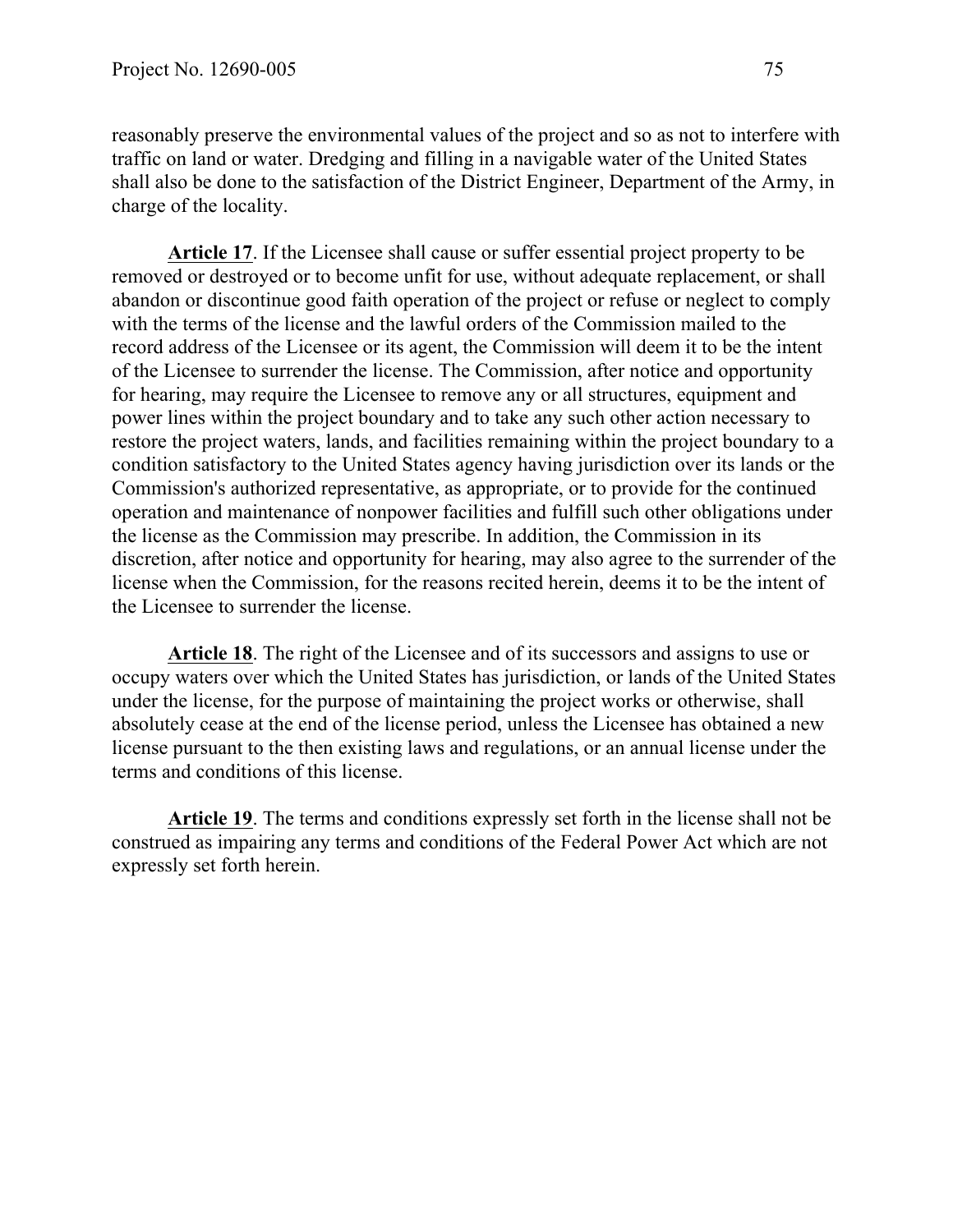reasonably preserve the environmental values of the project and so as not to interfere with traffic on land or water. Dredging and filling in a navigable water of the United States shall also be done to the satisfaction of the District Engineer, Department of the Army, in charge of the locality.

**Article 17**. If the Licensee shall cause or suffer essential project property to be removed or destroyed or to become unfit for use, without adequate replacement, or shall abandon or discontinue good faith operation of the project or refuse or neglect to comply with the terms of the license and the lawful orders of the Commission mailed to the record address of the Licensee or its agent, the Commission will deem it to be the intent of the Licensee to surrender the license. The Commission, after notice and opportunity for hearing, may require the Licensee to remove any or all structures, equipment and power lines within the project boundary and to take any such other action necessary to restore the project waters, lands, and facilities remaining within the project boundary to a condition satisfactory to the United States agency having jurisdiction over its lands or the Commission's authorized representative, as appropriate, or to provide for the continued operation and maintenance of nonpower facilities and fulfill such other obligations under the license as the Commission may prescribe. In addition, the Commission in its discretion, after notice and opportunity for hearing, may also agree to the surrender of the license when the Commission, for the reasons recited herein, deems it to be the intent of the Licensee to surrender the license.

**Article 18**. The right of the Licensee and of its successors and assigns to use or occupy waters over which the United States has jurisdiction, or lands of the United States under the license, for the purpose of maintaining the project works or otherwise, shall absolutely cease at the end of the license period, unless the Licensee has obtained a new license pursuant to the then existing laws and regulations, or an annual license under the terms and conditions of this license.

**Article 19**. The terms and conditions expressly set forth in the license shall not be construed as impairing any terms and conditions of the Federal Power Act which are not expressly set forth herein.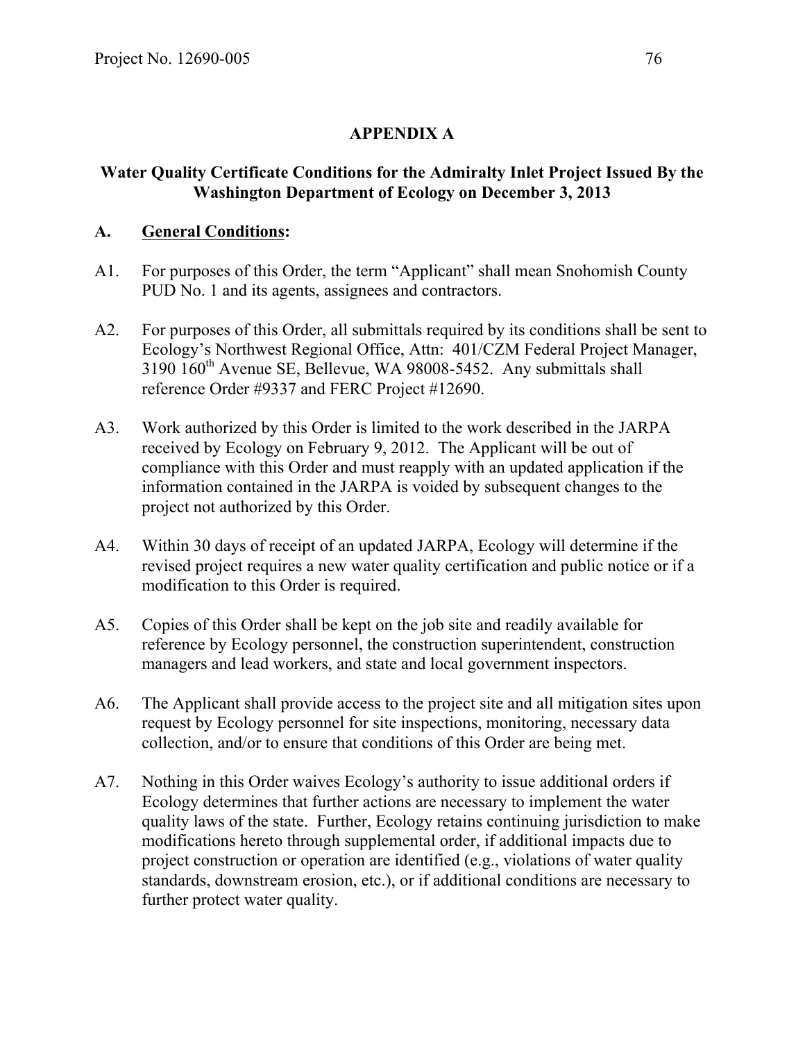## APPENDIX A

### Water Quality Certificate Conditions for the Admiralty Inlet Project Issued By the Washington Department of Ecology on December 3, 2013

### A. General Conditions:

A1. For purposes of this Order, the term “Applicant” shall mean Snohomish County PUD No. 1 and its agents, assignees and contractors.

A2. For purposes of this Order, all submittals required by its conditions shall be sent to Ecology’s Northwest Regional Office, Attn: 401/CZM Federal Project Manager, 3190 160th Avenue SE, Bellevue, WA 98008-5452. Any submittals shall reference Order #9337 and FERC Project #12690.

A3. Work authorized by this Order is limited to the work described in the JARPA received by Ecology on February 9, 2012. The Applicant will be out of compliance with this Order and must reapply with an updated application if the information contained in the JARPA is voided by subsequent changes to the project not authorized by this Order.

A4. Within 30 days of receipt of an updated JARPA, Ecology will determine if the revised project requires a new water quality certification and public notice or if a modification to this Order is required.

A5. Copies of this Order shall be kept on the job site and readily available for reference by Ecology personnel, the construction superintendent, construction managers and lead workers, and state and local government inspectors.

A6. The Applicant shall provide access to the project site and all mitigation sites upon request by Ecology personnel for site inspections, monitoring, necessary data collection, and/or to ensure that conditions of this Order are being met.

A7. Nothing in this Order waives Ecology’s authority to issue additional orders if Ecology determines that further actions are necessary to implement the water quality laws of the state. Further, Ecology retains continuing jurisdiction to make modifications hereto through supplemental order, if additional impacts due to project construction or operation are identified (e.g., violations of water quality standards, downstream erosion, etc.), or if additional conditions are necessary to further protect water quality.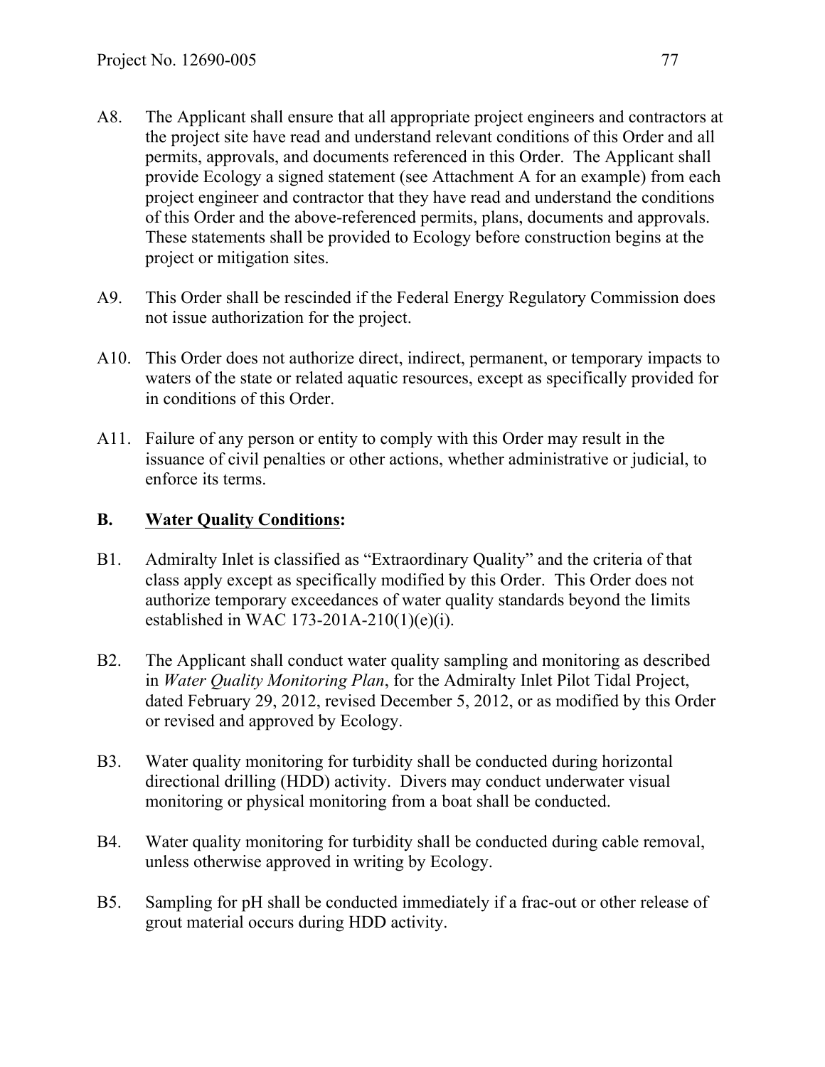A8. The Applicant shall ensure that all appropriate project engineers and contractors at the project site have read and understand relevant conditions of this Order and all permits, approvals, and documents referenced in this Order. The Applicant shall provide Ecology a signed statement (see Attachment A for an example) from each project engineer and contractor that they have read and understand the conditions of this Order and the above-referenced permits, plans, documents and approvals. These statements shall be provided to Ecology before construction begins at the project or mitigation sites.

A9. This Order shall be rescinded if the Federal Energy Regulatory Commission does not issue authorization for the project.

A10. This Order does not authorize direct, indirect, permanent, or temporary impacts to waters of the state or related aquatic resources, except as specifically provided for in conditions of this Order.

A11. Failure of any person or entity to comply with this Order may result in the issuance of civil penalties or other actions, whether administrative or judicial, to enforce its terms.

**B. Water Quality Conditions:**

B1. Admiralty Inlet is classified as "Extraordinary Quality" and the criteria of that class apply except as specifically modified by this Order. This Order does not authorize temporary exceedances of water quality standards beyond the limits established in WAC 173-201A-210(1)(e)(i).

B2. The Applicant shall conduct water quality sampling and monitoring as described in *Water Quality Monitoring Plan*, for the Admiralty Inlet Pilot Tidal Project, dated February 29, 2012, revised December 5, 2012, or as modified by this Order or revised and approved by Ecology.

B3. Water quality monitoring for turbidity shall be conducted during horizontal directional drilling (HDD) activity. Divers may conduct underwater visual monitoring or physical monitoring from a boat shall be conducted.

B4. Water quality monitoring for turbidity shall be conducted during cable removal, unless otherwise approved in writing by Ecology.

B5. Sampling for pH shall be conducted immediately if a frac-out or other release of grout material occurs during HDD activity.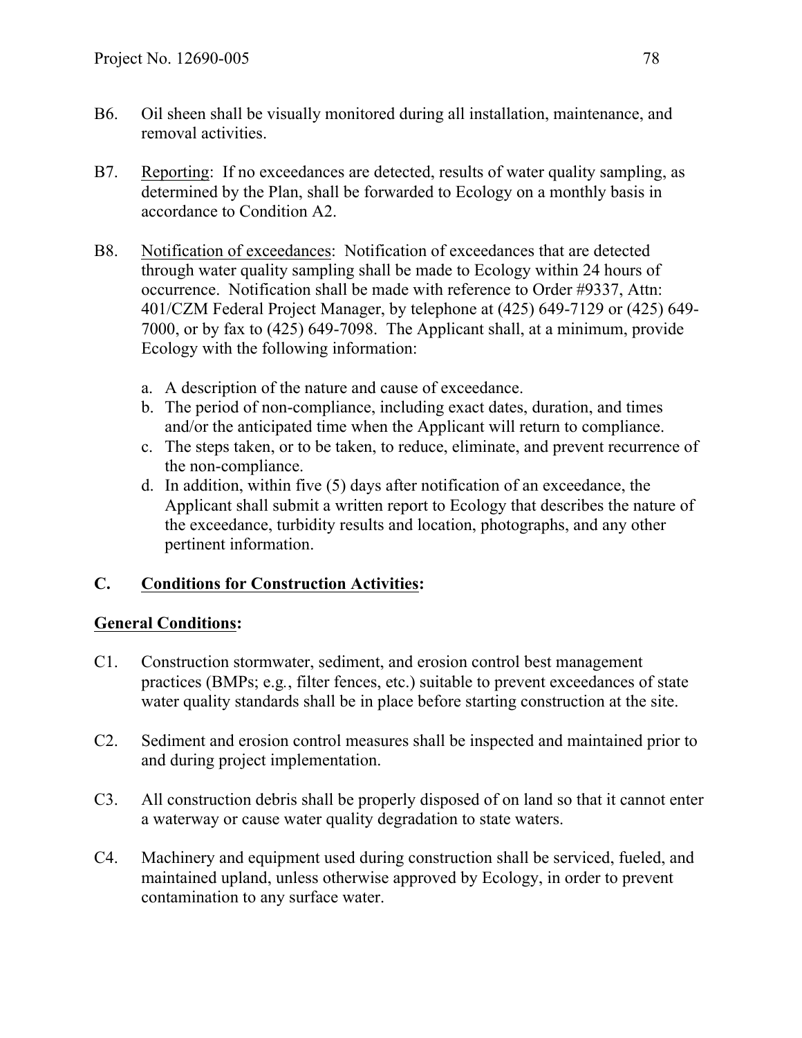B6. Oil sheen shall be visually monitored during all installation, maintenance, and removal activities.

B7. Reporting: If no exceedances are detected, results of water quality sampling, as determined by the Plan, shall be forwarded to Ecology on a monthly basis in accordance to Condition A2.

B8. Notification of exceedances: Notification of exceedances that are detected through water quality sampling shall be made to Ecology within 24 hours of occurrence. Notification shall be made with reference to Order #9337, Attn: 401/CZM Federal Project Manager, by telephone at (425) 649-7129 or (425) 649-7000, or by fax to (425) 649-7098. The Applicant shall, at a minimum, provide Ecology with the following information:

a. A description of the nature and cause of exceedance.
b. The period of non-compliance, including exact dates, duration, and times and/or the anticipated time when the Applicant will return to compliance.
c. The steps taken, or to be taken, to reduce, eliminate, and prevent recurrence of the non-compliance.
d. In addition, within five (5) days after notification of an exceedance, the Applicant shall submit a written report to Ecology that describes the nature of the exceedance, turbidity results and location, photographs, and any other pertinent information.

## C. Conditions for Construction Activities:

### General Conditions:

C1. Construction stormwater, sediment, and erosion control best management practices (BMPs; e.g., filter fences, etc.) suitable to prevent exceedances of state water quality standards shall be in place before starting construction at the site.

C2. Sediment and erosion control measures shall be inspected and maintained prior to and during project implementation.

C3. All construction debris shall be properly disposed of on land so that it cannot enter a waterway or cause water quality degradation to state waters.

C4. Machinery and equipment used during construction shall be serviced, fueled, and maintained upland, unless otherwise approved by Ecology, in order to prevent contamination to any surface water.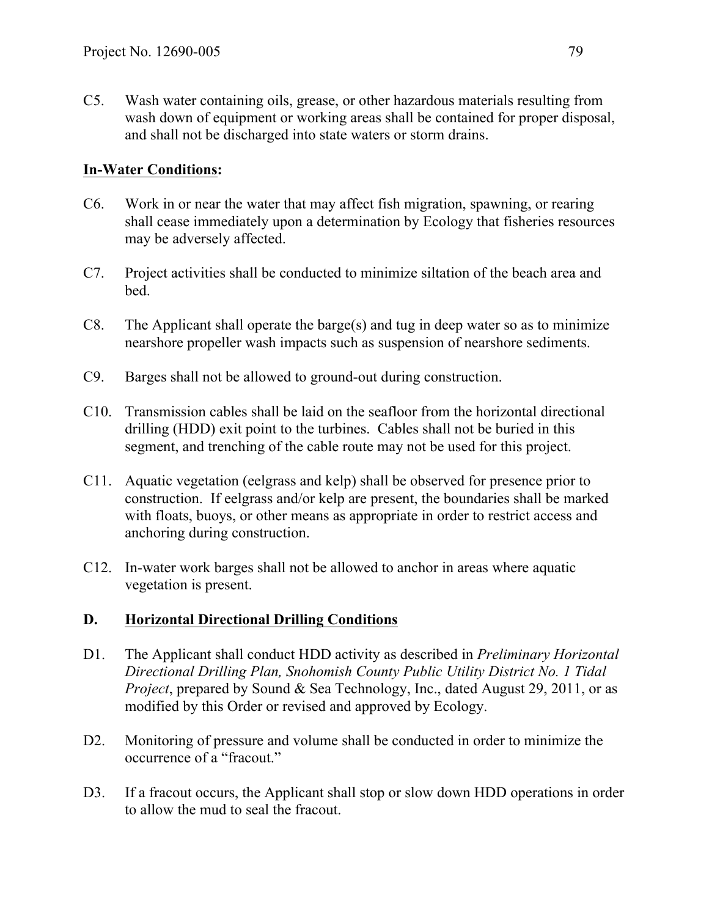C5. Wash water containing oils, grease, or other hazardous materials resulting from wash down of equipment or working areas shall be contained for proper disposal, and shall not be discharged into state waters or storm drains.

**In-Water Conditions:**

C6. Work in or near the water that may affect fish migration, spawning, or rearing shall cease immediately upon a determination by Ecology that fisheries resources may be adversely affected.

C7. Project activities shall be conducted to minimize siltation of the beach area and bed.

C8. The Applicant shall operate the barge(s) and tug in deep water so as to minimize nearshore propeller wash impacts such as suspension of nearshore sediments.

C9. Barges shall not be allowed to ground-out during construction.

C10. Transmission cables shall be laid on the seafloor from the horizontal directional drilling (HDD) exit point to the turbines. Cables shall not be buried in this segment, and trenching of the cable route may not be used for this project.

C11. Aquatic vegetation (eelgrass and kelp) shall be observed for presence prior to construction. If eelgrass and/or kelp are present, the boundaries shall be marked with floats, buoys, or other means as appropriate in order to restrict access and anchoring during construction.

C12. In-water work barges shall not be allowed to anchor in areas where aquatic vegetation is present.

## D. Horizontal Directional Drilling Conditions

D1. The Applicant shall conduct HDD activity as described in *Preliminary Horizontal Directional Drilling Plan, Snohomish County Public Utility District No. 1 Tidal Project*, prepared by Sound & Sea Technology, Inc., dated August 29, 2011, or as modified by this Order or revised and approved by Ecology.

D2. Monitoring of pressure and volume shall be conducted in order to minimize the occurrence of a "fracout."

D3. If a fracout occurs, the Applicant shall stop or slow down HDD operations in order to allow the mud to seal the fracout.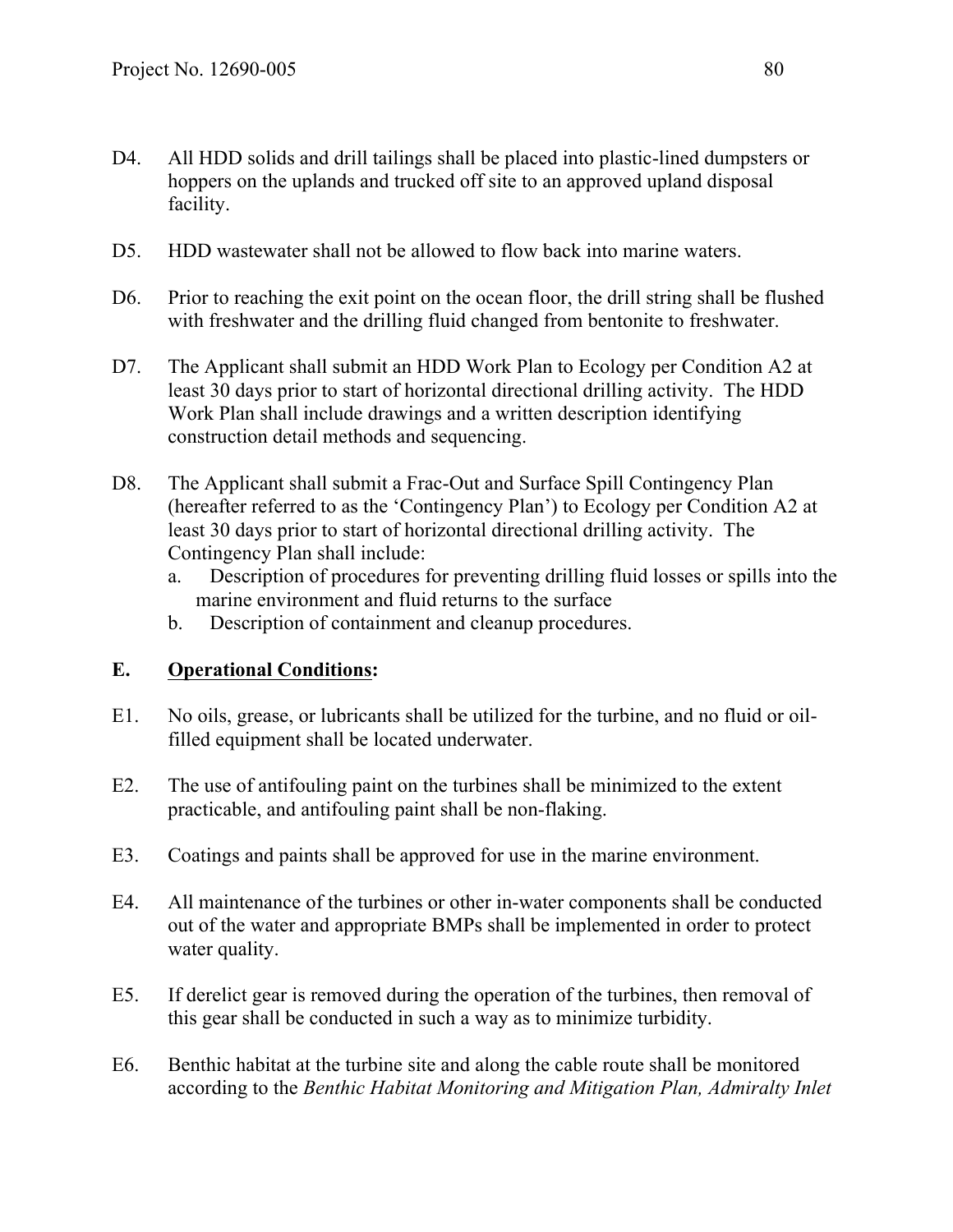D4. All HDD solids and drill tailings shall be placed into plastic-lined dumpsters or hoppers on the uplands and trucked off site to an approved upland disposal facility.

D5. HDD wastewater shall not be allowed to flow back into marine waters.

D6. Prior to reaching the exit point on the ocean floor, the drill string shall be flushed with freshwater and the drilling fluid changed from bentonite to freshwater.

D7. The Applicant shall submit an HDD Work Plan to Ecology per Condition A2 at least 30 days prior to start of horizontal directional drilling activity. The HDD Work Plan shall include drawings and a written description identifying construction detail methods and sequencing.

D8. The Applicant shall submit a Frac-Out and Surface Spill Contingency Plan (hereafter referred to as the 'Contingency Plan') to Ecology per Condition A2 at least 30 days prior to start of horizontal directional drilling activity. The Contingency Plan shall include:

a. Description of procedures for preventing drilling fluid losses or spills into the marine environment and fluid returns to the surface
b. Description of containment and cleanup procedures.

## E. <u>Operational Conditions</u>:

E1. No oils, grease, or lubricants shall be utilized for the turbine, and no fluid or oil-filled equipment shall be located underwater.

E2. The use of antifouling paint on the turbines shall be minimized to the extent practicable, and antifouling paint shall be non-flaking.

E3. Coatings and paints shall be approved for use in the marine environment.

E4. All maintenance of the turbines or other in-water components shall be conducted out of the water and appropriate BMPs shall be implemented in order to protect water quality.

E5. If derelict gear is removed during the operation of the turbines, then removal of this gear shall be conducted in such a way as to minimize turbidity.

E6. Benthic habitat at the turbine site and along the cable route shall be monitored according to the *Benthic Habitat Monitoring and Mitigation Plan, Admiralty Inlet*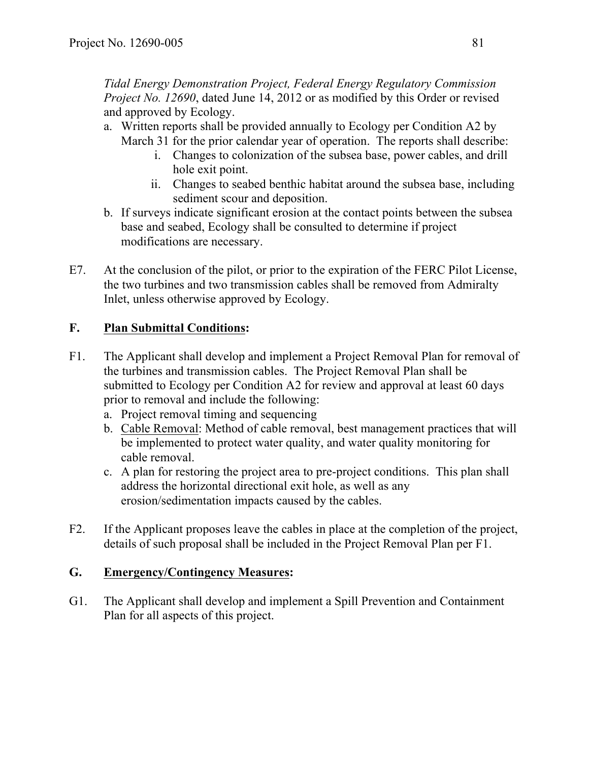*Tidal Energy Demonstration Project, Federal Energy Regulatory Commission Project No. 12690*, dated June 14, 2012 or as modified by this Order or revised and approved by Ecology.

a. Written reports shall be provided annually to Ecology per Condition A2 by March 31 for the prior calendar year of operation. The reports shall describe:
    i. Changes to colonization of the subsea base, power cables, and drill hole exit point.
    ii. Changes to seabed benthic habitat around the subsea base, including sediment scour and deposition.
b. If surveys indicate significant erosion at the contact points between the subsea base and seabed, Ecology shall be consulted to determine if project modifications are necessary.

E7. At the conclusion of the pilot, or prior to the expiration of the FERC Pilot License, the two turbines and two transmission cables shall be removed from Admiralty Inlet, unless otherwise approved by Ecology.

## F. Plan Submittal Conditions:

F1. The Applicant shall develop and implement a Project Removal Plan for removal of the turbines and transmission cables. The Project Removal Plan shall be submitted to Ecology per Condition A2 for review and approval at least 60 days prior to removal and include the following:

a. Project removal timing and sequencing
b. Cable Removal: Method of cable removal, best management practices that will be implemented to protect water quality, and water quality monitoring for cable removal.
c. A plan for restoring the project area to pre-project conditions. This plan shall address the horizontal directional exit hole, as well as any erosion/sedimentation impacts caused by the cables.

F2. If the Applicant proposes leave the cables in place at the completion of the project, details of such proposal shall be included in the Project Removal Plan per F1.

## G. Emergency/Contingency Measures:

G1. The Applicant shall develop and implement a Spill Prevention and Containment Plan for all aspects of this project.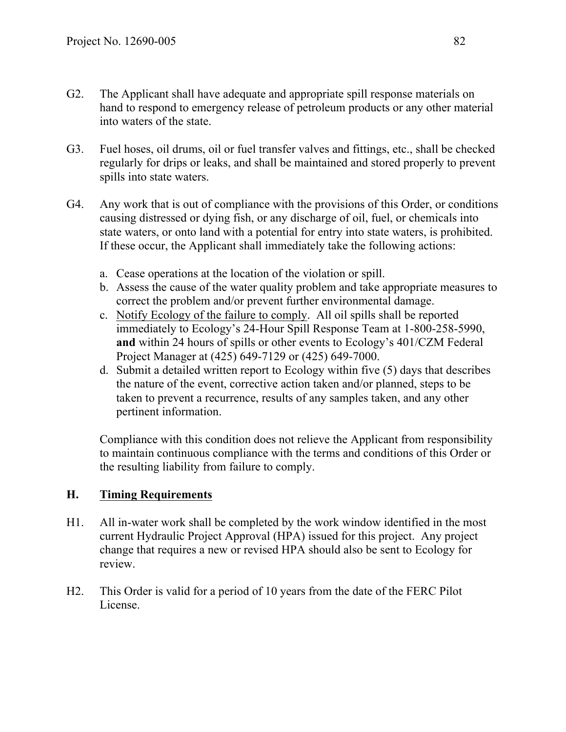G2. The Applicant shall have adequate and appropriate spill response materials on hand to respond to emergency release of petroleum products or any other material into waters of the state.

G3. Fuel hoses, oil drums, oil or fuel transfer valves and fittings, etc., shall be checked regularly for drips or leaks, and shall be maintained and stored properly to prevent spills into state waters.

G4. Any work that is out of compliance with the provisions of this Order, or conditions causing distressed or dying fish, or any discharge of oil, fuel, or chemicals into state waters, or onto land with a potential for entry into state waters, is prohibited. If these occur, the Applicant shall immediately take the following actions:

a. Cease operations at the location of the violation or spill.
b. Assess the cause of the water quality problem and take appropriate measures to correct the problem and/or prevent further environmental damage.
c. <u>Notify Ecology of the failure to comply</u>. All oil spills shall be reported immediately to Ecology's 24-Hour Spill Response Team at 1-800-258-5990, **and** within 24 hours of spills or other events to Ecology's 401/CZM Federal Project Manager at (425) 649-7129 or (425) 649-7000.
d. Submit a detailed written report to Ecology within five (5) days that describes the nature of the event, corrective action taken and/or planned, steps to be taken to prevent a recurrence, results of any samples taken, and any other pertinent information.

Compliance with this condition does not relieve the Applicant from responsibility to maintain continuous compliance with the terms and conditions of this Order or the resulting liability from failure to comply.

## H. Timing Requirements

H1. All in-water work shall be completed by the work window identified in the most current Hydraulic Project Approval (HPA) issued for this project. Any project change that requires a new or revised HPA should also be sent to Ecology for review.

H2. This Order is valid for a period of 10 years from the date of the FERC Pilot License.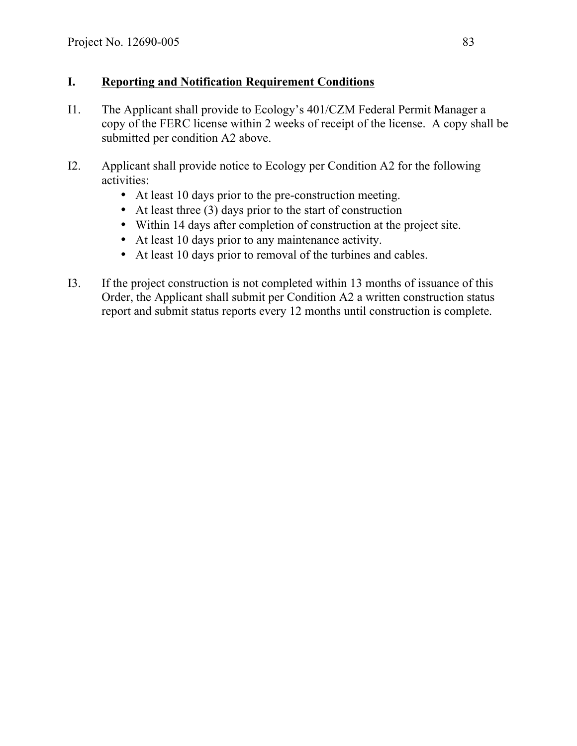## I. Reporting and Notification Requirement Conditions

I1. The Applicant shall provide to Ecology's 401/CZM Federal Permit Manager a copy of the FERC license within 2 weeks of receipt of the license. A copy shall be submitted per condition A2 above.

I2. Applicant shall provide notice to Ecology per Condition A2 for the following activities:

- At least 10 days prior to the pre-construction meeting.
- At least three (3) days prior to the start of construction
- Within 14 days after completion of construction at the project site.
- At least 10 days prior to any maintenance activity.
- At least 10 days prior to removal of the turbines and cables.

I3. If the project construction is not completed within 13 months of issuance of this Order, the Applicant shall submit per Condition A2 a written construction status report and submit status reports every 12 months until construction is complete.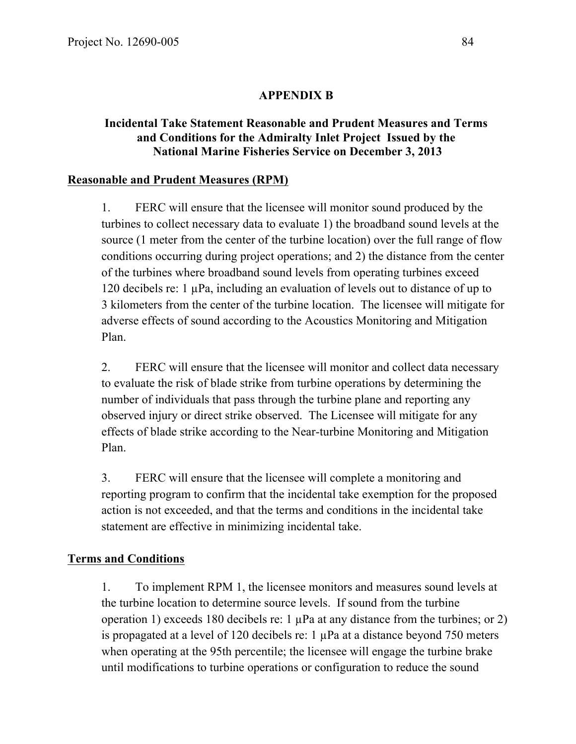## APPENDIX B

### Incidental Take Statement Reasonable and Prudent Measures and Terms and Conditions for the Admiralty Inlet Project Issued by the National Marine Fisheries Service on December 3, 2013

**Reasonable and Prudent Measures (RPM)**

1. FERC will ensure that the licensee will monitor sound produced by the turbines to collect necessary data to evaluate 1) the broadband sound levels at the source (1 meter from the center of the turbine location) over the full range of flow conditions occurring during project operations; and 2) the distance from the center of the turbines where broadband sound levels from operating turbines exceed 120 decibels re: 1 µPa, including an evaluation of levels out to distance of up to 3 kilometers from the center of the turbine location. The licensee will mitigate for adverse effects of sound according to the Acoustics Monitoring and Mitigation Plan.

2. FERC will ensure that the licensee will monitor and collect data necessary to evaluate the risk of blade strike from turbine operations by determining the number of individuals that pass through the turbine plane and reporting any observed injury or direct strike observed. The Licensee will mitigate for any effects of blade strike according to the Near-turbine Monitoring and Mitigation Plan.

3. FERC will ensure that the licensee will complete a monitoring and reporting program to confirm that the incidental take exemption for the proposed action is not exceeded, and that the terms and conditions in the incidental take statement are effective in minimizing incidental take.

**Terms and Conditions**

1. To implement RPM 1, the licensee monitors and measures sound levels at the turbine location to determine source levels. If sound from the turbine operation 1) exceeds 180 decibels re: 1 µPa at any distance from the turbines; or 2) is propagated at a level of 120 decibels re: 1 µPa at a distance beyond 750 meters when operating at the 95th percentile; the licensee will engage the turbine brake until modifications to turbine operations or configuration to reduce the sound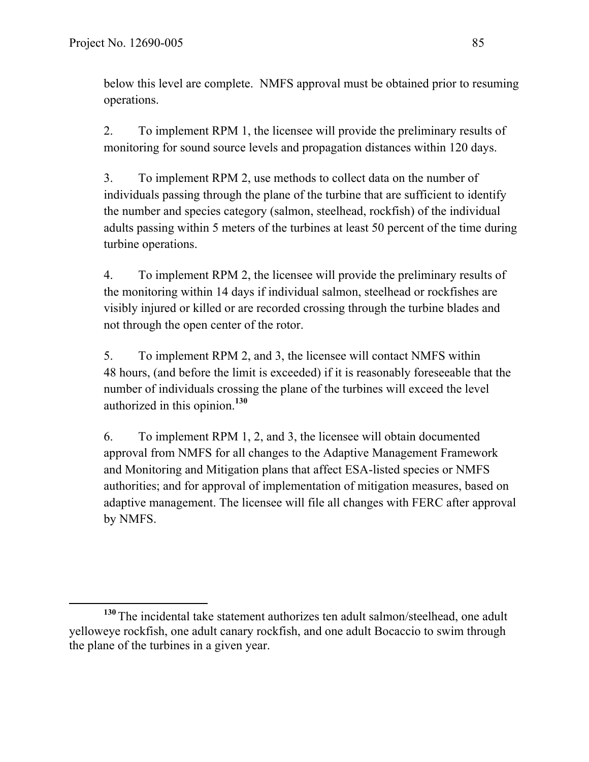below this level are complete. NMFS approval must be obtained prior to resuming operations.

2. To implement RPM 1, the licensee will provide the preliminary results of monitoring for sound source levels and propagation distances within 120 days.

3. To implement RPM 2, use methods to collect data on the number of individuals passing through the plane of the turbine that are sufficient to identify the number and species category (salmon, steelhead, rockfish) of the individual adults passing within 5 meters of the turbines at least 50 percent of the time during turbine operations.

4. To implement RPM 2, the licensee will provide the preliminary results of the monitoring within 14 days if individual salmon, steelhead or rockfishes are visibly injured or killed or are recorded crossing through the turbine blades and not through the open center of the rotor.

5. To implement RPM 2, and 3, the licensee will contact NMFS within 48 hours, (and before the limit is exceeded) if it is reasonably foreseeable that the number of individuals crossing the plane of the turbines will exceed the level authorized in this opinion.[130]

6. To implement RPM 1, 2, and 3, the licensee will obtain documented approval from NMFS for all changes to the Adaptive Management Framework and Monitoring and Mitigation plans that affect ESA-listed species or NMFS authorities; and for approval of implementation of mitigation measures, based on adaptive management. The licensee will file all changes with FERC after approval by NMFS.

[130] The incidental take statement authorizes ten adult salmon/steelhead, one adult yelloweye rockfish, one adult canary rockfish, and one adult Bocaccio to swim through the plane of the turbines in a given year.